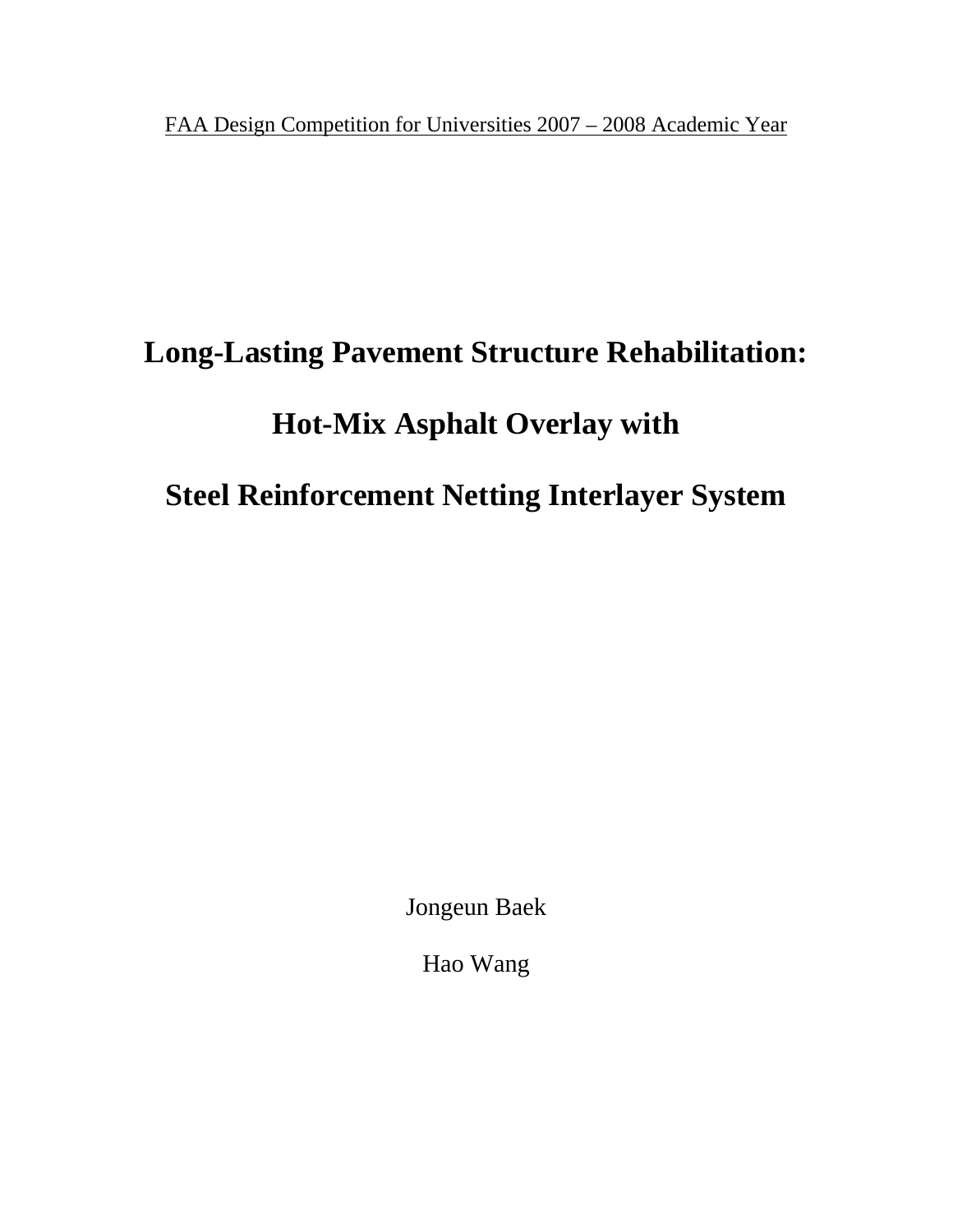FAA Design Competition for Universities 2007 – 2008 Academic Year

# Long-Lasting Pavement Structure Rehabilitation:

# Hot-Mix Asphalt Overlay with

# Steel Reinforcement Netting Interlayer System

Jongeun Baek

Hao Wang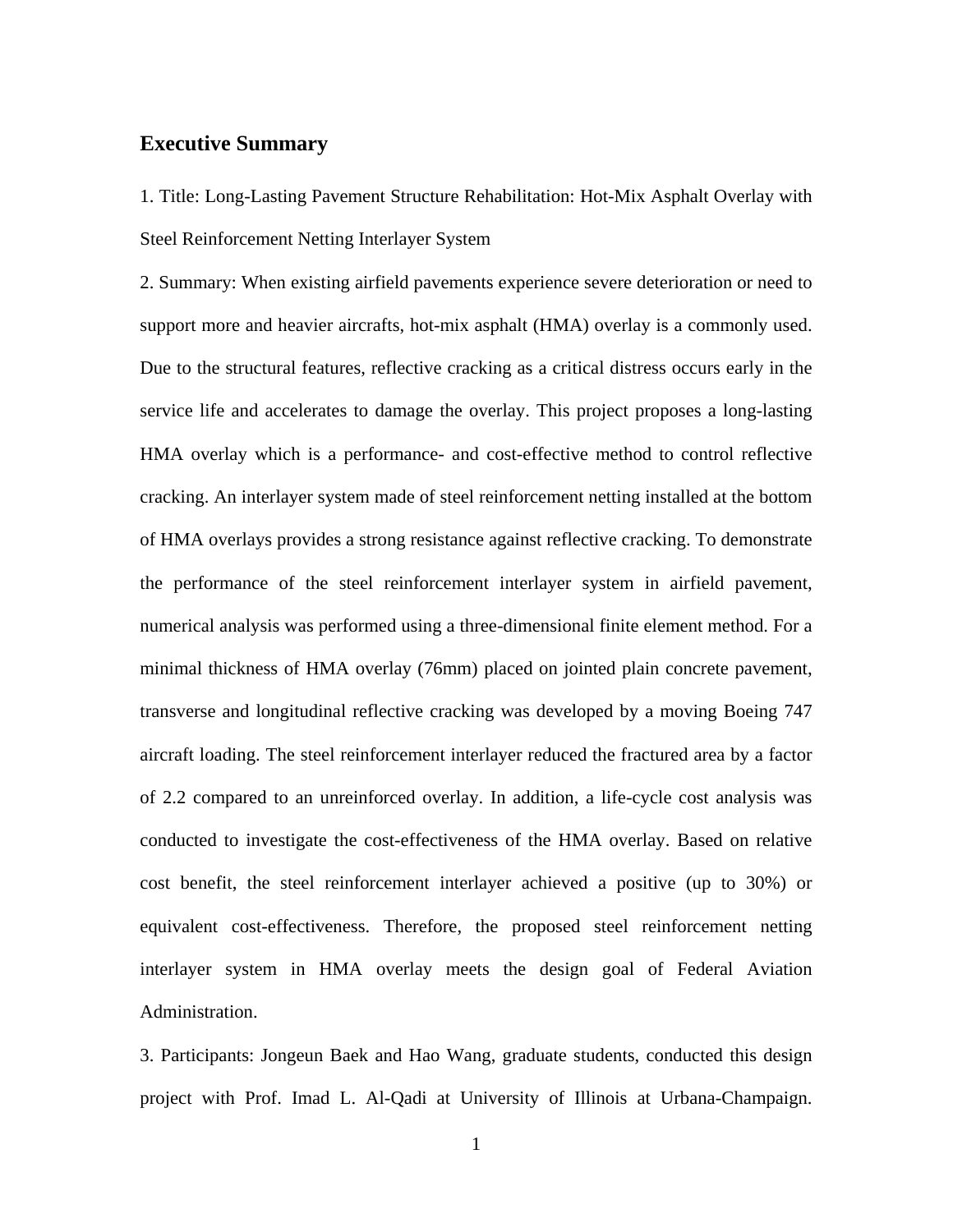## Executive Summary

1. Title: Long-Lasting Pavement Structure Rehabilitation: Hot-Mix Asphalt Overlay with Steel Reinforcement Netting Interlayer System

2. Summary: When existing airfield pavements experience severe deterioration or need to support more and heavier aircrafts, hot-mix asphalt (HMA) overlay is a commonly used. Due to the structural features, reflective cracking as a critical distress occurs early in the service life and accelerates to damage the overlay. This project proposes a long-lasting HMA overlay which is a performance- and cost-effective method to control reflective cracking. An interlayer system made of steel reinforcement netting installed at the bottom of HMA overlays provides a strong resistance against reflective cracking. To demonstrate the performance of the steel reinforcement interlayer system in airfield pavement, numerical analysis was performed using a three-dimensional finite element method. For a minimal thickness of HMA overlay (76mm) placed on jointed plain concrete pavement, transverse and longitudinal reflective cracking was developed by a moving Boeing 747 aircraft loading. The steel reinforcement interlayer reduced the fractured area by a factor of 2.2 compared to an unreinforced overlay. In addition, a life-cycle cost analysis was conducted to investigate the cost-effectiveness of the HMA overlay. Based on relative cost benefit, the steel reinforcement interlayer achieved a positive (up to 30%) or equivalent cost-effectiveness. Therefore, the proposed steel reinforcement netting interlayer system in HMA overlay meets the design goal of Federal Aviation Administration.

3. Participants: Jongeun Baek and Hao Wang, graduate students, conducted this design project with Prof. Imad L. Al-Qadi at University of Illinois at Urbana-Champaign.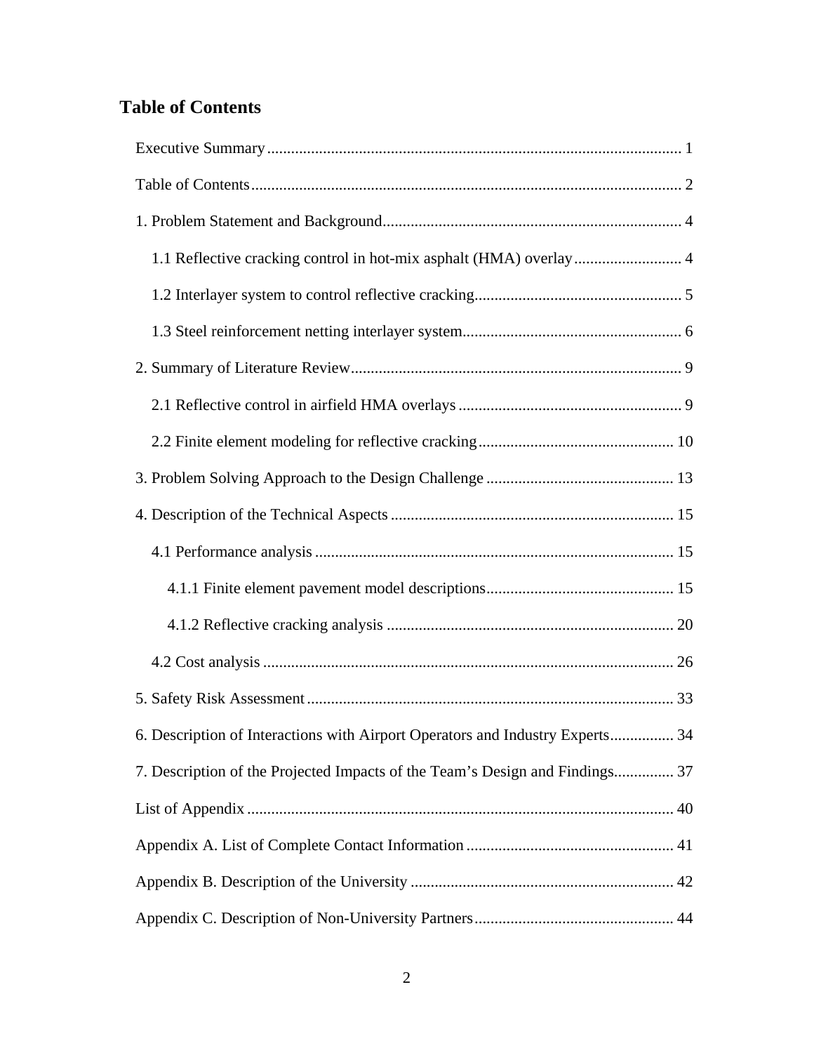## Table of Contents

Executive Summary ........................................................................................................ 1

Table of Contents ........................................................................................................... 2

1. Problem Statement and Background ........................................................................... 4

   1.1 Reflective cracking control in hot-mix asphalt (HMA) overlay ........................... 4

   1.2 Interlayer system to control reflective cracking .................................................... 5

   1.3 Steel reinforcement netting interlayer system ....................................................... 6

2. Summary of Literature Review ................................................................................... 9

   2.1 Reflective control in airfield HMA overlays ........................................................ 9

   2.2 Finite element modeling for reflective cracking ................................................. 10

3. Problem Solving Approach to the Design Challenge ............................................... 13

4. Description of the Technical Aspects ....................................................................... 15

   4.1 Performance analysis .......................................................................................... 15

      4.1.1 Finite element pavement model descriptions ............................................... 15

      4.1.2 Reflective cracking analysis ........................................................................ 20

   4.2 Cost analysis ....................................................................................................... 26

5. Safety Risk Assessment ............................................................................................ 33

6. Description of Interactions with Airport Operators and Industry Experts ................ 34

7. Description of the Projected Impacts of the Team's Design and Findings ............... 37

List of Appendix ........................................................................................................... 40

Appendix A. List of Complete Contact Information .................................................... 41

Appendix B. Description of the University .................................................................. 42

Appendix C. Description of Non-University Partners .................................................. 44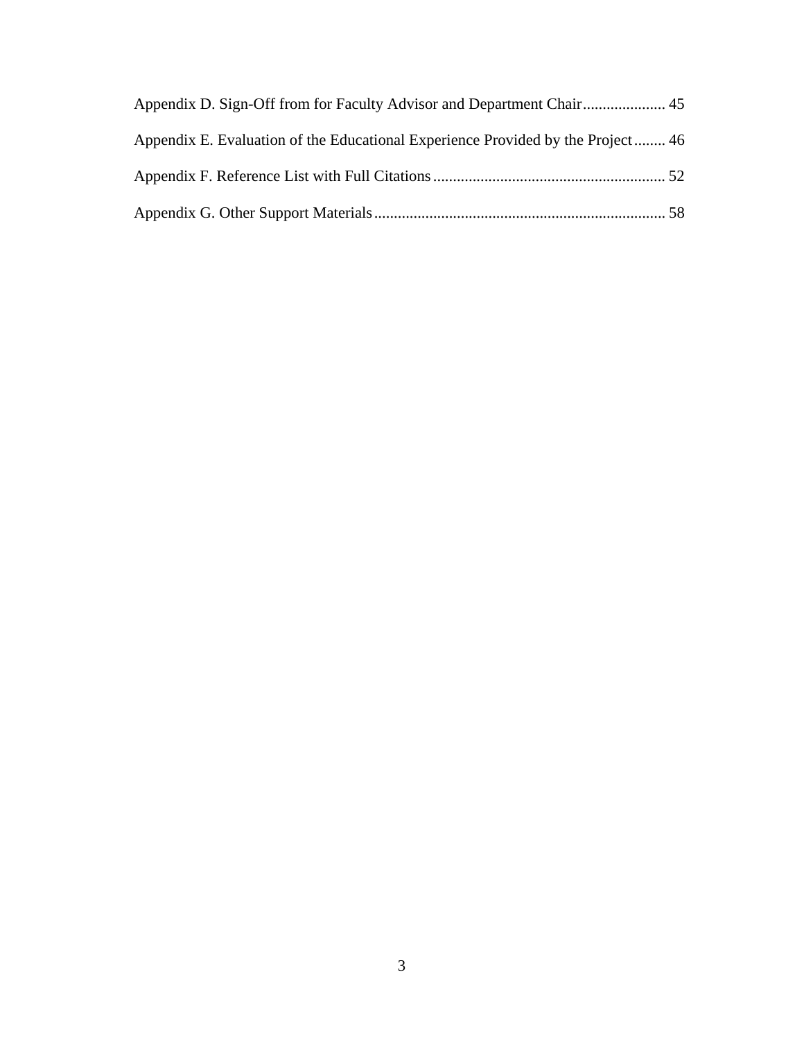Appendix D. Sign-Off from for Faculty Advisor and Department Chair ..................... 45

Appendix E. Evaluation of the Educational Experience Provided by the Project ........ 46

Appendix F. Reference List with Full Citations .......................................................... 52

Appendix G. Other Support Materials ......................................................................... 58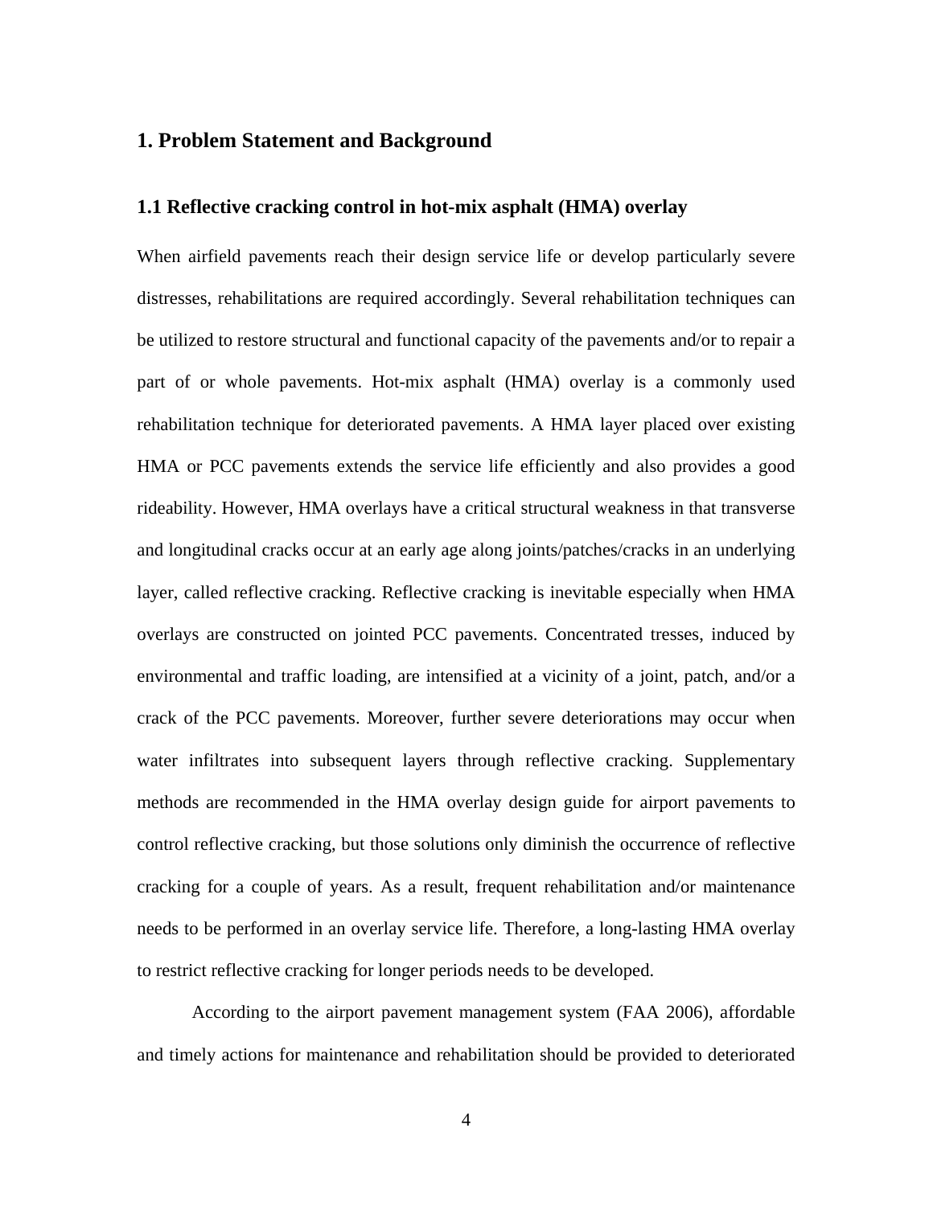# 1. Problem Statement and Background

## 1.1 Reflective cracking control in hot-mix asphalt (HMA) overlay

When airfield pavements reach their design service life or develop particularly severe distresses, rehabilitations are required accordingly. Several rehabilitation techniques can be utilized to restore structural and functional capacity of the pavements and/or to repair a part of or whole pavements. Hot-mix asphalt (HMA) overlay is a commonly used rehabilitation technique for deteriorated pavements. A HMA layer placed over existing HMA or PCC pavements extends the service life efficiently and also provides a good rideability. However, HMA overlays have a critical structural weakness in that transverse and longitudinal cracks occur at an early age along joints/patches/cracks in an underlying layer, called reflective cracking. Reflective cracking is inevitable especially when HMA overlays are constructed on jointed PCC pavements. Concentrated tresses, induced by environmental and traffic loading, are intensified at a vicinity of a joint, patch, and/or a crack of the PCC pavements. Moreover, further severe deteriorations may occur when water infiltrates into subsequent layers through reflective cracking. Supplementary methods are recommended in the HMA overlay design guide for airport pavements to control reflective cracking, but those solutions only diminish the occurrence of reflective cracking for a couple of years. As a result, frequent rehabilitation and/or maintenance needs to be performed in an overlay service life. Therefore, a long-lasting HMA overlay to restrict reflective cracking for longer periods needs to be developed.

According to the airport pavement management system (FAA 2006), affordable and timely actions for maintenance and rehabilitation should be provided to deteriorated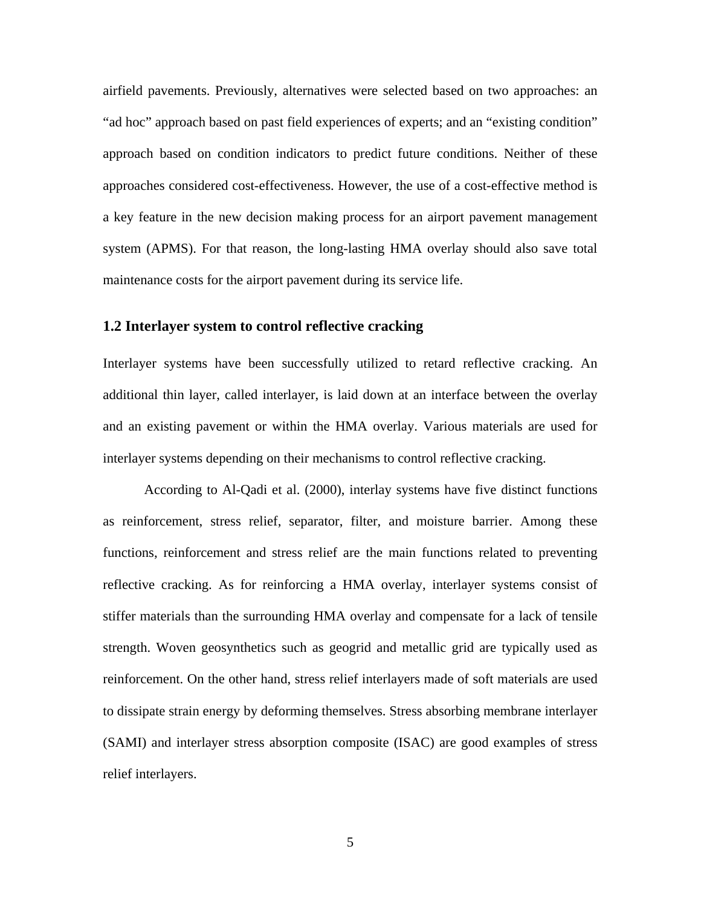airfield pavements. Previously, alternatives were selected based on two approaches: an "ad hoc" approach based on past field experiences of experts; and an "existing condition" approach based on condition indicators to predict future conditions. Neither of these approaches considered cost-effectiveness. However, the use of a cost-effective method is a key feature in the new decision making process for an airport pavement management system (APMS). For that reason, the long-lasting HMA overlay should also save total maintenance costs for the airport pavement during its service life.

## 1.2 Interlayer system to control reflective cracking

Interlayer systems have been successfully utilized to retard reflective cracking. An additional thin layer, called interlayer, is laid down at an interface between the overlay and an existing pavement or within the HMA overlay. Various materials are used for interlayer systems depending on their mechanisms to control reflective cracking.

According to Al-Qadi et al. (2000), interlay systems have five distinct functions as reinforcement, stress relief, separator, filter, and moisture barrier. Among these functions, reinforcement and stress relief are the main functions related to preventing reflective cracking. As for reinforcing a HMA overlay, interlayer systems consist of stiffer materials than the surrounding HMA overlay and compensate for a lack of tensile strength. Woven geosynthetics such as geogrid and metallic grid are typically used as reinforcement. On the other hand, stress relief interlayers made of soft materials are used to dissipate strain energy by deforming themselves. Stress absorbing membrane interlayer (SAMI) and interlayer stress absorption composite (ISAC) are good examples of stress relief interlayers.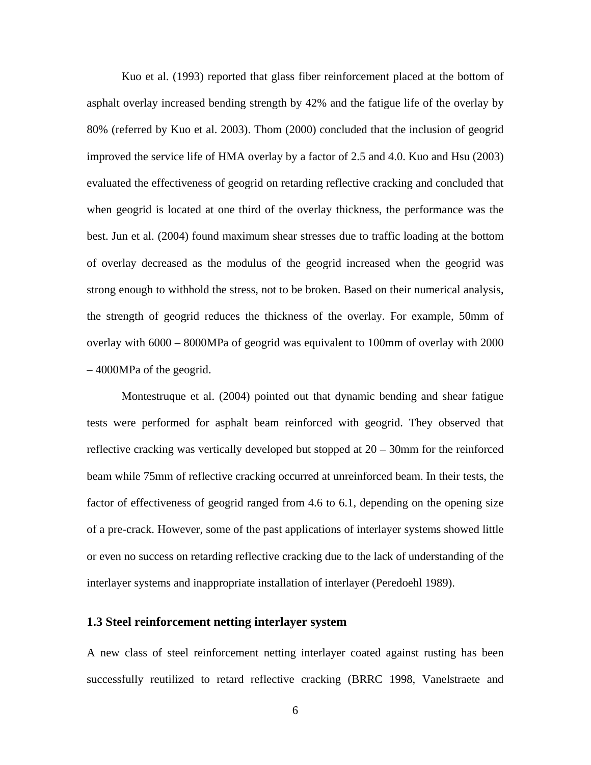Kuo et al. (1993) reported that glass fiber reinforcement placed at the bottom of asphalt overlay increased bending strength by 42% and the fatigue life of the overlay by 80% (referred by Kuo et al. 2003). Thom (2000) concluded that the inclusion of geogrid improved the service life of HMA overlay by a factor of 2.5 and 4.0. Kuo and Hsu (2003) evaluated the effectiveness of geogrid on retarding reflective cracking and concluded that when geogrid is located at one third of the overlay thickness, the performance was the best. Jun et al. (2004) found maximum shear stresses due to traffic loading at the bottom of overlay decreased as the modulus of the geogrid increased when the geogrid was strong enough to withhold the stress, not to be broken. Based on their numerical analysis, the strength of geogrid reduces the thickness of the overlay. For example, 50mm of overlay with 6000 – 8000MPa of geogrid was equivalent to 100mm of overlay with 2000 – 4000MPa of the geogrid.

Montestruque et al. (2004) pointed out that dynamic bending and shear fatigue tests were performed for asphalt beam reinforced with geogrid. They observed that reflective cracking was vertically developed but stopped at 20 – 30mm for the reinforced beam while 75mm of reflective cracking occurred at unreinforced beam. In their tests, the factor of effectiveness of geogrid ranged from 4.6 to 6.1, depending on the opening size of a pre-crack. However, some of the past applications of interlayer systems showed little or even no success on retarding reflective cracking due to the lack of understanding of the interlayer systems and inappropriate installation of interlayer (Peredoehl 1989).

### 1.3 Steel reinforcement netting interlayer system

A new class of steel reinforcement netting interlayer coated against rusting has been successfully reutilized to retard reflective cracking (BRRC 1998, Vanelstraete and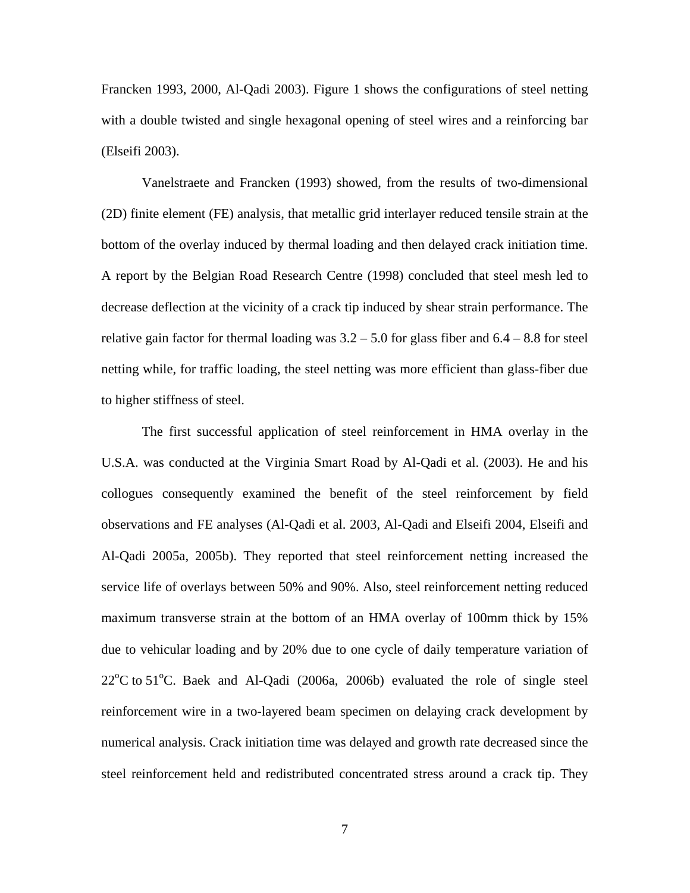Francken 1993, 2000, Al-Qadi 2003). Figure 1 shows the configurations of steel netting with a double twisted and single hexagonal opening of steel wires and a reinforcing bar (Elseifi 2003).

Vanelstraete and Francken (1993) showed, from the results of two-dimensional (2D) finite element (FE) analysis, that metallic grid interlayer reduced tensile strain at the bottom of the overlay induced by thermal loading and then delayed crack initiation time. A report by the Belgian Road Research Centre (1998) concluded that steel mesh led to decrease deflection at the vicinity of a crack tip induced by shear strain performance. The relative gain factor for thermal loading was 3.2 – 5.0 for glass fiber and 6.4 – 8.8 for steel netting while, for traffic loading, the steel netting was more efficient than glass-fiber due to higher stiffness of steel.

The first successful application of steel reinforcement in HMA overlay in the U.S.A. was conducted at the Virginia Smart Road by Al-Qadi et al. (2003). He and his collogues consequently examined the benefit of the steel reinforcement by field observations and FE analyses (Al-Qadi et al. 2003, Al-Qadi and Elseifi 2004, Elseifi and Al-Qadi 2005a, 2005b). They reported that steel reinforcement netting increased the service life of overlays between 50% and 90%. Also, steel reinforcement netting reduced maximum transverse strain at the bottom of an HMA overlay of 100mm thick by 15% due to vehicular loading and by 20% due to one cycle of daily temperature variation of $22^{o}$C to $51^{o}$C. Baek and Al-Qadi (2006a, 2006b) evaluated the role of single steel reinforcement wire in a two-layered beam specimen on delaying crack development by numerical analysis. Crack initiation time was delayed and growth rate decreased since the steel reinforcement held and redistributed concentrated stress around a crack tip. They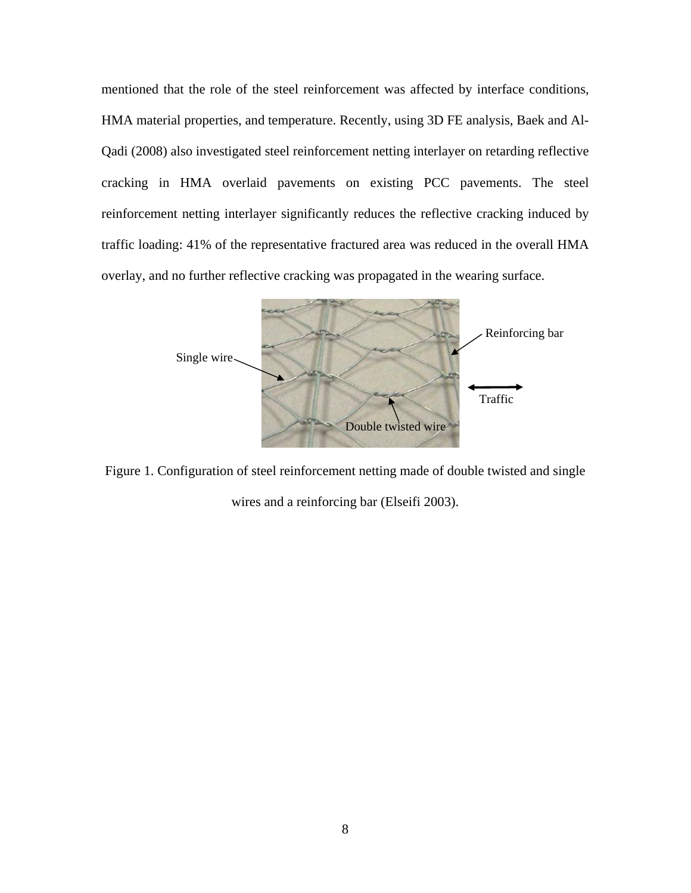mentioned that the role of the steel reinforcement was affected by interface conditions, HMA material properties, and temperature. Recently, using 3D FE analysis, Baek and Al-Qadi (2008) also investigated steel reinforcement netting interlayer on retarding reflective cracking in HMA overlaid pavements on existing PCC pavements. The steel reinforcement netting interlayer significantly reduces the reflective cracking induced by traffic loading: 41% of the representative fractured area was reduced in the overall HMA overlay, and no further reflective cracking was propagated in the wearing surface.

Figure 1. Configuration of steel reinforcement netting made of double twisted and single wires and a reinforcing bar (Elseifi 2003).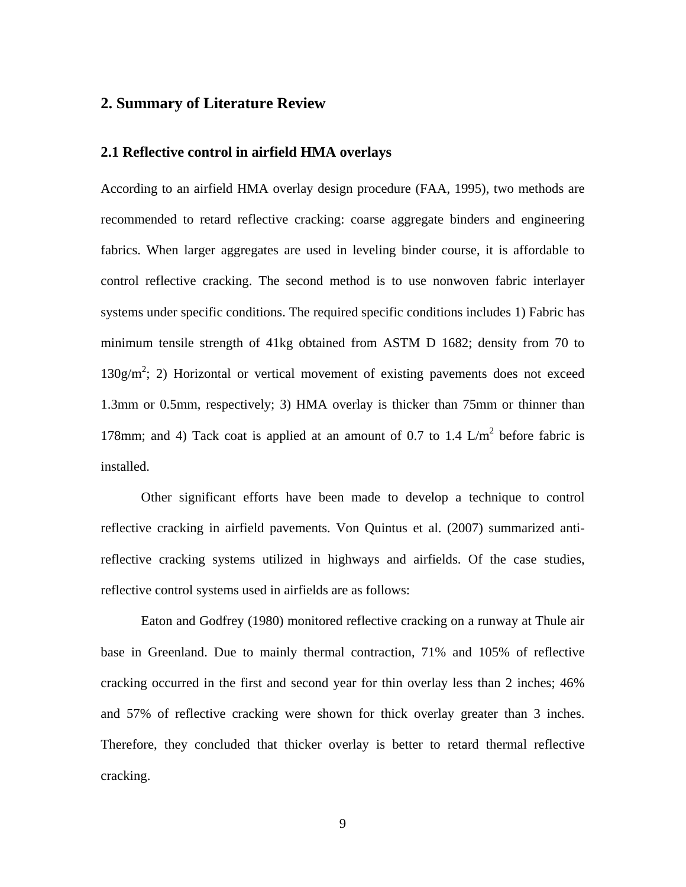## 2. Summary of Literature Review

### 2.1 Reflective control in airfield HMA overlays

According to an airfield HMA overlay design procedure (FAA, 1995), two methods are recommended to retard reflective cracking: coarse aggregate binders and engineering fabrics. When larger aggregates are used in leveling binder course, it is affordable to control reflective cracking. The second method is to use nonwoven fabric interlayer systems under specific conditions. The required specific conditions includes 1) Fabric has minimum tensile strength of 41kg obtained from ASTM D 1682; density from 70 to $130g/m^2$; 2) Horizontal or vertical movement of existing pavements does not exceed 1.3mm or 0.5mm, respectively; 3) HMA overlay is thicker than 75mm or thinner than 178mm; and 4) Tack coat is applied at an amount of 0.7 to 1.4 $L/m^2$ before fabric is installed.

Other significant efforts have been made to develop a technique to control reflective cracking in airfield pavements. Von Quintus et al. (2007) summarized anti-reflective cracking systems utilized in highways and airfields. Of the case studies, reflective control systems used in airfields are as follows:

Eaton and Godfrey (1980) monitored reflective cracking on a runway at Thule air base in Greenland. Due to mainly thermal contraction, 71% and 105% of reflective cracking occurred in the first and second year for thin overlay less than 2 inches; 46% and 57% of reflective cracking were shown for thick overlay greater than 3 inches. Therefore, they concluded that thicker overlay is better to retard thermal reflective cracking.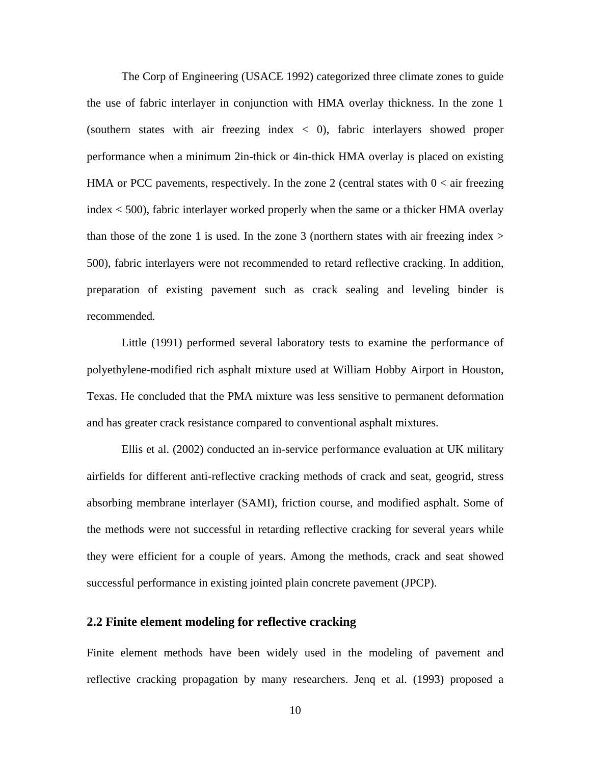The Corp of Engineering (USACE 1992) categorized three climate zones to guide the use of fabric interlayer in conjunction with HMA overlay thickness. In the zone 1 (southern states with air freezing index < 0), fabric interlayers showed proper performance when a minimum 2in-thick or 4in-thick HMA overlay is placed on existing HMA or PCC pavements, respectively. In the zone 2 (central states with 0 < air freezing index < 500), fabric interlayer worked properly when the same or a thicker HMA overlay than those of the zone 1 is used. In the zone 3 (northern states with air freezing index > 500), fabric interlayers were not recommended to retard reflective cracking. In addition, preparation of existing pavement such as crack sealing and leveling binder is recommended.

Little (1991) performed several laboratory tests to examine the performance of polyethylene-modified rich asphalt mixture used at William Hobby Airport in Houston, Texas. He concluded that the PMA mixture was less sensitive to permanent deformation and has greater crack resistance compared to conventional asphalt mixtures.

Ellis et al. (2002) conducted an in-service performance evaluation at UK military airfields for different anti-reflective cracking methods of crack and seat, geogrid, stress absorbing membrane interlayer (SAMI), friction course, and modified asphalt. Some of the methods were not successful in retarding reflective cracking for several years while they were efficient for a couple of years. Among the methods, crack and seat showed successful performance in existing jointed plain concrete pavement (JPCP).

## 2.2 Finite element modeling for reflective cracking

Finite element methods have been widely used in the modeling of pavement and reflective cracking propagation by many researchers. Jenq et al. (1993) proposed a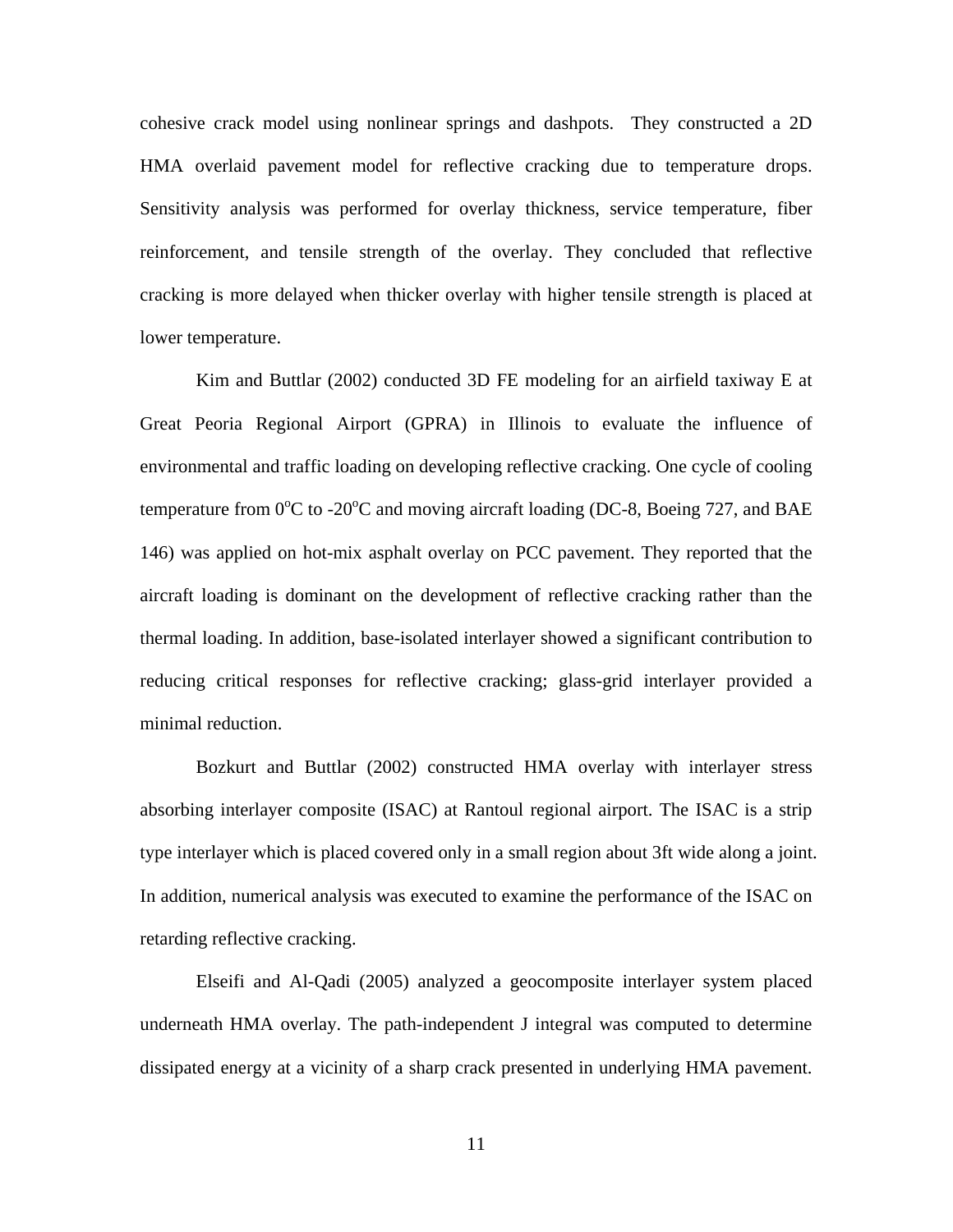cohesive crack model using nonlinear springs and dashpots. They constructed a 2D HMA overlaid pavement model for reflective cracking due to temperature drops. Sensitivity analysis was performed for overlay thickness, service temperature, fiber reinforcement, and tensile strength of the overlay. They concluded that reflective cracking is more delayed when thicker overlay with higher tensile strength is placed at lower temperature.

Kim and Buttlar (2002) conducted 3D FE modeling for an airfield taxiway E at Great Peoria Regional Airport (GPRA) in Illinois to evaluate the influence of environmental and traffic loading on developing reflective cracking. One cycle of cooling temperature from $0^{o}C$ to $-20^{o}C$ and moving aircraft loading (DC-8, Boeing 727, and BAE 146) was applied on hot-mix asphalt overlay on PCC pavement. They reported that the aircraft loading is dominant on the development of reflective cracking rather than the thermal loading. In addition, base-isolated interlayer showed a significant contribution to reducing critical responses for reflective cracking; glass-grid interlayer provided a minimal reduction.

Bozkurt and Buttlar (2002) constructed HMA overlay with interlayer stress absorbing interlayer composite (ISAC) at Rantoul regional airport. The ISAC is a strip type interlayer which is placed covered only in a small region about 3ft wide along a joint. In addition, numerical analysis was executed to examine the performance of the ISAC on retarding reflective cracking.

Elseifi and Al-Qadi (2005) analyzed a geocomposite interlayer system placed underneath HMA overlay. The path-independent J integral was computed to determine dissipated energy at a vicinity of a sharp crack presented in underlying HMA pavement.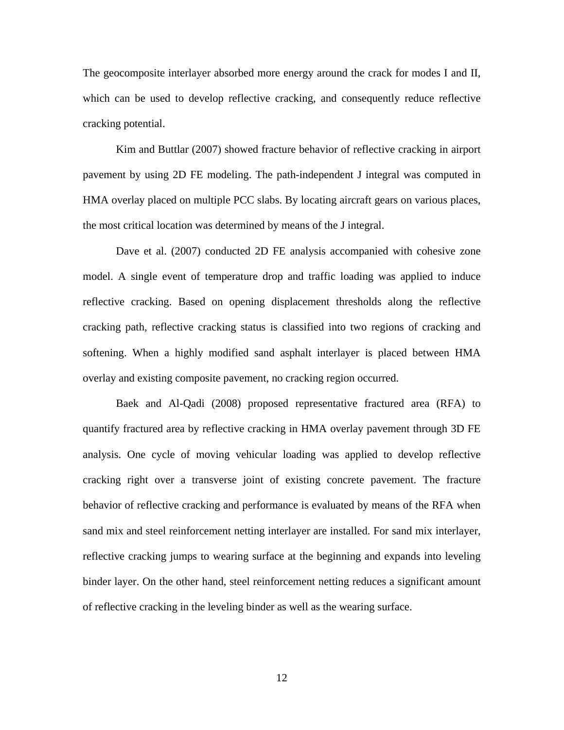The geocomposite interlayer absorbed more energy around the crack for modes I and II, which can be used to develop reflective cracking, and consequently reduce reflective cracking potential.

Kim and Buttlar (2007) showed fracture behavior of reflective cracking in airport pavement by using 2D FE modeling. The path-independent J integral was computed in HMA overlay placed on multiple PCC slabs. By locating aircraft gears on various places, the most critical location was determined by means of the J integral.

Dave et al. (2007) conducted 2D FE analysis accompanied with cohesive zone model. A single event of temperature drop and traffic loading was applied to induce reflective cracking. Based on opening displacement thresholds along the reflective cracking path, reflective cracking status is classified into two regions of cracking and softening. When a highly modified sand asphalt interlayer is placed between HMA overlay and existing composite pavement, no cracking region occurred.

Baek and Al-Qadi (2008) proposed representative fractured area (RFA) to quantify fractured area by reflective cracking in HMA overlay pavement through 3D FE analysis. One cycle of moving vehicular loading was applied to develop reflective cracking right over a transverse joint of existing concrete pavement. The fracture behavior of reflective cracking and performance is evaluated by means of the RFA when sand mix and steel reinforcement netting interlayer are installed. For sand mix interlayer, reflective cracking jumps to wearing surface at the beginning and expands into leveling binder layer. On the other hand, steel reinforcement netting reduces a significant amount of reflective cracking in the leveling binder as well as the wearing surface.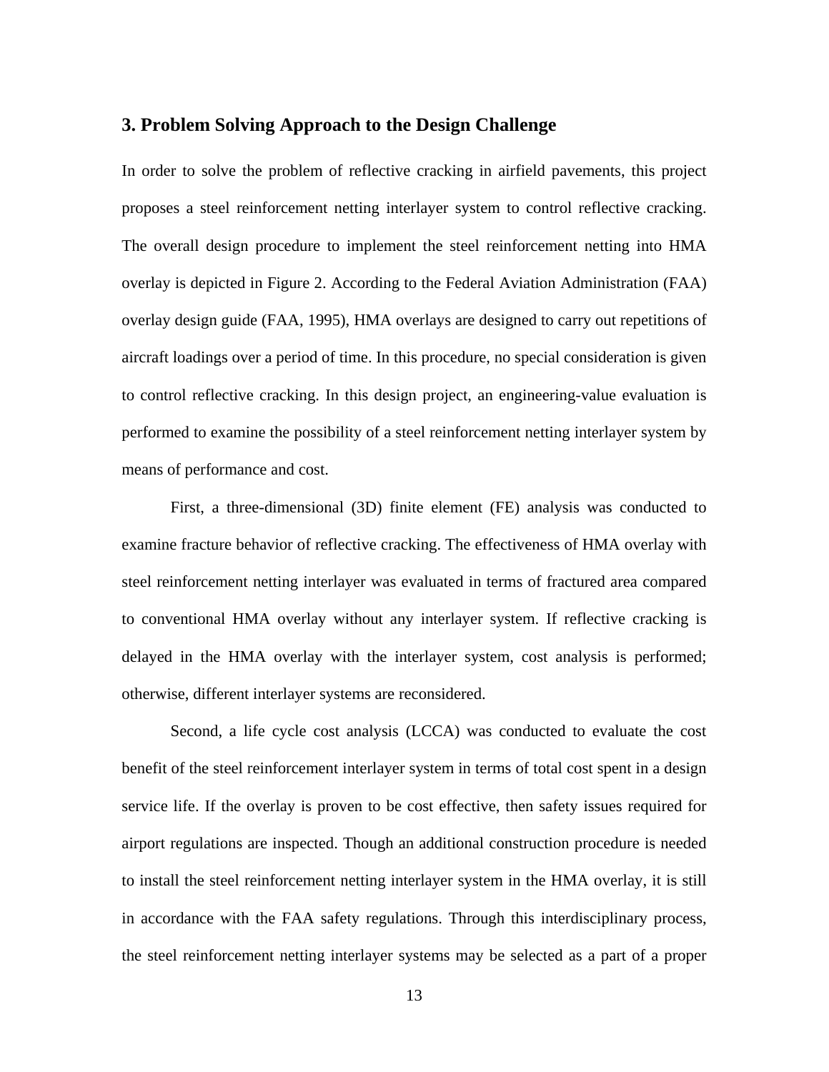## 3. Problem Solving Approach to the Design Challenge

In order to solve the problem of reflective cracking in airfield pavements, this project proposes a steel reinforcement netting interlayer system to control reflective cracking. The overall design procedure to implement the steel reinforcement netting into HMA overlay is depicted in Figure 2. According to the Federal Aviation Administration (FAA) overlay design guide (FAA, 1995), HMA overlays are designed to carry out repetitions of aircraft loadings over a period of time. In this procedure, no special consideration is given to control reflective cracking. In this design project, an engineering-value evaluation is performed to examine the possibility of a steel reinforcement netting interlayer system by means of performance and cost.

First, a three-dimensional (3D) finite element (FE) analysis was conducted to examine fracture behavior of reflective cracking. The effectiveness of HMA overlay with steel reinforcement netting interlayer was evaluated in terms of fractured area compared to conventional HMA overlay without any interlayer system. If reflective cracking is delayed in the HMA overlay with the interlayer system, cost analysis is performed; otherwise, different interlayer systems are reconsidered.

Second, a life cycle cost analysis (LCCA) was conducted to evaluate the cost benefit of the steel reinforcement interlayer system in terms of total cost spent in a design service life. If the overlay is proven to be cost effective, then safety issues required for airport regulations are inspected. Though an additional construction procedure is needed to install the steel reinforcement netting interlayer system in the HMA overlay, it is still in accordance with the FAA safety regulations. Through this interdisciplinary process, the steel reinforcement netting interlayer systems may be selected as a part of a proper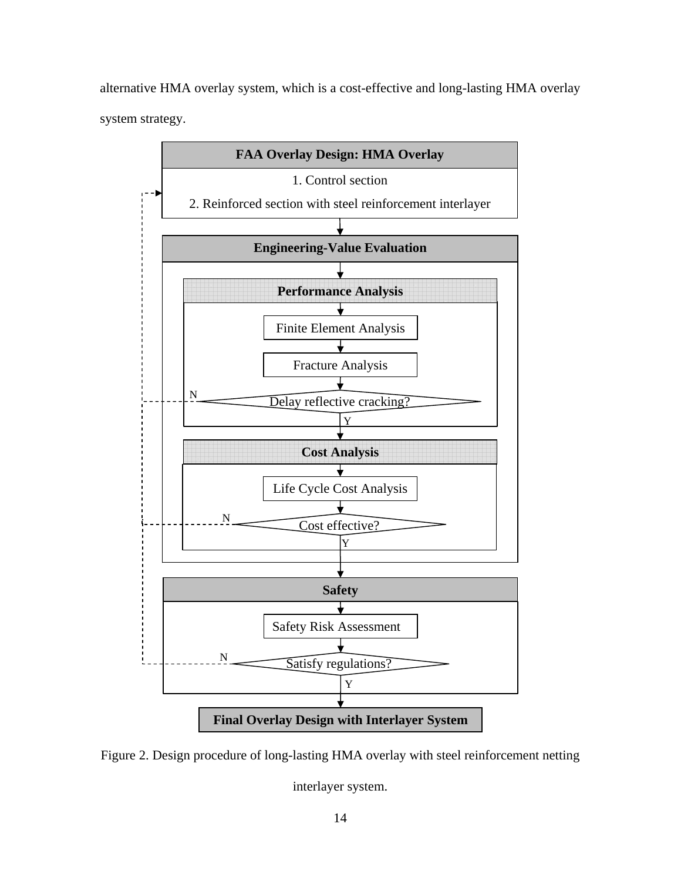alternative HMA overlay system, which is a cost-effective and long-lasting HMA overlay system strategy.

**FAA Overlay Design: HMA Overlay**

1. Control section
2. Reinforced section with steel reinforcement interlayer

**Engineering-Value Evaluation**

**Performance Analysis**

Finite Element Analysis

Fracture Analysis

Delay reflective cracking? (N / Y)

**Cost Analysis**

Life Cycle Cost Analysis

Cost effective? (N / Y)

**Safety**

Safety Risk Assessment

Satisfy regulations? (N / Y)

**Final Overlay Design with Interlayer System**

Figure 2. Design procedure of long-lasting HMA overlay with steel reinforcement netting interlayer system.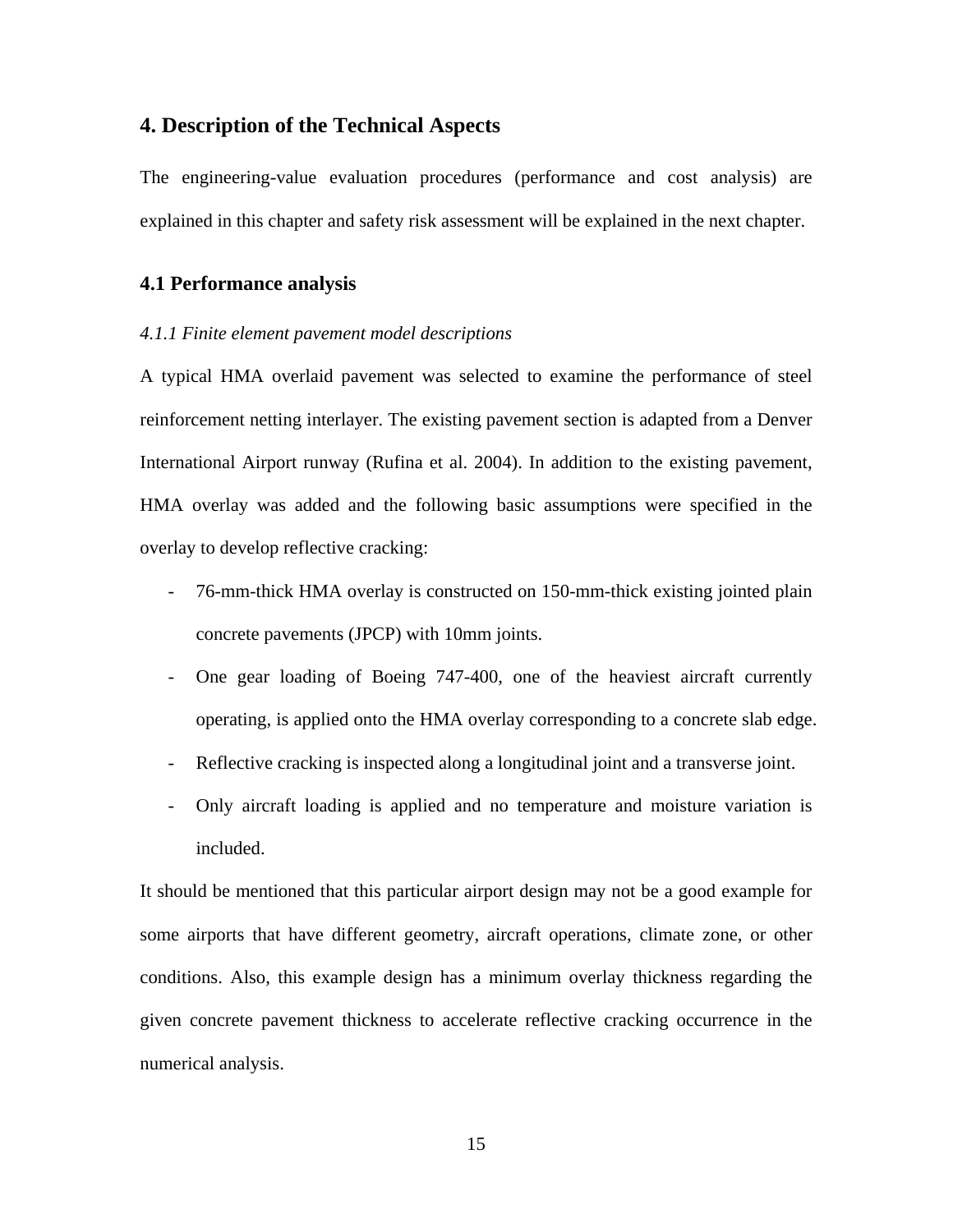## 4. Description of the Technical Aspects

The engineering-value evaluation procedures (performance and cost analysis) are explained in this chapter and safety risk assessment will be explained in the next chapter.

### 4.1 Performance analysis

*4.1.1 Finite element pavement model descriptions*

A typical HMA overlaid pavement was selected to examine the performance of steel reinforcement netting interlayer. The existing pavement section is adapted from a Denver International Airport runway (Rufina et al. 2004). In addition to the existing pavement, HMA overlay was added and the following basic assumptions were specified in the overlay to develop reflective cracking:

- 76-mm-thick HMA overlay is constructed on 150-mm-thick existing jointed plain concrete pavements (JPCP) with 10mm joints.
- One gear loading of Boeing 747-400, one of the heaviest aircraft currently operating, is applied onto the HMA overlay corresponding to a concrete slab edge.
- Reflective cracking is inspected along a longitudinal joint and a transverse joint.
- Only aircraft loading is applied and no temperature and moisture variation is included.

It should be mentioned that this particular airport design may not be a good example for some airports that have different geometry, aircraft operations, climate zone, or other conditions. Also, this example design has a minimum overlay thickness regarding the given concrete pavement thickness to accelerate reflective cracking occurrence in the numerical analysis.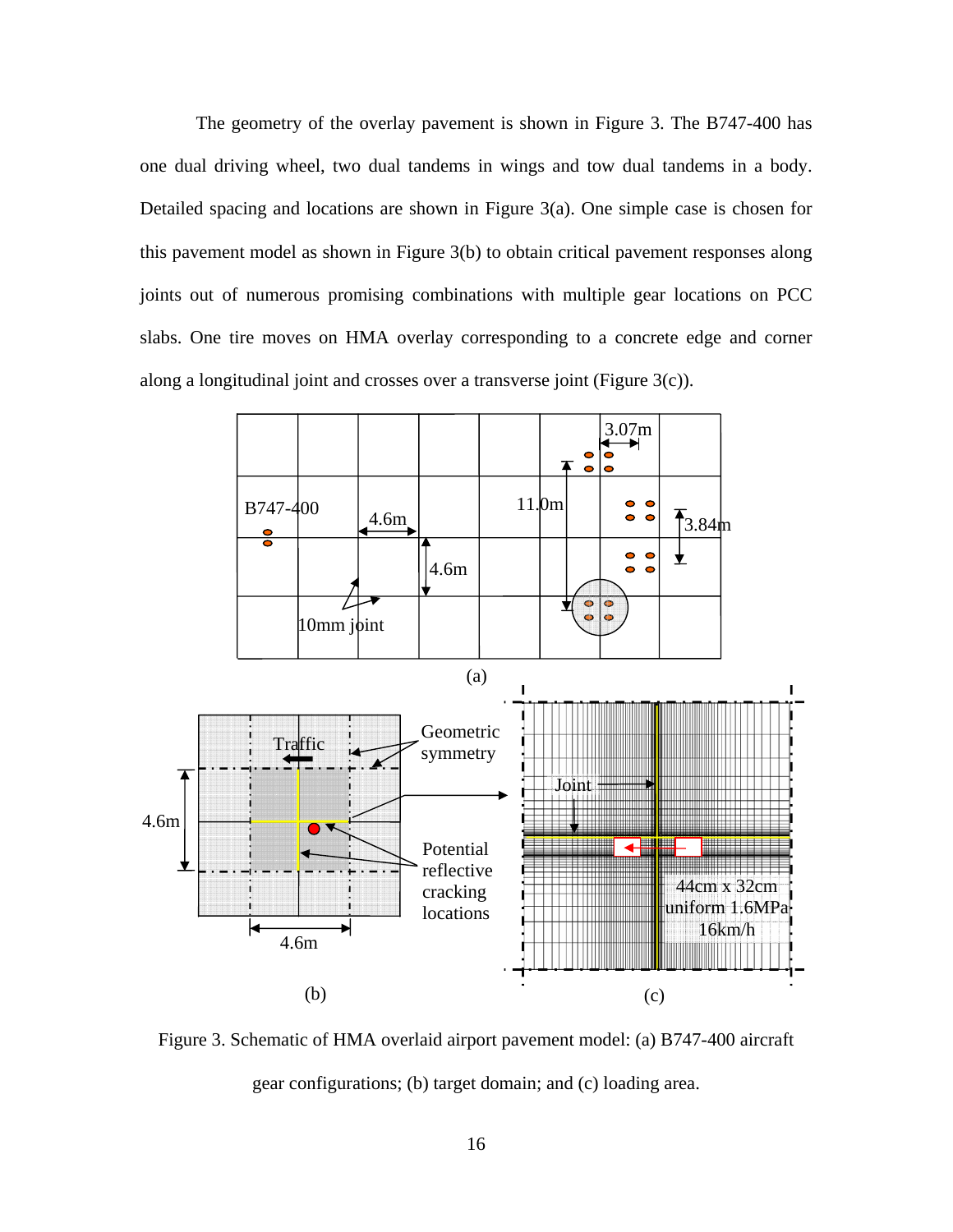The geometry of the overlay pavement is shown in Figure 3. The B747-400 has one dual driving wheel, two dual tandems in wings and tow dual tandems in a body. Detailed spacing and locations are shown in Figure 3(a). One simple case is chosen for this pavement model as shown in Figure 3(b) to obtain critical pavement responses along joints out of numerous promising combinations with multiple gear locations on PCC slabs. One tire moves on HMA overlay corresponding to a concrete edge and corner along a longitudinal joint and crosses over a transverse joint (Figure 3(c)).

Figure 3. Schematic of HMA overlaid airport pavement model: (a) B747-400 aircraft gear configurations; (b) target domain; and (c) loading area.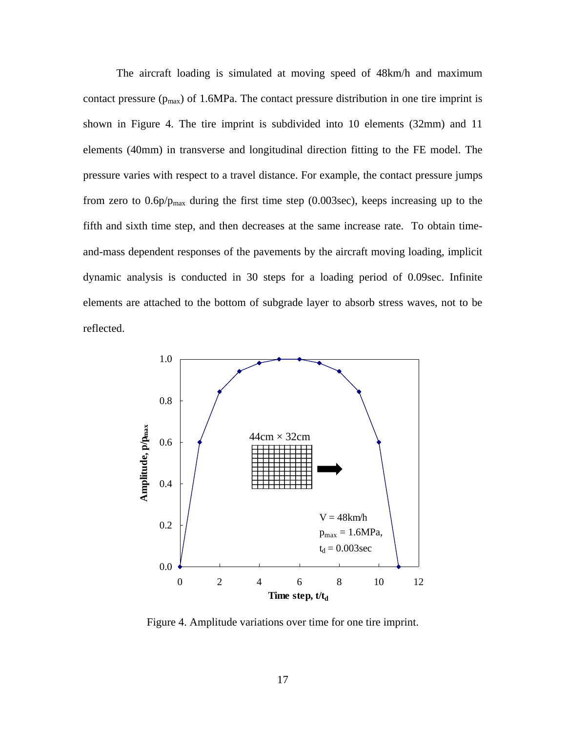The aircraft loading is simulated at moving speed of 48km/h and maximum contact pressure ($p_{max}$) of 1.6MPa. The contact pressure distribution in one tire imprint is shown in Figure 4. The tire imprint is subdivided into 10 elements (32mm) and 11 elements (40mm) in transverse and longitudinal direction fitting to the FE model. The pressure varies with respect to a travel distance. For example, the contact pressure jumps from zero to $0.6p/p_{max}$ during the first time step (0.003sec), keeps increasing up to the fifth and sixth time step, and then decreases at the same increase rate. To obtain time-and-mass dependent responses of the pavements by the aircraft moving loading, implicit dynamic analysis is conducted in 30 steps for a loading period of 0.09sec. Infinite elements are attached to the bottom of subgrade layer to absorb stress waves, not to be reflected.

Figure 4. Amplitude variations over time for one tire imprint.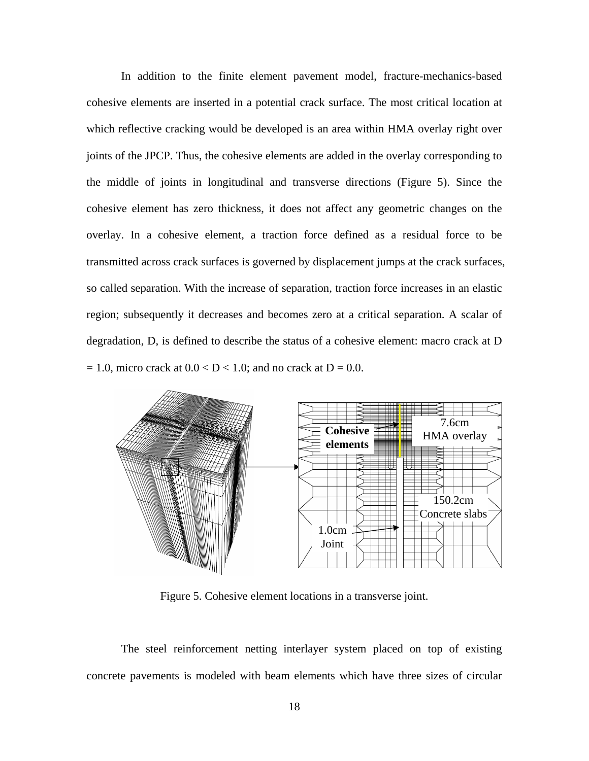In addition to the finite element pavement model, fracture-mechanics-based cohesive elements are inserted in a potential crack surface. The most critical location at which reflective cracking would be developed is an area within HMA overlay right over joints of the JPCP. Thus, the cohesive elements are added in the overlay corresponding to the middle of joints in longitudinal and transverse directions (Figure 5). Since the cohesive element has zero thickness, it does not affect any geometric changes on the overlay. In a cohesive element, a traction force defined as a residual force to be transmitted across crack surfaces is governed by displacement jumps at the crack surfaces, so called separation. With the increase of separation, traction force increases in an elastic region; subsequently it decreases and becomes zero at a critical separation. A scalar of degradation, D, is defined to describe the status of a cohesive element: macro crack at D = 1.0, micro crack at 0.0 < D < 1.0; and no crack at D = 0.0.

Figure 5. Cohesive element locations in a transverse joint.

The steel reinforcement netting interlayer system placed on top of existing concrete pavements is modeled with beam elements which have three sizes of circular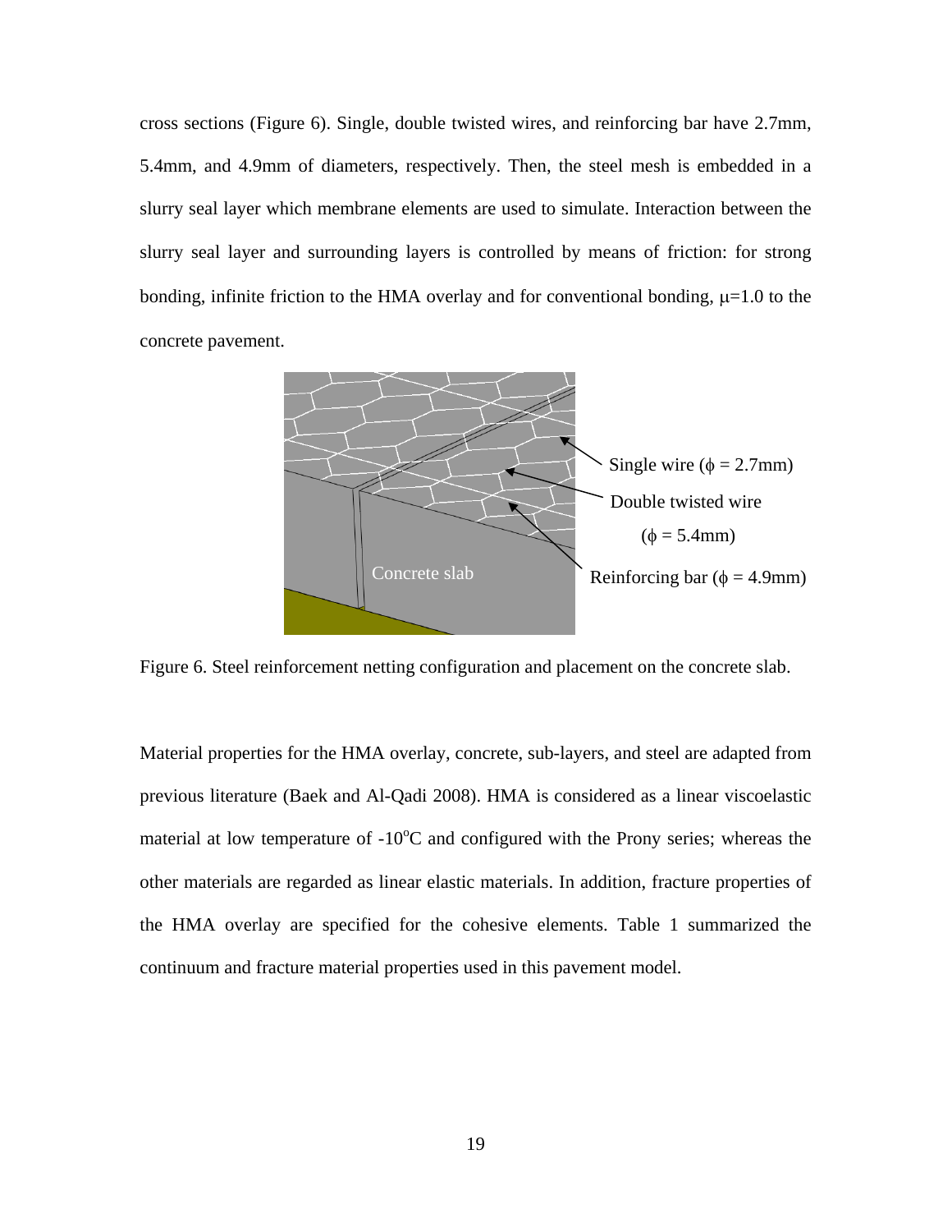cross sections (Figure 6). Single, double twisted wires, and reinforcing bar have 2.7mm, 5.4mm, and 4.9mm of diameters, respectively. Then, the steel mesh is embedded in a slurry seal layer which membrane elements are used to simulate. Interaction between the slurry seal layer and surrounding layers is controlled by means of friction: for strong bonding, infinite friction to the HMA overlay and for conventional bonding, $\mu$=1.0 to the concrete pavement.

Figure 6. Steel reinforcement netting configuration and placement on the concrete slab.

Material properties for the HMA overlay, concrete, sub-layers, and steel are adapted from previous literature (Baek and Al-Qadi 2008). HMA is considered as a linear viscoelastic material at low temperature of -10$^{o}$C and configured with the Prony series; whereas the other materials are regarded as linear elastic materials. In addition, fracture properties of the HMA overlay are specified for the cohesive elements. Table 1 summarized the continuum and fracture material properties used in this pavement model.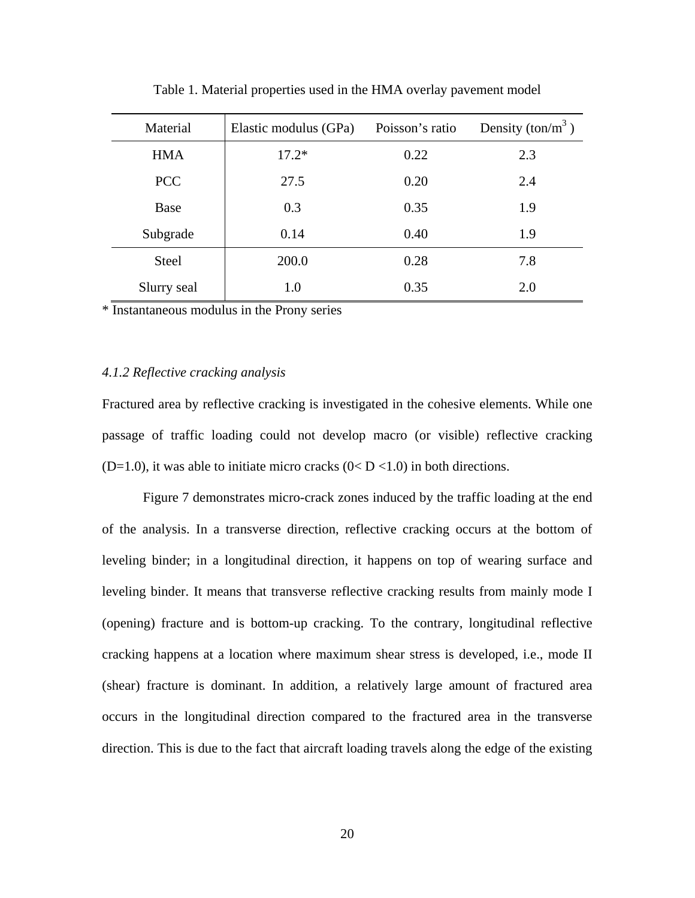Table 1. Material properties used in the HMA overlay pavement model

| Material | Elastic modulus (GPa) | Poisson's ratio | Density (ton/m$^3$ ) |
|---|---|---|---|
| HMA | 17.2* | 0.22 | 2.3 |
| PCC | 27.5 | 0.20 | 2.4 |
| Base | 0.3 | 0.35 | 1.9 |
| Subgrade | 0.14 | 0.40 | 1.9 |
| Steel | 200.0 | 0.28 | 7.8 |
| Slurry seal | 1.0 | 0.35 | 2.0 |

\* Instantaneous modulus in the Prony series

#### *4.1.2 Reflective cracking analysis*

Fractured area by reflective cracking is investigated in the cohesive elements. While one passage of traffic loading could not develop macro (or visible) reflective cracking (D=1.0), it was able to initiate micro cracks (0< D <1.0) in both directions.

Figure 7 demonstrates micro-crack zones induced by the traffic loading at the end of the analysis. In a transverse direction, reflective cracking occurs at the bottom of leveling binder; in a longitudinal direction, it happens on top of wearing surface and leveling binder. It means that transverse reflective cracking results from mainly mode I (opening) fracture and is bottom-up cracking. To the contrary, longitudinal reflective cracking happens at a location where maximum shear stress is developed, i.e., mode II (shear) fracture is dominant. In addition, a relatively large amount of fractured area occurs in the longitudinal direction compared to the fractured area in the transverse direction. This is due to the fact that aircraft loading travels along the edge of the existing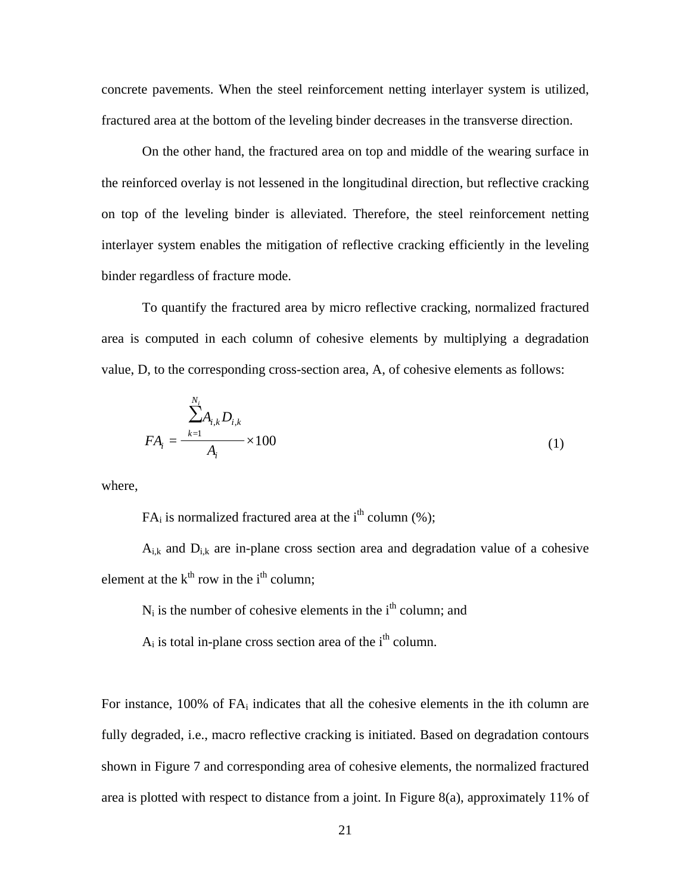concrete pavements. When the steel reinforcement netting interlayer system is utilized, fractured area at the bottom of the leveling binder decreases in the transverse direction.

On the other hand, the fractured area on top and middle of the wearing surface in the reinforced overlay is not lessened in the longitudinal direction, but reflective cracking on top of the leveling binder is alleviated. Therefore, the steel reinforcement netting interlayer system enables the mitigation of reflective cracking efficiently in the leveling binder regardless of fracture mode.

To quantify the fractured area by micro reflective cracking, normalized fractured area is computed in each column of cohesive elements by multiplying a degradation value, D, to the corresponding cross-section area, A, of cohesive elements as follows:

$$FA_i = \frac{\sum_{k=1}^{N_i} A_{i,k} D_{i,k}}{A_i} \times 100 \tag{1}$$

where,

$FA_i$ is normalized fractured area at the i[th] column (%);

$A_{i,k}$ and $D_{i,k}$ are in-plane cross section area and degradation value of a cohesive element at the k[th] row in the i[th] column;

$N_i$ is the number of cohesive elements in the i[th] column; and

$A_i$ is total in-plane cross section area of the i[th] column.

For instance, 100% of $FA_i$ indicates that all the cohesive elements in the ith column are fully degraded, i.e., macro reflective cracking is initiated. Based on degradation contours shown in Figure 7 and corresponding area of cohesive elements, the normalized fractured area is plotted with respect to distance from a joint. In Figure 8(a), approximately 11% of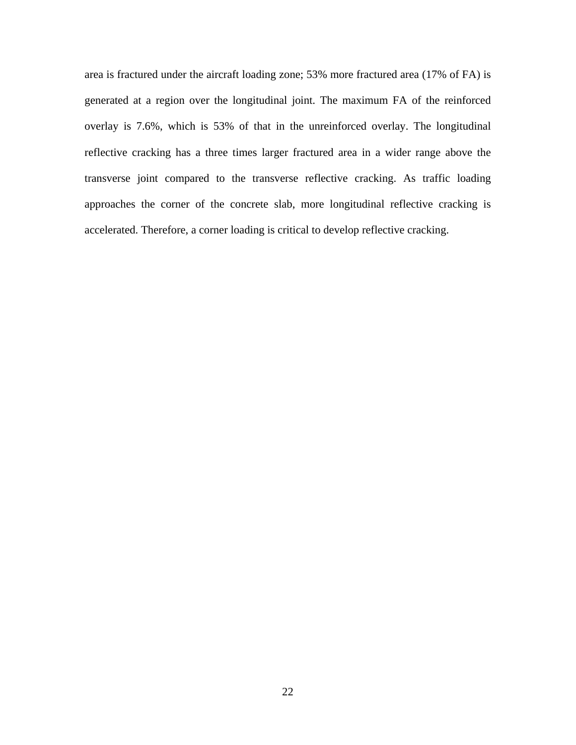area is fractured under the aircraft loading zone; 53% more fractured area (17% of FA) is generated at a region over the longitudinal joint. The maximum FA of the reinforced overlay is 7.6%, which is 53% of that in the unreinforced overlay. The longitudinal reflective cracking has a three times larger fractured area in a wider range above the transverse joint compared to the transverse reflective cracking. As traffic loading approaches the corner of the concrete slab, more longitudinal reflective cracking is accelerated. Therefore, a corner loading is critical to develop reflective cracking.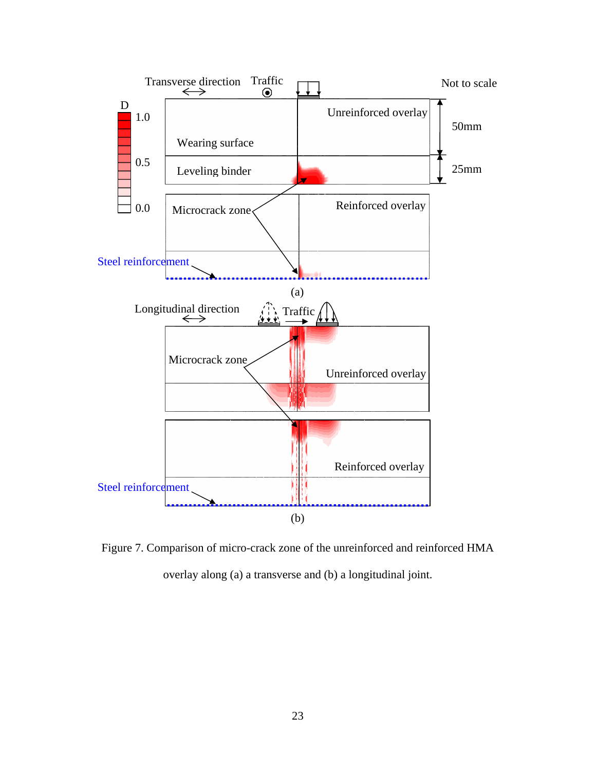Figure 7. Comparison of micro-crack zone of the unreinforced and reinforced HMA overlay along (a) a transverse and (b) a longitudinal joint.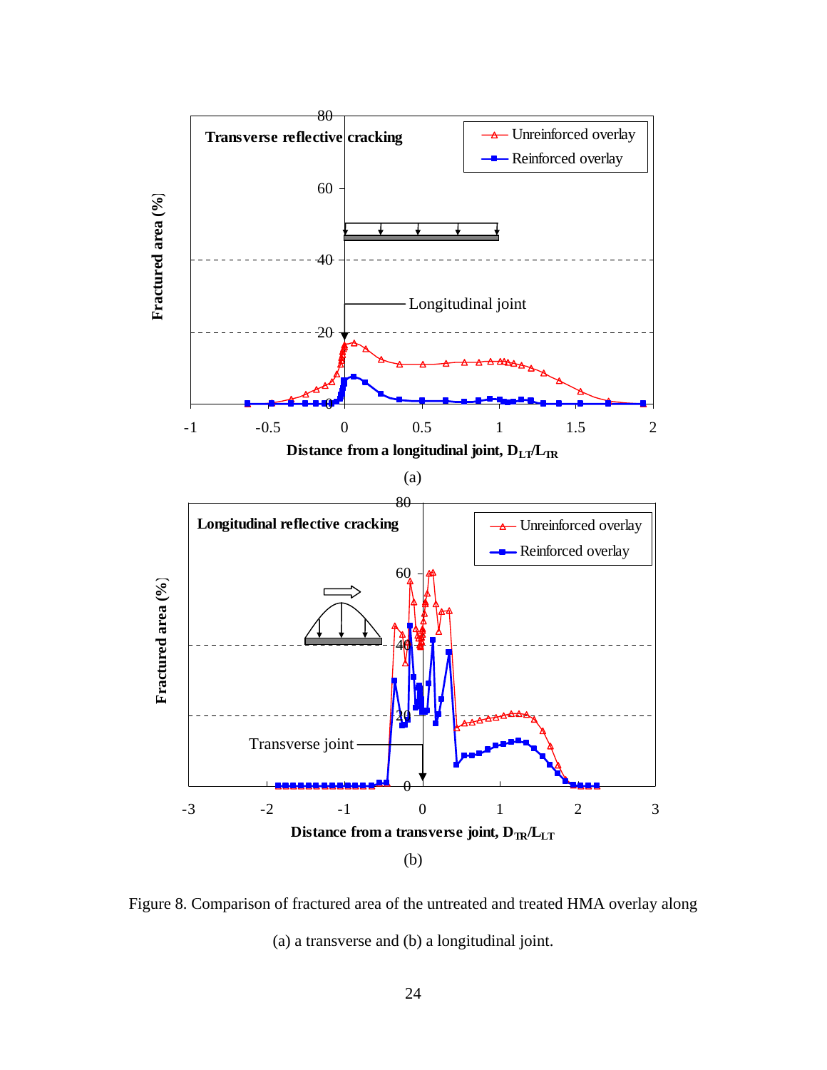Figure 8. Comparison of fractured area of the untreated and treated HMA overlay along

(a) a transverse and (b) a longitudinal joint.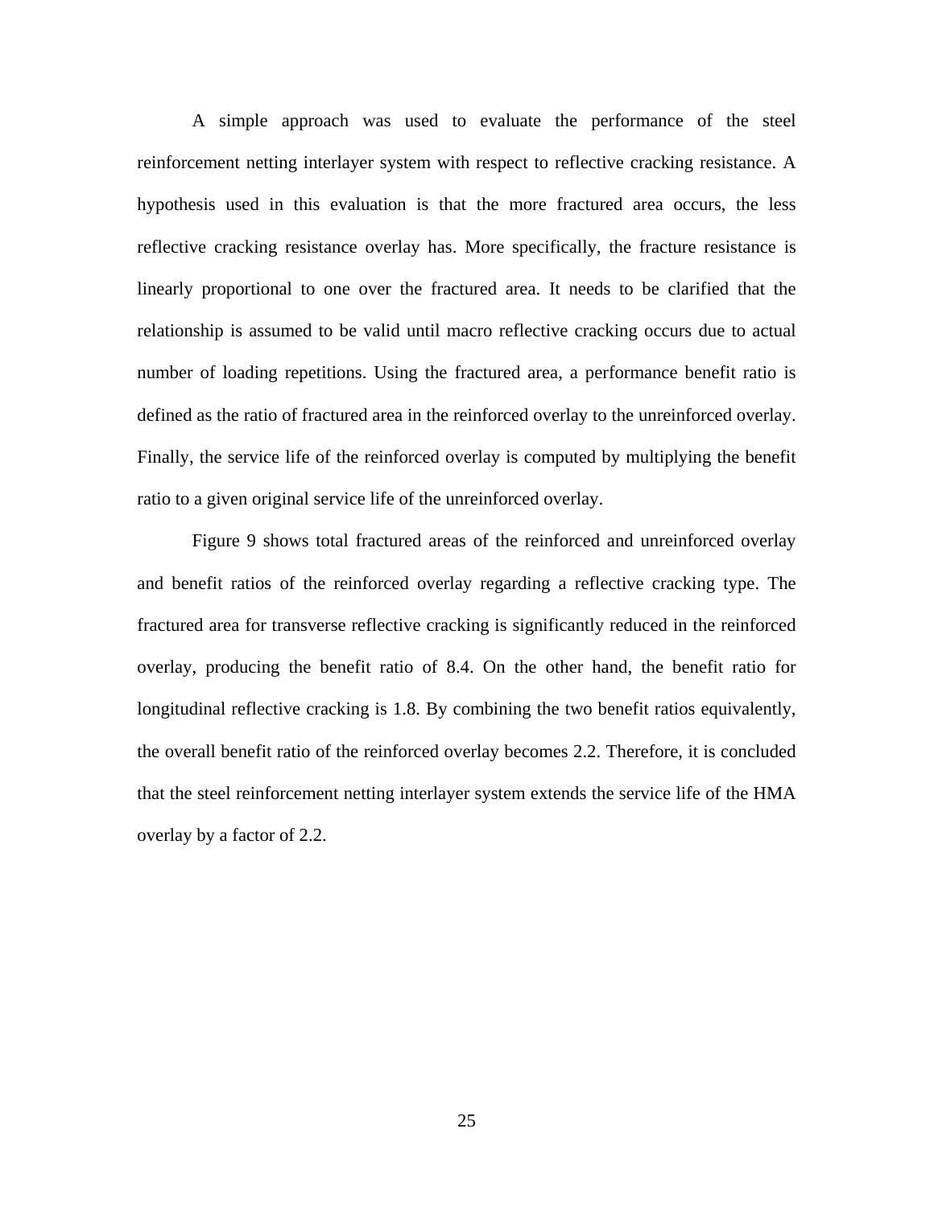A simple approach was used to evaluate the performance of the steel reinforcement netting interlayer system with respect to reflective cracking resistance. A hypothesis used in this evaluation is that the more fractured area occurs, the less reflective cracking resistance overlay has. More specifically, the fracture resistance is linearly proportional to one over the fractured area. It needs to be clarified that the relationship is assumed to be valid until macro reflective cracking occurs due to actual number of loading repetitions. Using the fractured area, a performance benefit ratio is defined as the ratio of fractured area in the reinforced overlay to the unreinforced overlay. Finally, the service life of the reinforced overlay is computed by multiplying the benefit ratio to a given original service life of the unreinforced overlay.

Figure 9 shows total fractured areas of the reinforced and unreinforced overlay and benefit ratios of the reinforced overlay regarding a reflective cracking type. The fractured area for transverse reflective cracking is significantly reduced in the reinforced overlay, producing the benefit ratio of 8.4. On the other hand, the benefit ratio for longitudinal reflective cracking is 1.8. By combining the two benefit ratios equivalently, the overall benefit ratio of the reinforced overlay becomes 2.2. Therefore, it is concluded that the steel reinforcement netting interlayer system extends the service life of the HMA overlay by a factor of 2.2.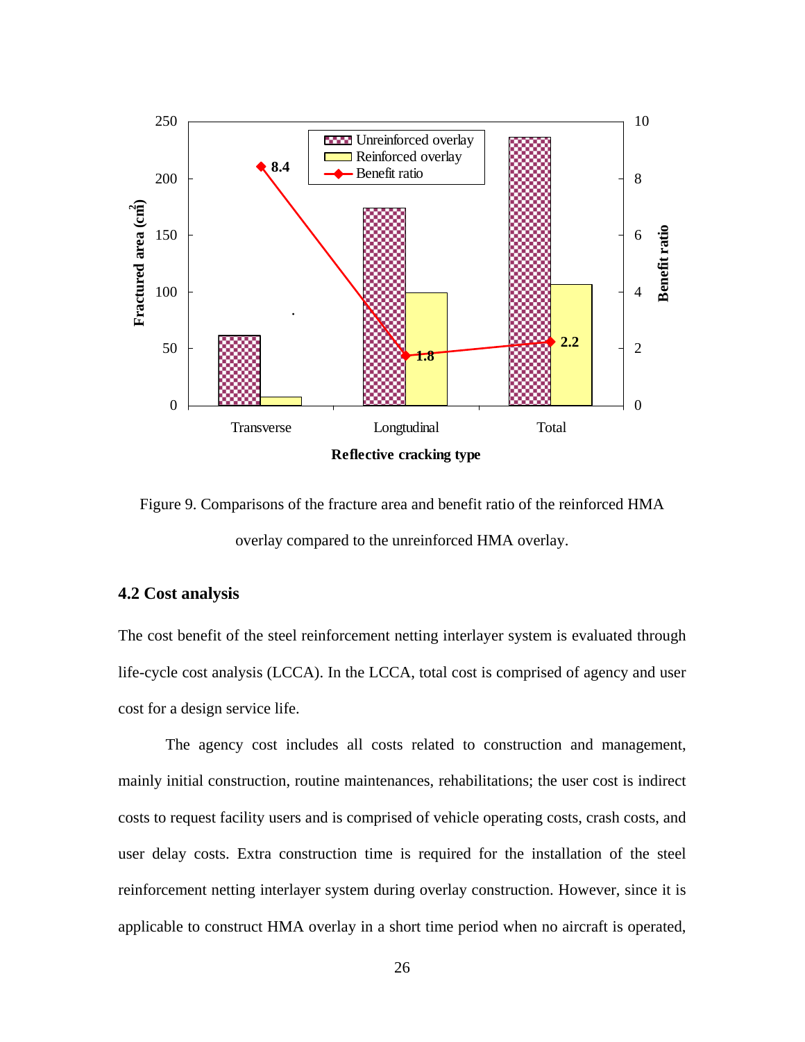Figure 9. Comparisons of the fracture area and benefit ratio of the reinforced HMA overlay compared to the unreinforced HMA overlay.

## 4.2 Cost analysis

The cost benefit of the steel reinforcement netting interlayer system is evaluated through life-cycle cost analysis (LCCA). In the LCCA, total cost is comprised of agency and user cost for a design service life.

The agency cost includes all costs related to construction and management, mainly initial construction, routine maintenances, rehabilitations; the user cost is indirect costs to request facility users and is comprised of vehicle operating costs, crash costs, and user delay costs. Extra construction time is required for the installation of the steel reinforcement netting interlayer system during overlay construction. However, since it is applicable to construct HMA overlay in a short time period when no aircraft is operated,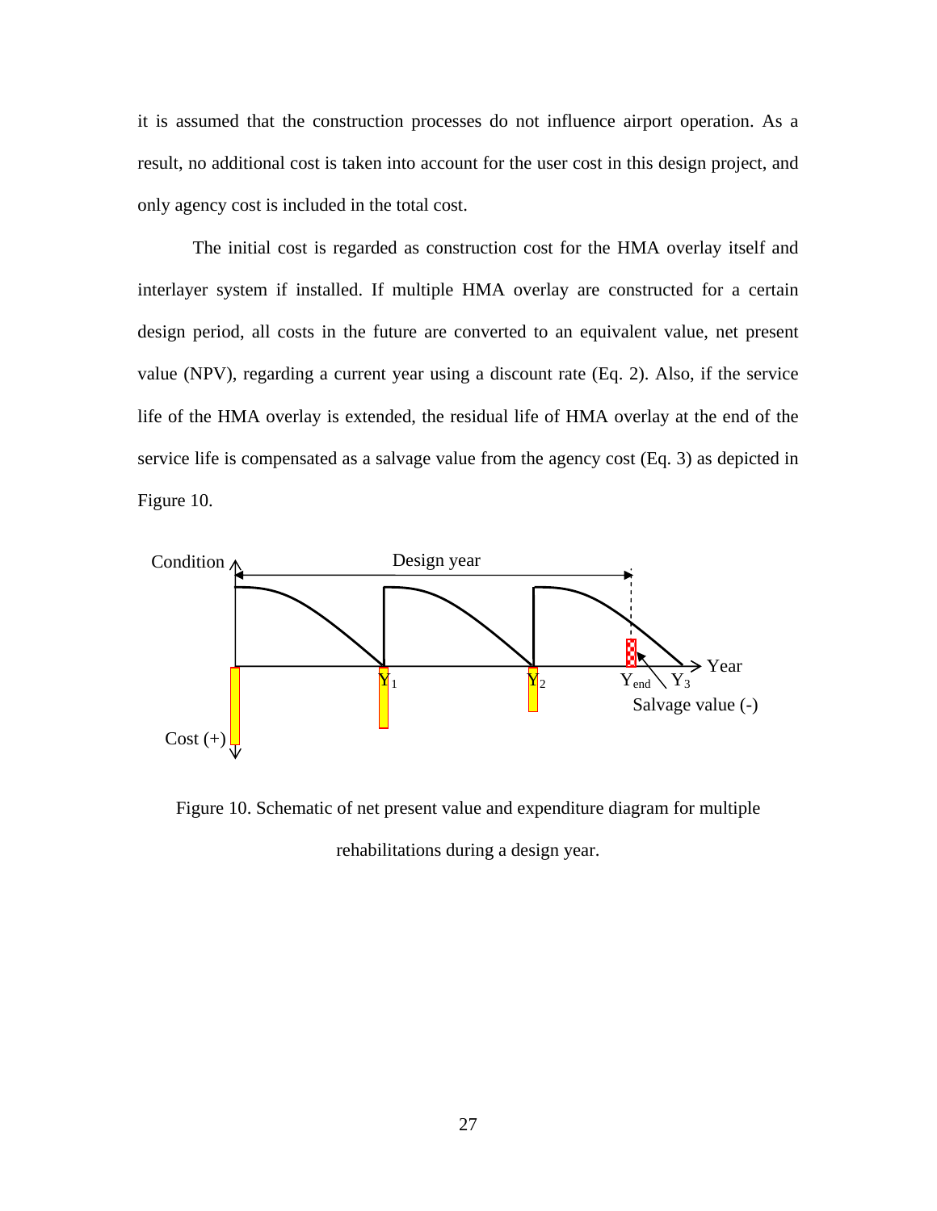it is assumed that the construction processes do not influence airport operation. As a result, no additional cost is taken into account for the user cost in this design project, and only agency cost is included in the total cost.

The initial cost is regarded as construction cost for the HMA overlay itself and interlayer system if installed. If multiple HMA overlay are constructed for a certain design period, all costs in the future are converted to an equivalent value, net present value (NPV), regarding a current year using a discount rate (Eq. 2). Also, if the service life of the HMA overlay is extended, the residual life of HMA overlay at the end of the service life is compensated as a salvage value from the agency cost (Eq. 3) as depicted in Figure 10.

Figure 10. Schematic of net present value and expenditure diagram for multiple rehabilitations during a design year.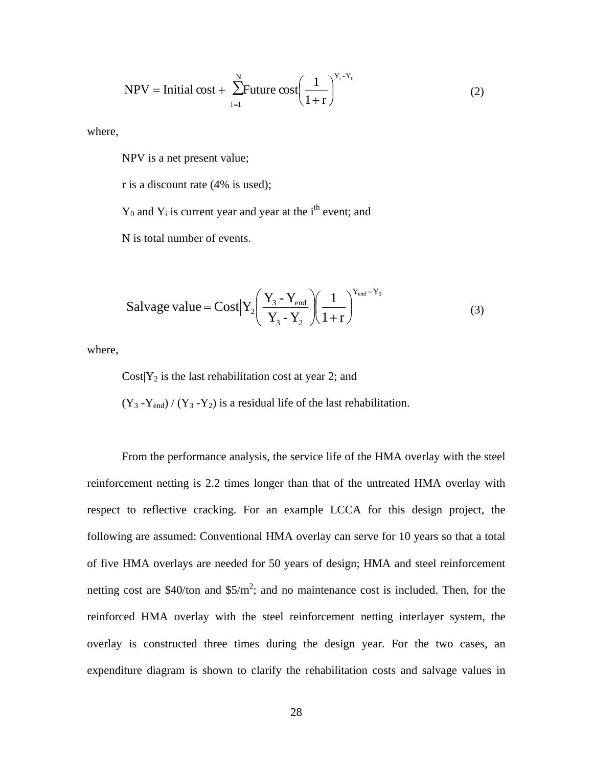$$\text{NPV} = \text{Initial cost} + \sum_{i=1}^{N} \text{Future cost}\left(\frac{1}{1+r}\right)^{Y_i - Y_0} \quad (2)$$

where,

NPV is a net present value;

r is a discount rate (4% is used);

$Y_0$ and $Y_i$ is current year and year at the i[th] event; and

N is total number of events.

$$\text{Salvage value} = \text{Cost}\left|Y_2\right.\left(\frac{Y_3 - Y_{end}}{Y_3 - Y_2}\right)\left(\frac{1}{1+r}\right)^{Y_{end} - Y_0} \quad (3)$$

where,

$\text{Cost}|Y_2$ is the last rehabilitation cost at year 2; and

$(Y_3 - Y_{end}) / (Y_3 - Y_2)$ is a residual life of the last rehabilitation.

From the performance analysis, the service life of the HMA overlay with the steel reinforcement netting is 2.2 times longer than that of the untreated HMA overlay with respect to reflective cracking. For an example LCCA for this design project, the following are assumed: Conventional HMA overlay can serve for 10 years so that a total of five HMA overlays are needed for 50 years of design; HMA and steel reinforcement netting cost are \$40/ton and \$5/m$^2$; and no maintenance cost is included. Then, for the reinforced HMA overlay with the steel reinforcement netting interlayer system, the overlay is constructed three times during the design year. For the two cases, an expenditure diagram is shown to clarify the rehabilitation costs and salvage values in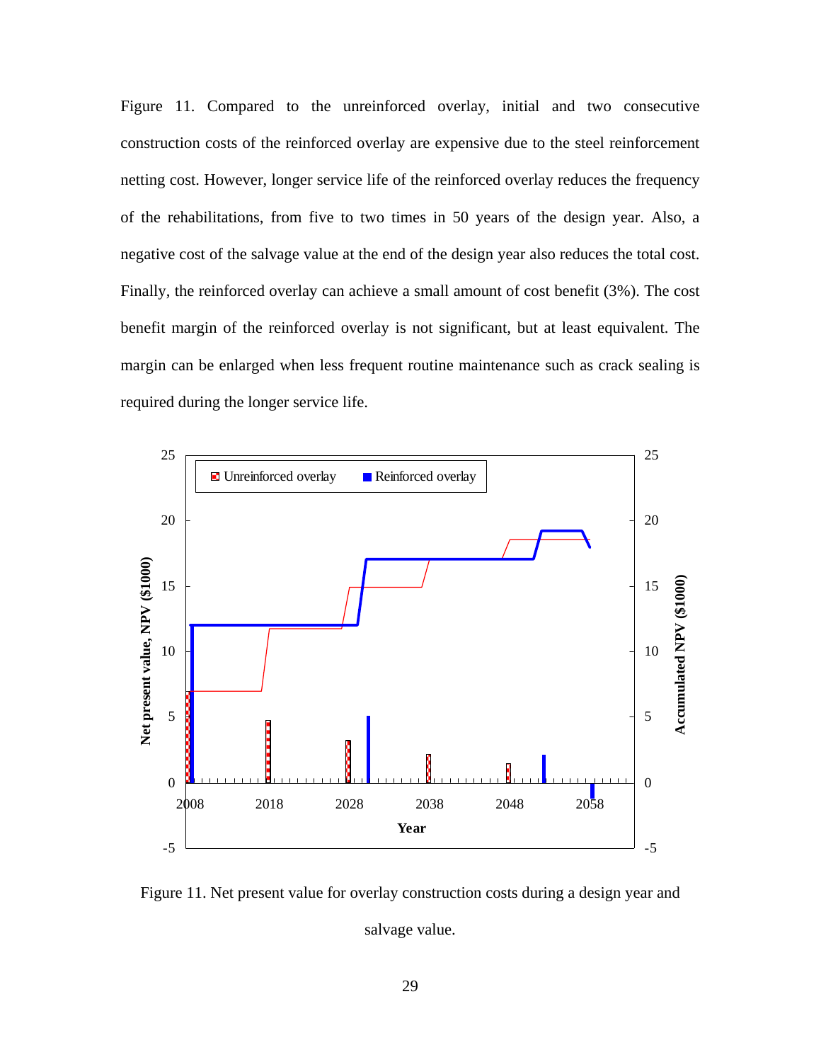Figure 11. Compared to the unreinforced overlay, initial and two consecutive construction costs of the reinforced overlay are expensive due to the steel reinforcement netting cost. However, longer service life of the reinforced overlay reduces the frequency of the rehabilitations, from five to two times in 50 years of the design year. Also, a negative cost of the salvage value at the end of the design year also reduces the total cost. Finally, the reinforced overlay can achieve a small amount of cost benefit (3%). The cost benefit margin of the reinforced overlay is not significant, but at least equivalent. The margin can be enlarged when less frequent routine maintenance such as crack sealing is required during the longer service life.

Figure 11. Net present value for overlay construction costs during a design year and salvage value.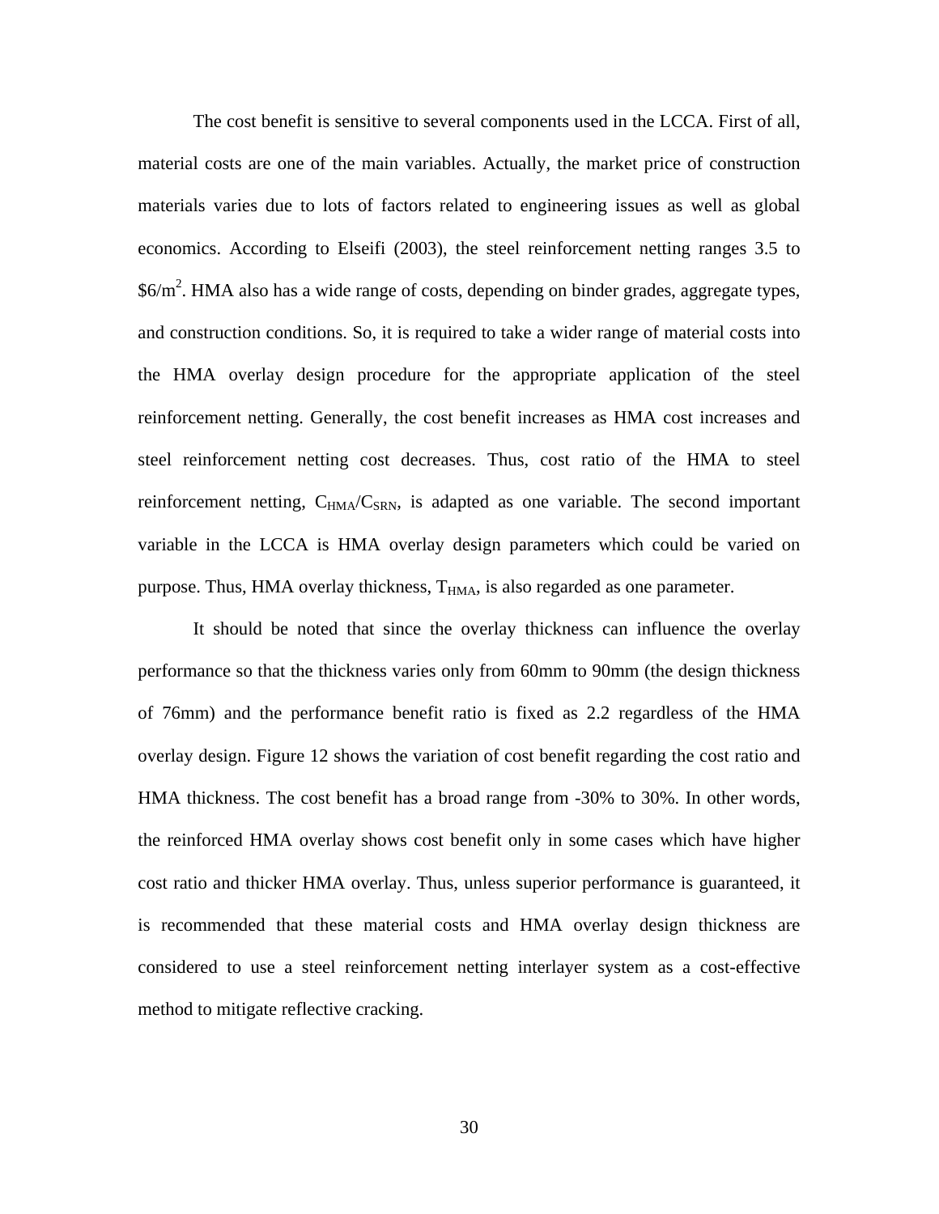The cost benefit is sensitive to several components used in the LCCA. First of all, material costs are one of the main variables. Actually, the market price of construction materials varies due to lots of factors related to engineering issues as well as global economics. According to Elseifi (2003), the steel reinforcement netting ranges 3.5 to $6/m$^2$. HMA also has a wide range of costs, depending on binder grades, aggregate types, and construction conditions. So, it is required to take a wider range of material costs into the HMA overlay design procedure for the appropriate application of the steel reinforcement netting. Generally, the cost benefit increases as HMA cost increases and steel reinforcement netting cost decreases. Thus, cost ratio of the HMA to steel reinforcement netting, $C_{HMA}/C_{SRN}$, is adapted as one variable. The second important variable in the LCCA is HMA overlay design parameters which could be varied on purpose. Thus, HMA overlay thickness, $T_{HMA}$, is also regarded as one parameter.

It should be noted that since the overlay thickness can influence the overlay performance so that the thickness varies only from 60mm to 90mm (the design thickness of 76mm) and the performance benefit ratio is fixed as 2.2 regardless of the HMA overlay design. Figure 12 shows the variation of cost benefit regarding the cost ratio and HMA thickness. The cost benefit has a broad range from -30% to 30%. In other words, the reinforced HMA overlay shows cost benefit only in some cases which have higher cost ratio and thicker HMA overlay. Thus, unless superior performance is guaranteed, it is recommended that these material costs and HMA overlay design thickness are considered to use a steel reinforcement netting interlayer system as a cost-effective method to mitigate reflective cracking.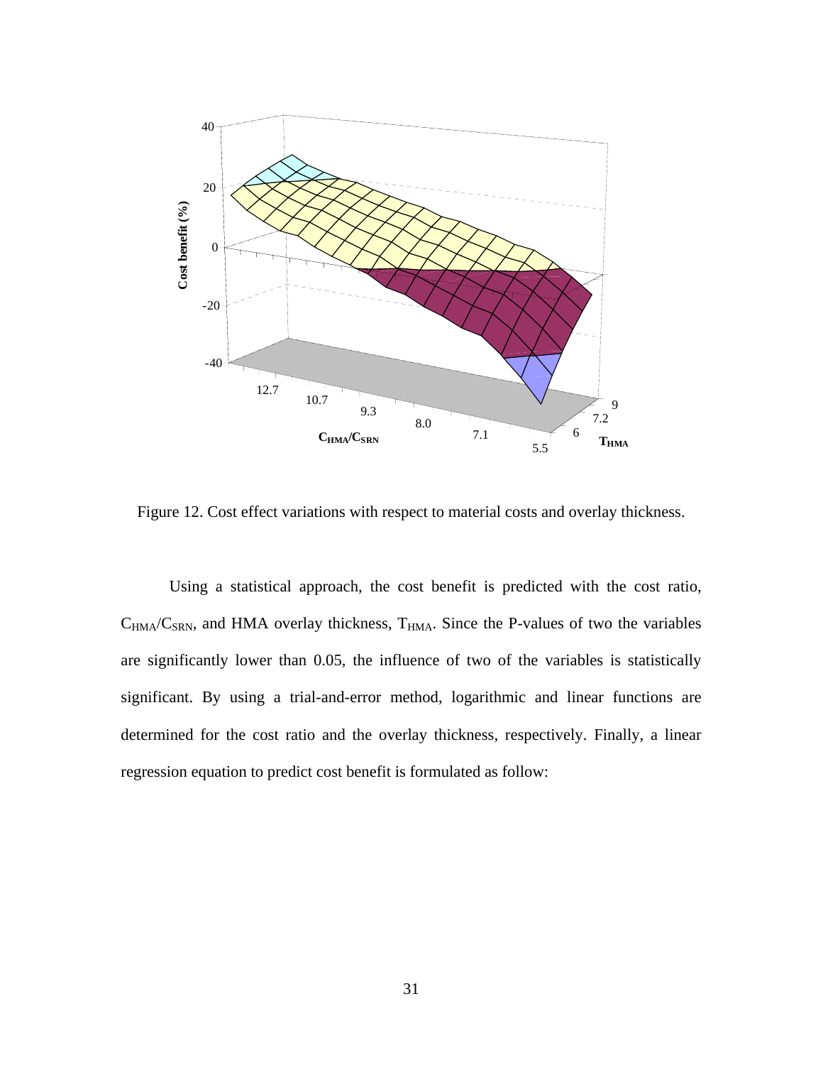Figure 12. Cost effect variations with respect to material costs and overlay thickness.

Using a statistical approach, the cost benefit is predicted with the cost ratio, $C_{HMA}/C_{SRN}$, and HMA overlay thickness, $T_{HMA}$. Since the P-values of two the variables are significantly lower than 0.05, the influence of two of the variables is statistically significant. By using a trial-and-error method, logarithmic and linear functions are determined for the cost ratio and the overlay thickness, respectively. Finally, a linear regression equation to predict cost benefit is formulated as follow: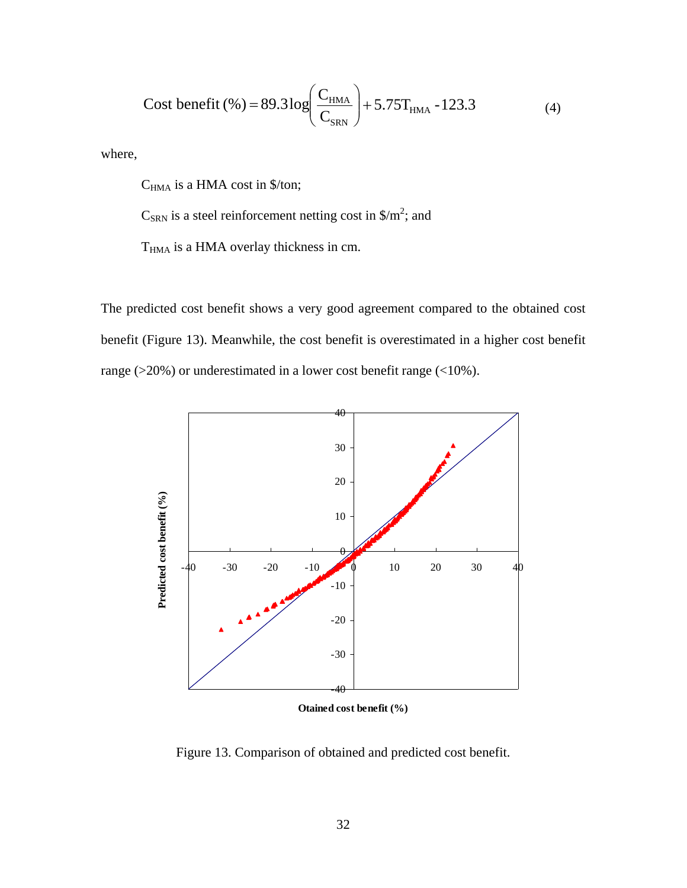$$\text{Cost benefit (\%)} = 89.3\log\left(\frac{C_{HMA}}{C_{SRN}}\right) + 5.75T_{HMA} - 123.3 \tag{4}$$

where,

$C_{HMA}$ is a HMA cost in \$/ton;

$C_{SRN}$ is a steel reinforcement netting cost in \$/m$^2$; and

$T_{HMA}$ is a HMA overlay thickness in cm.

The predicted cost benefit shows a very good agreement compared to the obtained cost benefit (Figure 13). Meanwhile, the cost benefit is overestimated in a higher cost benefit range (>20%) or underestimated in a lower cost benefit range (<10%).

Figure 13. Comparison of obtained and predicted cost benefit.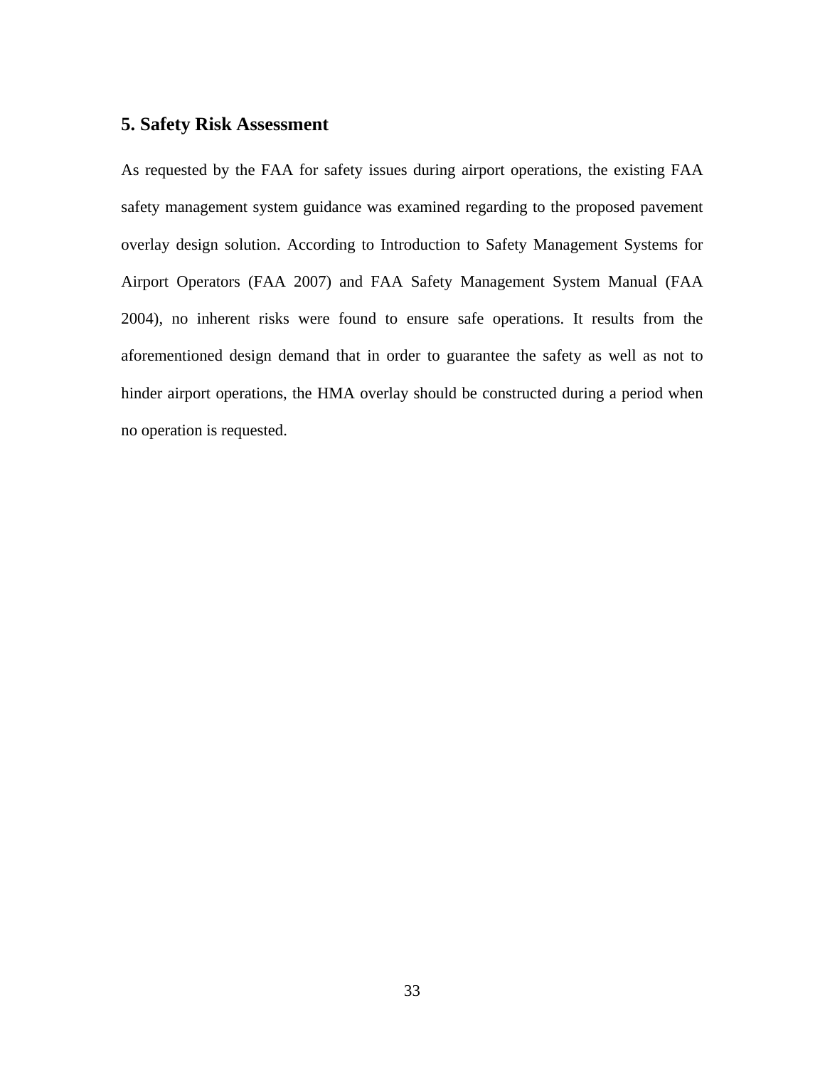## 5. Safety Risk Assessment

As requested by the FAA for safety issues during airport operations, the existing FAA safety management system guidance was examined regarding to the proposed pavement overlay design solution. According to Introduction to Safety Management Systems for Airport Operators (FAA 2007) and FAA Safety Management System Manual (FAA 2004), no inherent risks were found to ensure safe operations. It results from the aforementioned design demand that in order to guarantee the safety as well as not to hinder airport operations, the HMA overlay should be constructed during a period when no operation is requested.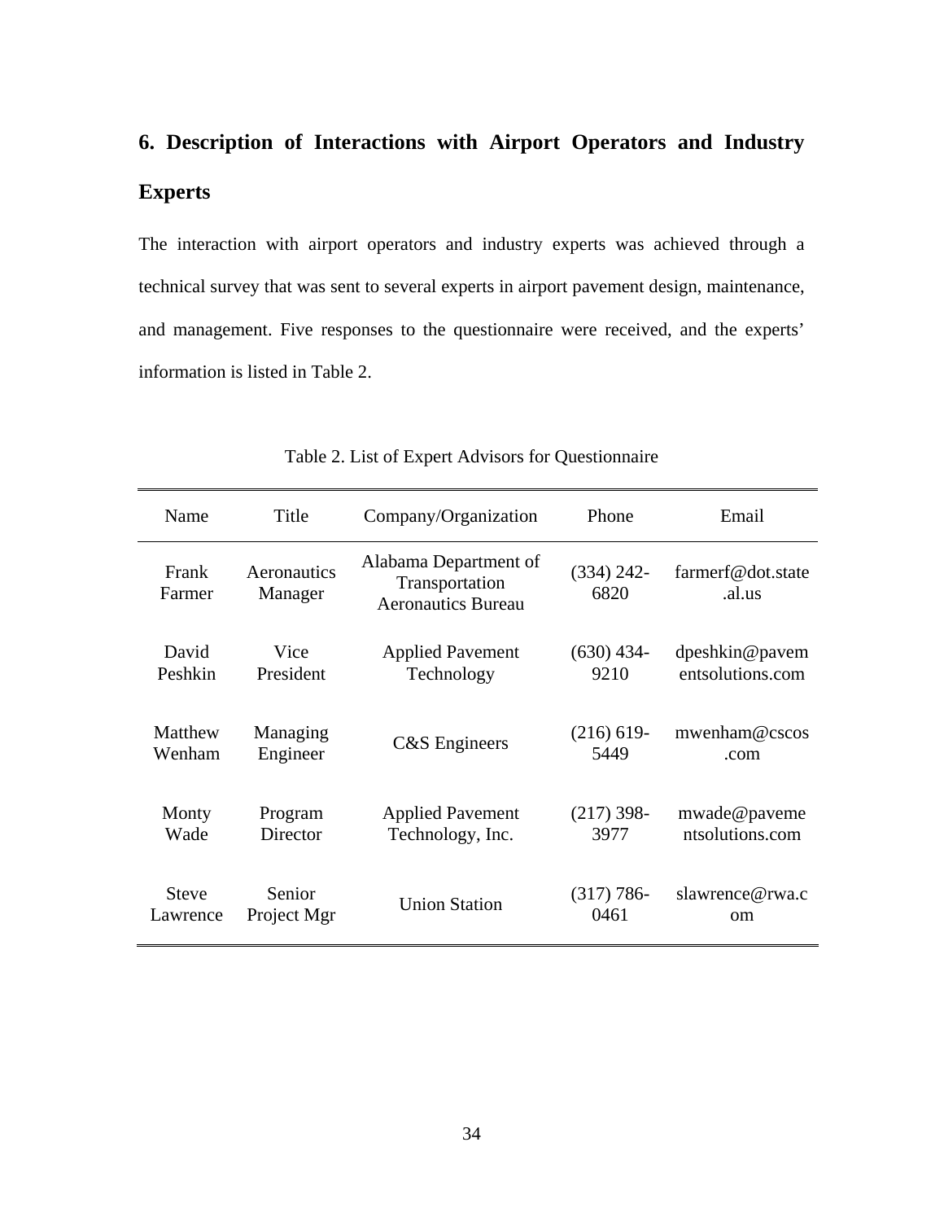## 6. Description of Interactions with Airport Operators and Industry Experts

The interaction with airport operators and industry experts was achieved through a technical survey that was sent to several experts in airport pavement design, maintenance, and management. Five responses to the questionnaire were received, and the experts' information is listed in Table 2.

Table 2. List of Expert Advisors for Questionnaire

| Name | Title | Company/Organization | Phone | Email |
|---|---|---|---|---|
| Frank Farmer | Aeronautics Manager | Alabama Department of Transportation Aeronautics Bureau | (334) 242-6820 | farmerf@dot.state.al.us |
| David Peshkin | Vice President | Applied Pavement Technology | (630) 434-9210 | dpeshkin@pavementsolutions.com |
| Matthew Wenham | Managing Engineer | C&S Engineers | (216) 619-5449 | mwenham@cscos.com |
| Monty Wade | Program Director | Applied Pavement Technology, Inc. | (217) 398-3977 | mwade@pavementsolutions.com |
| Steve Lawrence | Senior Project Mgr | Union Station | (317) 786-0461 | slawrence@rwa.com |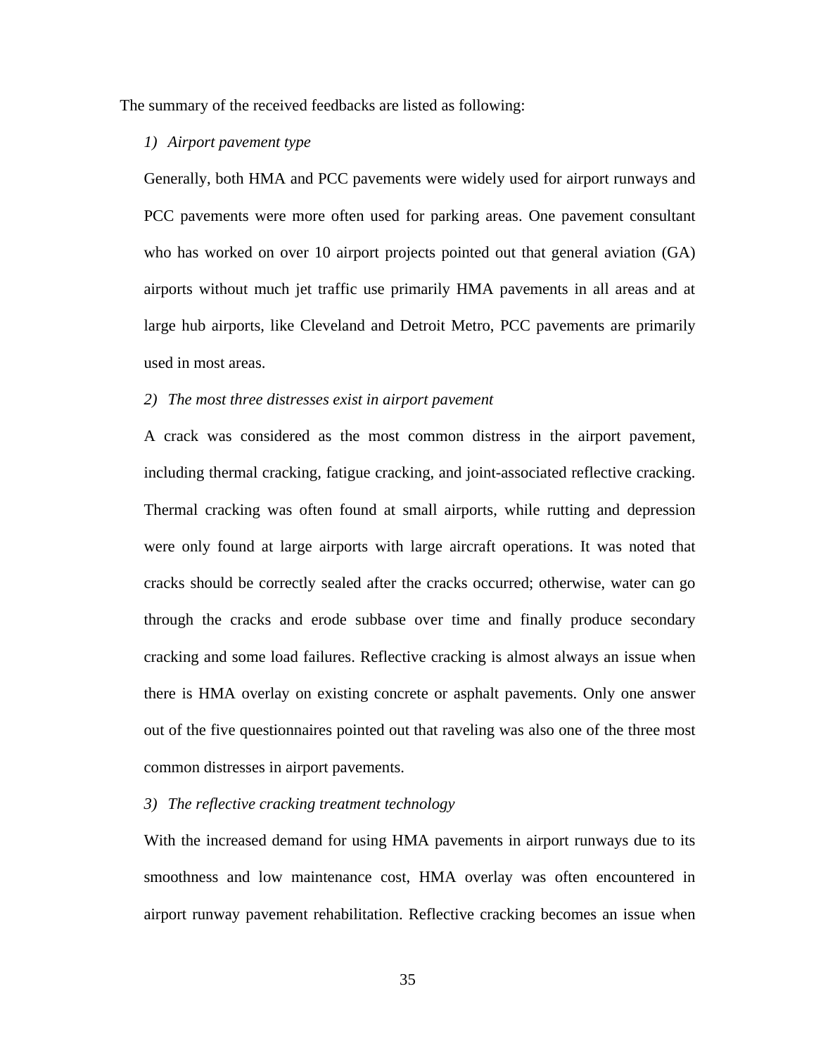The summary of the received feedbacks are listed as following:

1) *Airport pavement type*

Generally, both HMA and PCC pavements were widely used for airport runways and PCC pavements were more often used for parking areas. One pavement consultant who has worked on over 10 airport projects pointed out that general aviation (GA) airports without much jet traffic use primarily HMA pavements in all areas and at large hub airports, like Cleveland and Detroit Metro, PCC pavements are primarily used in most areas.

2) *The most three distresses exist in airport pavement*

A crack was considered as the most common distress in the airport pavement, including thermal cracking, fatigue cracking, and joint-associated reflective cracking. Thermal cracking was often found at small airports, while rutting and depression were only found at large airports with large aircraft operations. It was noted that cracks should be correctly sealed after the cracks occurred; otherwise, water can go through the cracks and erode subbase over time and finally produce secondary cracking and some load failures. Reflective cracking is almost always an issue when there is HMA overlay on existing concrete or asphalt pavements. Only one answer out of the five questionnaires pointed out that raveling was also one of the three most common distresses in airport pavements.

3) *The reflective cracking treatment technology*

With the increased demand for using HMA pavements in airport runways due to its smoothness and low maintenance cost, HMA overlay was often encountered in airport runway pavement rehabilitation. Reflective cracking becomes an issue when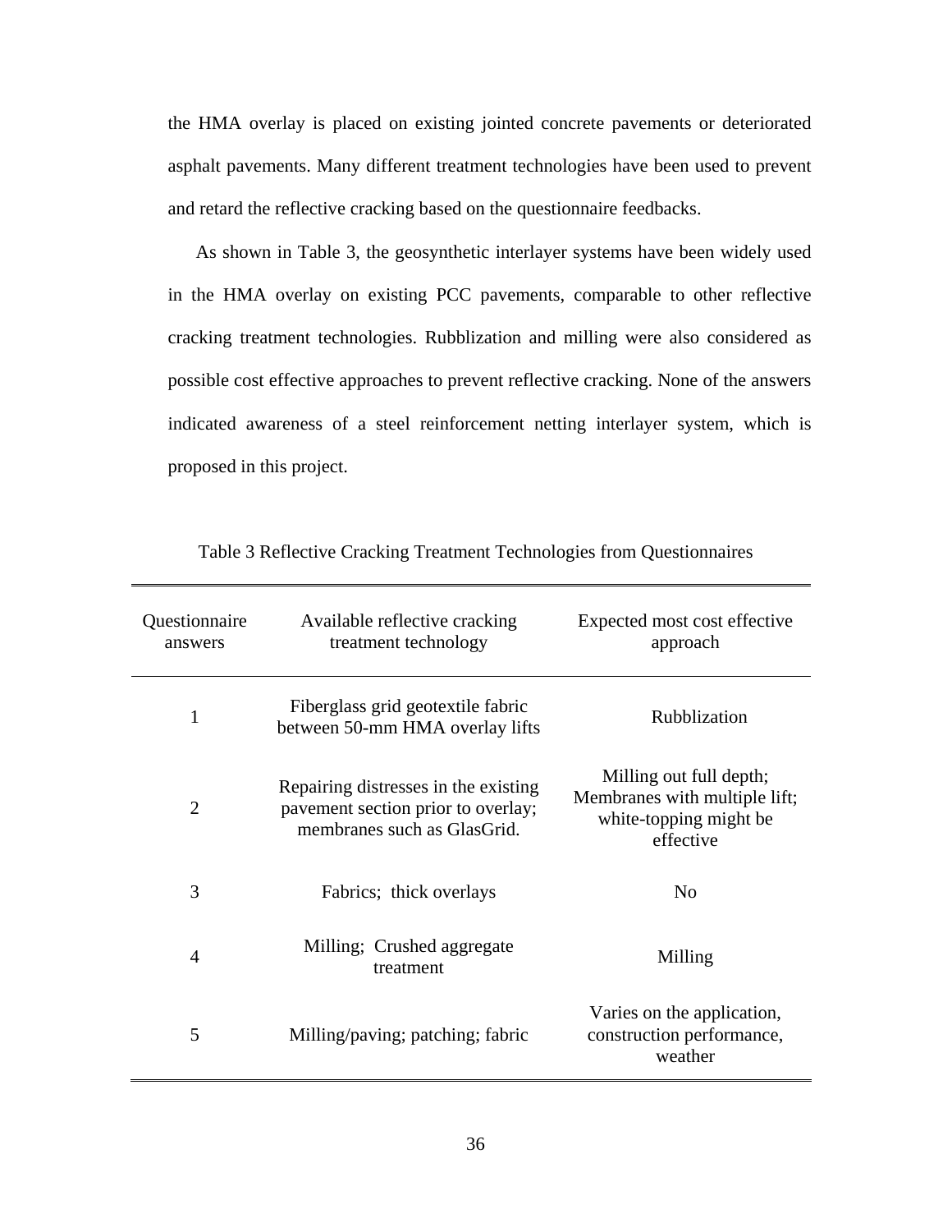the HMA overlay is placed on existing jointed concrete pavements or deteriorated asphalt pavements. Many different treatment technologies have been used to prevent and retard the reflective cracking based on the questionnaire feedbacks.

As shown in Table 3, the geosynthetic interlayer systems have been widely used in the HMA overlay on existing PCC pavements, comparable to other reflective cracking treatment technologies. Rubblization and milling were also considered as possible cost effective approaches to prevent reflective cracking. None of the answers indicated awareness of a steel reinforcement netting interlayer system, which is proposed in this project.

Table 3 Reflective Cracking Treatment Technologies from Questionnaires

| Questionnaire answers | Available reflective cracking treatment technology | Expected most cost effective approach |
|---|---|---|
| 1 | Fiberglass grid geotextile fabric between 50-mm HMA overlay lifts | Rubblization |
| 2 | Repairing distresses in the existing pavement section prior to overlay; membranes such as GlasGrid. | Milling out full depth; Membranes with multiple lift; white-topping might be effective |
| 3 | Fabrics; thick overlays | No |
| 4 | Milling; Crushed aggregate treatment | Milling |
| 5 | Milling/paving; patching; fabric | Varies on the application, construction performance, weather |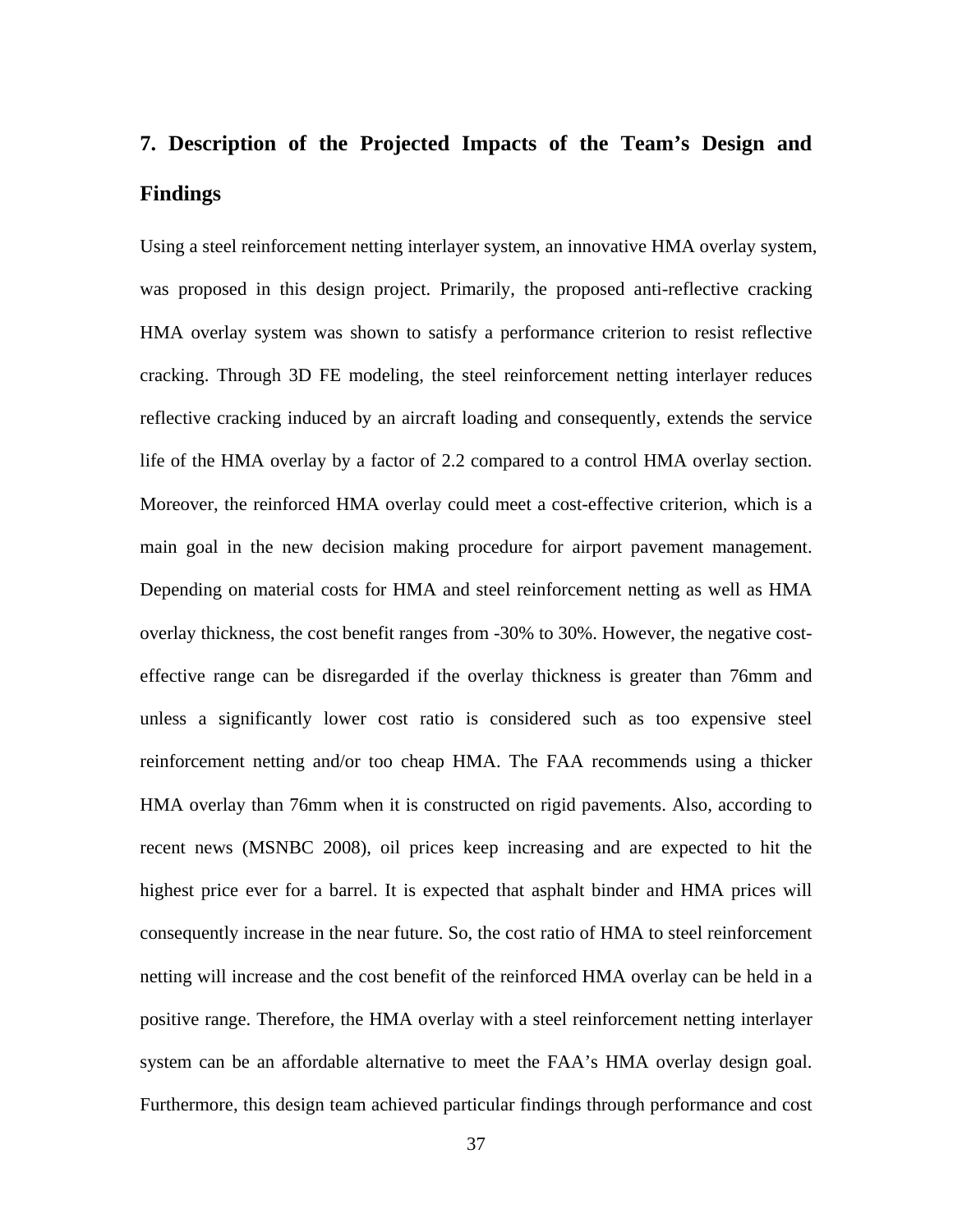## 7. Description of the Projected Impacts of the Team's Design and Findings

Using a steel reinforcement netting interlayer system, an innovative HMA overlay system, was proposed in this design project. Primarily, the proposed anti-reflective cracking HMA overlay system was shown to satisfy a performance criterion to resist reflective cracking. Through 3D FE modeling, the steel reinforcement netting interlayer reduces reflective cracking induced by an aircraft loading and consequently, extends the service life of the HMA overlay by a factor of 2.2 compared to a control HMA overlay section. Moreover, the reinforced HMA overlay could meet a cost-effective criterion, which is a main goal in the new decision making procedure for airport pavement management. Depending on material costs for HMA and steel reinforcement netting as well as HMA overlay thickness, the cost benefit ranges from -30% to 30%. However, the negative cost-effective range can be disregarded if the overlay thickness is greater than 76mm and unless a significantly lower cost ratio is considered such as too expensive steel reinforcement netting and/or too cheap HMA. The FAA recommends using a thicker HMA overlay than 76mm when it is constructed on rigid pavements. Also, according to recent news (MSNBC 2008), oil prices keep increasing and are expected to hit the highest price ever for a barrel. It is expected that asphalt binder and HMA prices will consequently increase in the near future. So, the cost ratio of HMA to steel reinforcement netting will increase and the cost benefit of the reinforced HMA overlay can be held in a positive range. Therefore, the HMA overlay with a steel reinforcement netting interlayer system can be an affordable alternative to meet the FAA's HMA overlay design goal. Furthermore, this design team achieved particular findings through performance and cost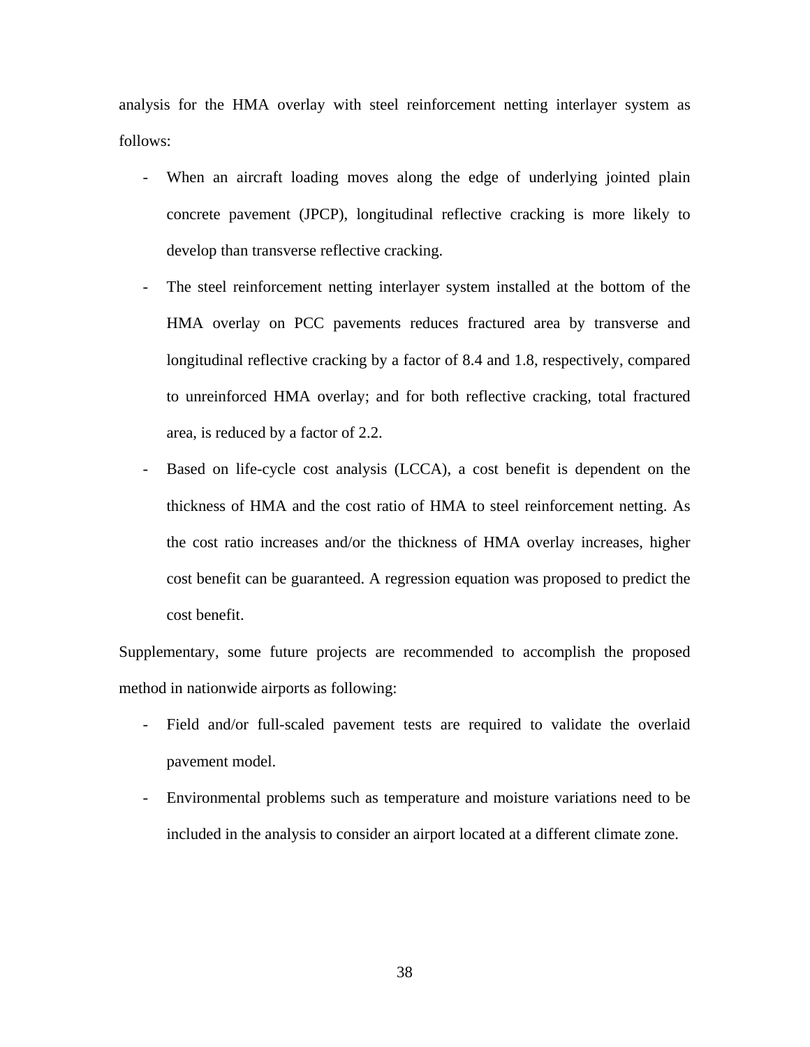analysis for the HMA overlay with steel reinforcement netting interlayer system as follows:

- When an aircraft loading moves along the edge of underlying jointed plain concrete pavement (JPCP), longitudinal reflective cracking is more likely to develop than transverse reflective cracking.
- The steel reinforcement netting interlayer system installed at the bottom of the HMA overlay on PCC pavements reduces fractured area by transverse and longitudinal reflective cracking by a factor of 8.4 and 1.8, respectively, compared to unreinforced HMA overlay; and for both reflective cracking, total fractured area, is reduced by a factor of 2.2.
- Based on life-cycle cost analysis (LCCA), a cost benefit is dependent on the thickness of HMA and the cost ratio of HMA to steel reinforcement netting. As the cost ratio increases and/or the thickness of HMA overlay increases, higher cost benefit can be guaranteed. A regression equation was proposed to predict the cost benefit.

Supplementary, some future projects are recommended to accomplish the proposed method in nationwide airports as following:

- Field and/or full-scaled pavement tests are required to validate the overlaid pavement model.
- Environmental problems such as temperature and moisture variations need to be included in the analysis to consider an airport located at a different climate zone.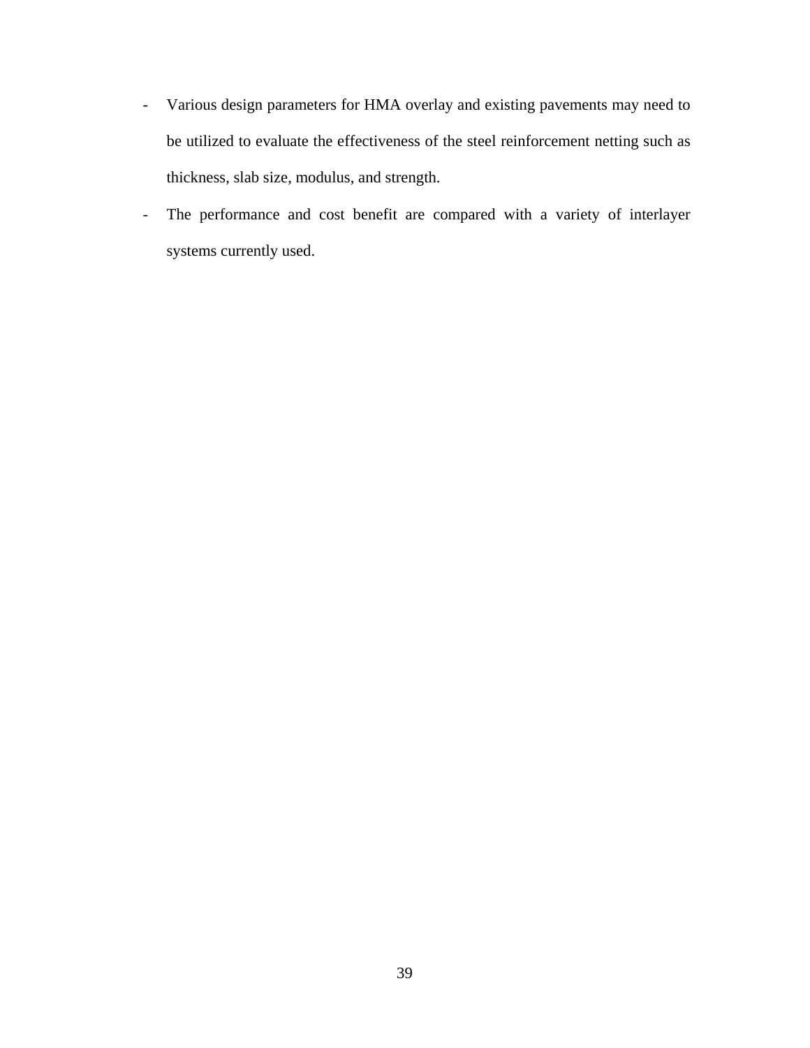- Various design parameters for HMA overlay and existing pavements may need to be utilized to evaluate the effectiveness of the steel reinforcement netting such as thickness, slab size, modulus, and strength.
- The performance and cost benefit are compared with a variety of interlayer systems currently used.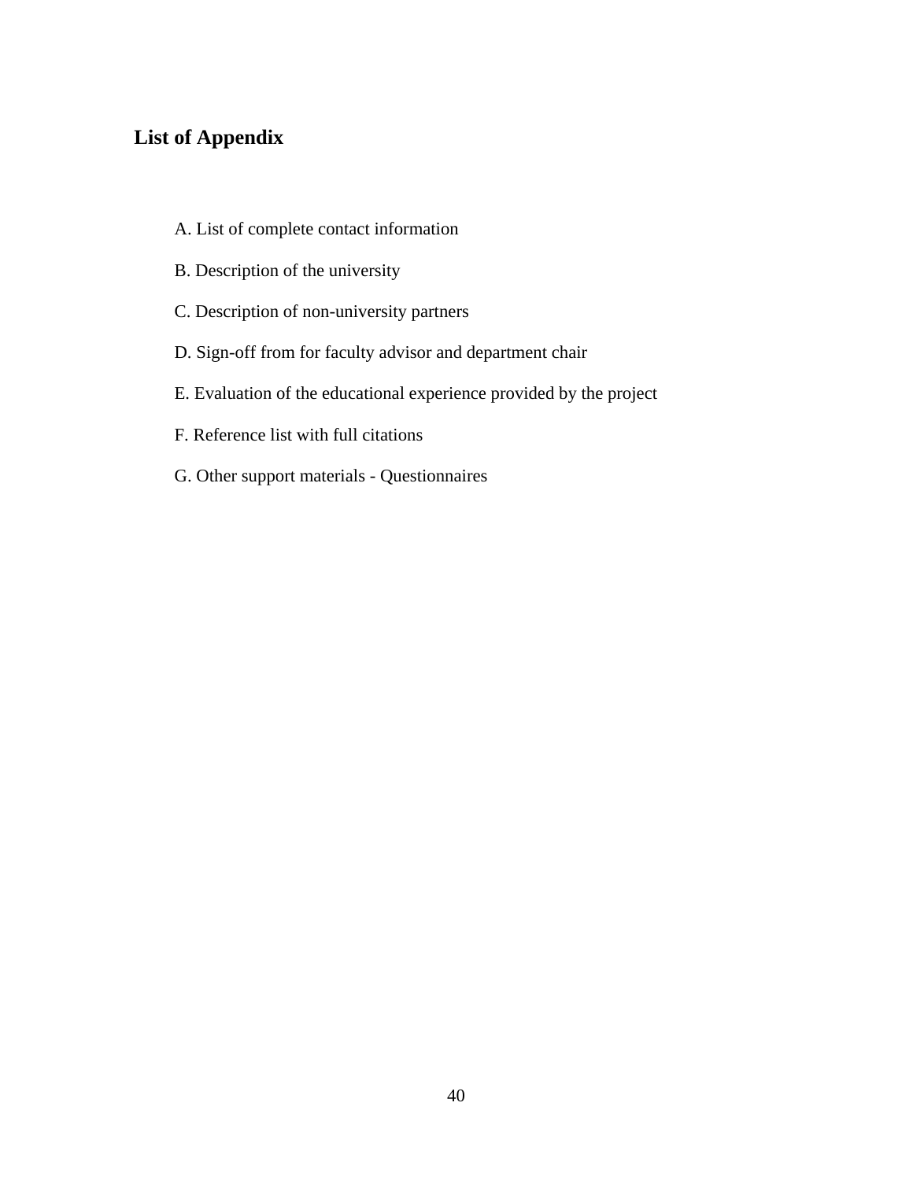## List of Appendix

A. List of complete contact information

B. Description of the university

C. Description of non-university partners

D. Sign-off from for faculty advisor and department chair

E. Evaluation of the educational experience provided by the project

F. Reference list with full citations

G. Other support materials - Questionnaires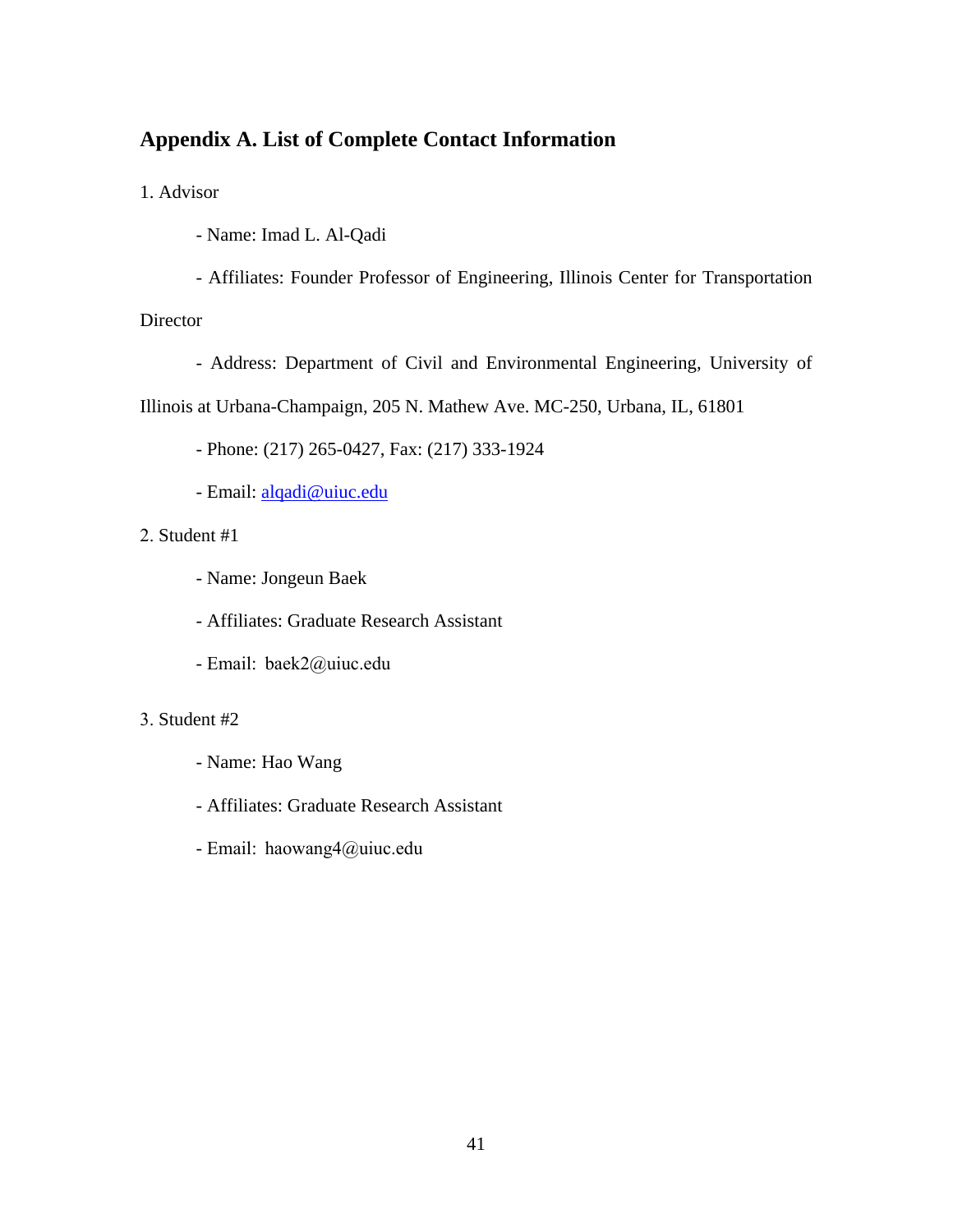## Appendix A. List of Complete Contact Information

1. Advisor

   - Name: Imad L. Al-Qadi

   - Affiliates: Founder Professor of Engineering, Illinois Center for Transportation Director

   - Address: Department of Civil and Environmental Engineering, University of Illinois at Urbana-Champaign, 205 N. Mathew Ave. MC-250, Urbana, IL, 61801

   - Phone: (217) 265-0427, Fax: (217) 333-1924

   - Email: alqadi@uiuc.edu

2. Student #1

   - Name: Jongeun Baek

   - Affiliates: Graduate Research Assistant

   - Email: baek2@uiuc.edu

3. Student #2

   - Name: Hao Wang

   - Affiliates: Graduate Research Assistant

   - Email: haowang4@uiuc.edu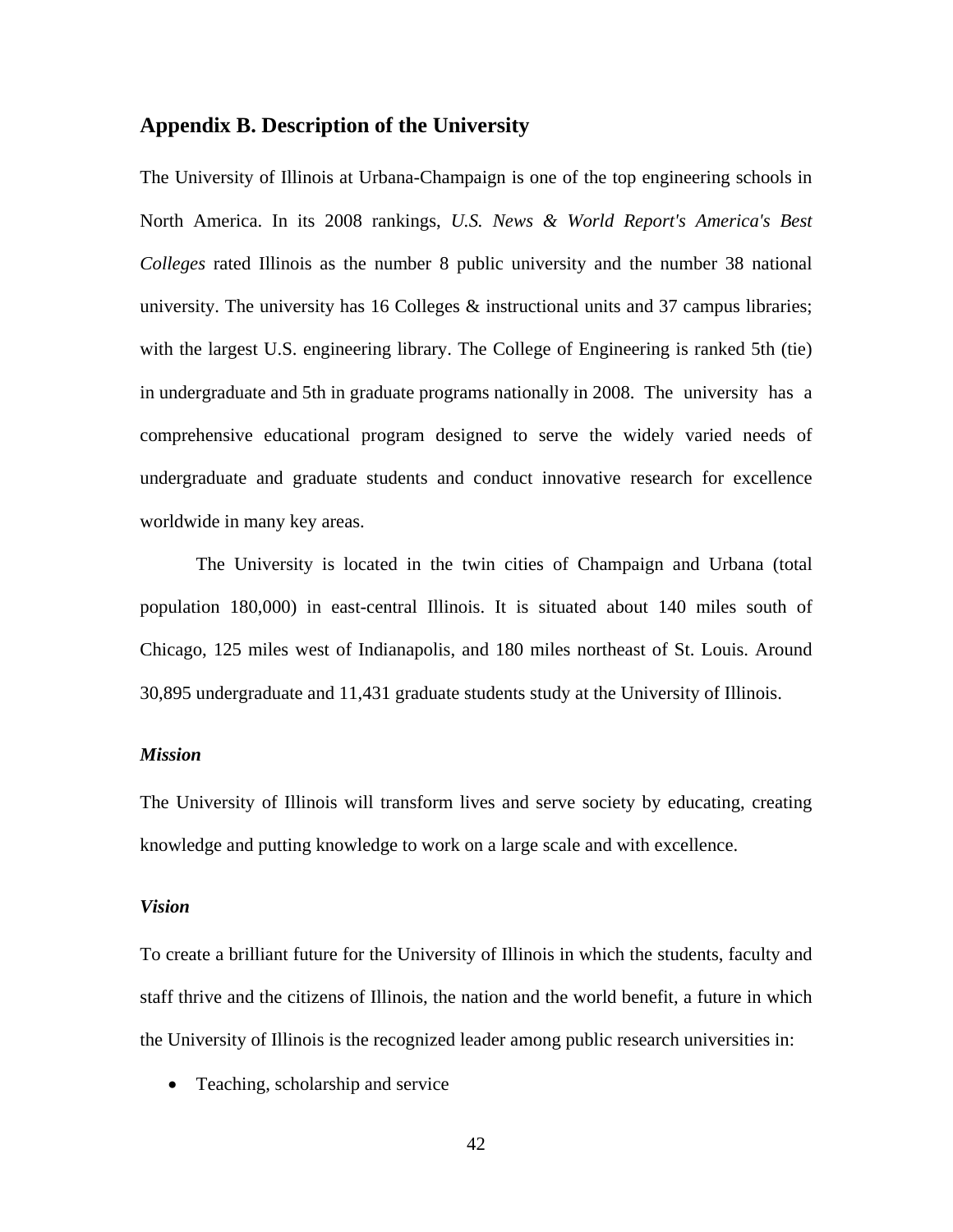## Appendix B. Description of the University

The University of Illinois at Urbana-Champaign is one of the top engineering schools in North America. In its 2008 rankings, *U.S. News & World Report's America's Best Colleges* rated Illinois as the number 8 public university and the number 38 national university. The university has 16 Colleges & instructional units and 37 campus libraries; with the largest U.S. engineering library. The College of Engineering is ranked 5th (tie) in undergraduate and 5th in graduate programs nationally in 2008. The university has a comprehensive educational program designed to serve the widely varied needs of undergraduate and graduate students and conduct innovative research for excellence worldwide in many key areas.

The University is located in the twin cities of Champaign and Urbana (total population 180,000) in east-central Illinois. It is situated about 140 miles south of Chicago, 125 miles west of Indianapolis, and 180 miles northeast of St. Louis. Around 30,895 undergraduate and 11,431 graduate students study at the University of Illinois.

### *Mission*

The University of Illinois will transform lives and serve society by educating, creating knowledge and putting knowledge to work on a large scale and with excellence.

### *Vision*

To create a brilliant future for the University of Illinois in which the students, faculty and staff thrive and the citizens of Illinois, the nation and the world benefit, a future in which the University of Illinois is the recognized leader among public research universities in:

- Teaching, scholarship and service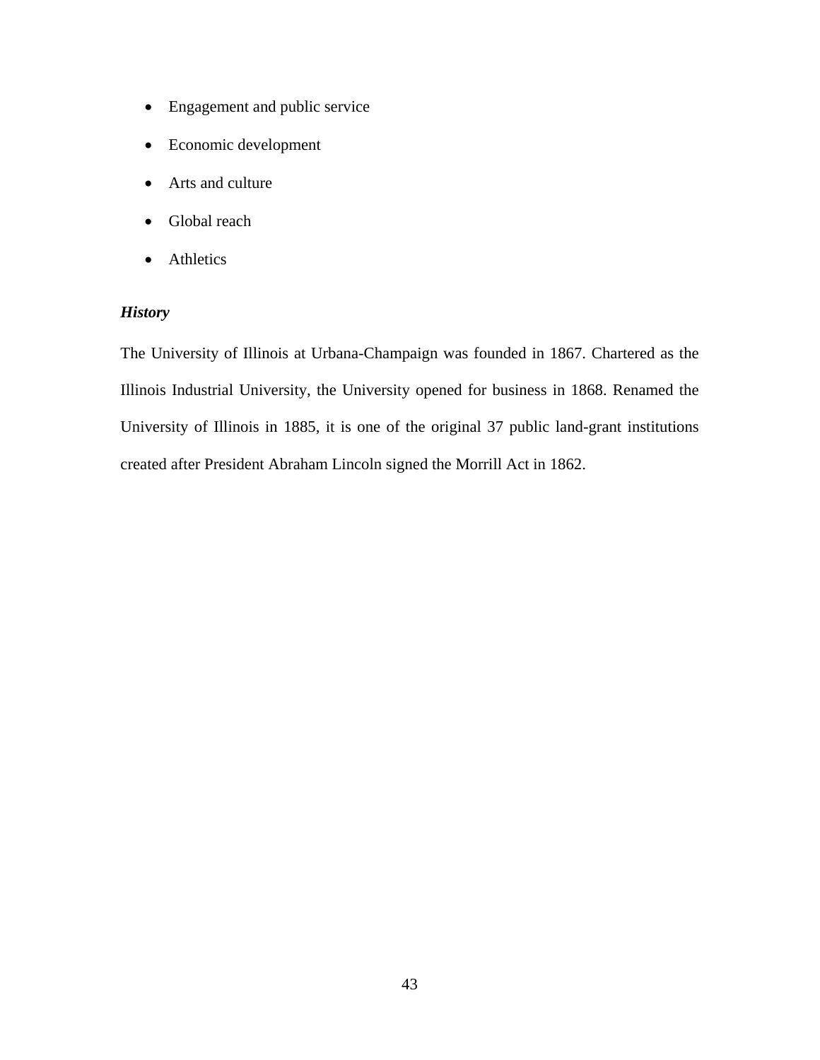- Engagement and public service
- Economic development
- Arts and culture
- Global reach
- Athletics

***History***

The University of Illinois at Urbana-Champaign was founded in 1867. Chartered as the Illinois Industrial University, the University opened for business in 1868. Renamed the University of Illinois in 1885, it is one of the original 37 public land-grant institutions created after President Abraham Lincoln signed the Morrill Act in 1862.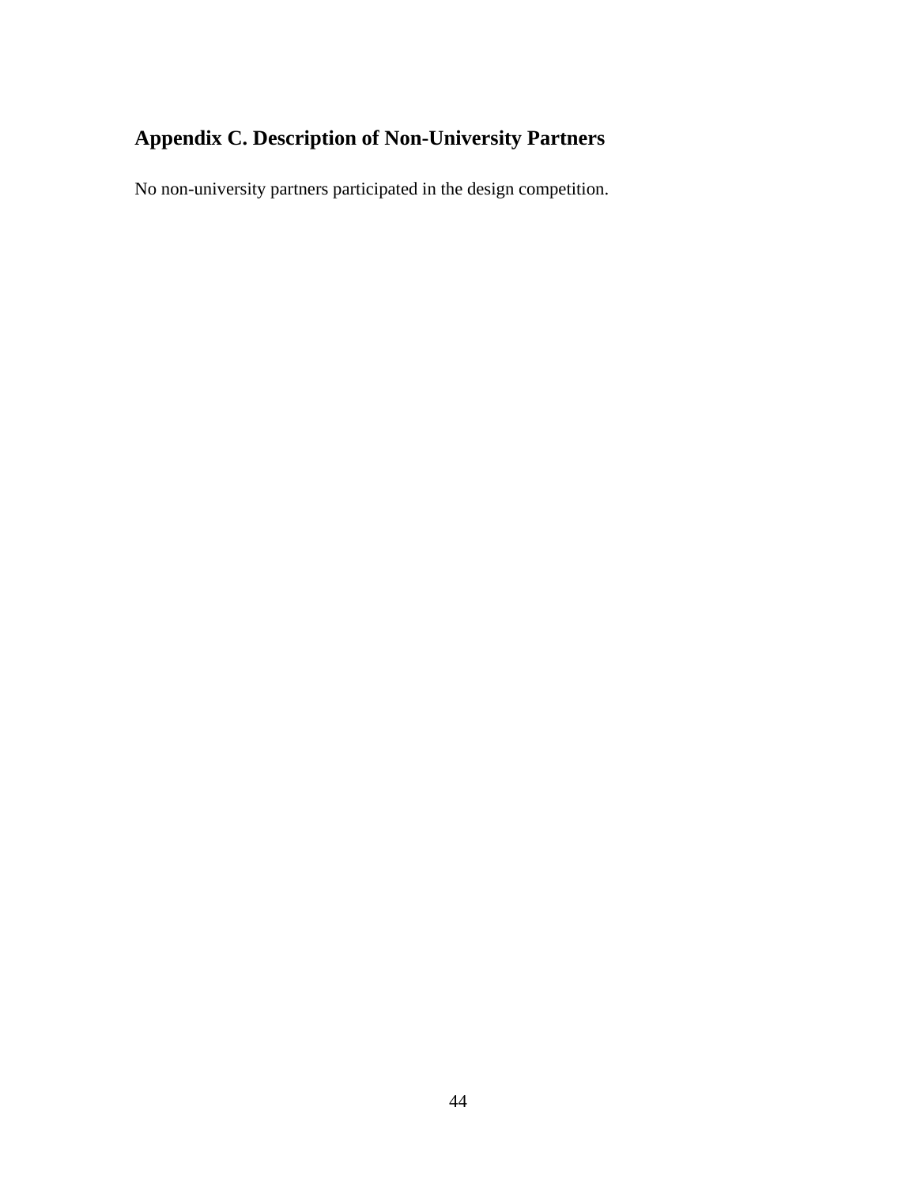## Appendix C. Description of Non-University Partners

No non-university partners participated in the design competition.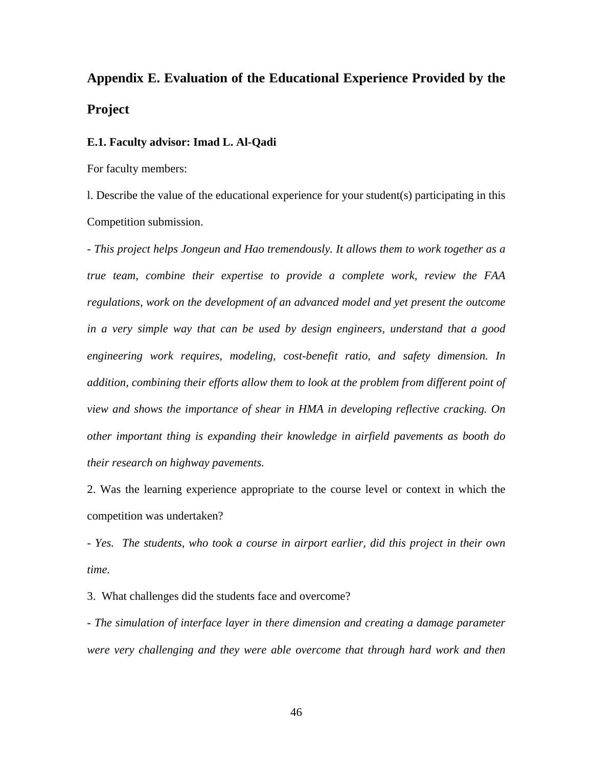# Appendix E. Evaluation of the Educational Experience Provided by the Project

### E.1. Faculty advisor: Imad L. Al-Qadi

For faculty members:

l. Describe the value of the educational experience for your student(s) participating in this Competition submission.

- *This project helps Jongeun and Hao tremendously. It allows them to work together as a true team, combine their expertise to provide a complete work, review the FAA regulations, work on the development of an advanced model and yet present the outcome in a very simple way that can be used by design engineers, understand that a good engineering work requires, modeling, cost-benefit ratio, and safety dimension. In addition, combining their efforts allow them to look at the problem from different point of view and shows the importance of shear in HMA in developing reflective cracking. On other important thing is expanding their knowledge in airfield pavements as booth do their research on highway pavements.*

2. Was the learning experience appropriate to the course level or context in which the competition was undertaken?

- *Yes. The students, who took a course in airport earlier, did this project in their own time.*

3. What challenges did the students face and overcome?

- *The simulation of interface layer in there dimension and creating a damage parameter were very challenging and they were able overcome that through hard work and then*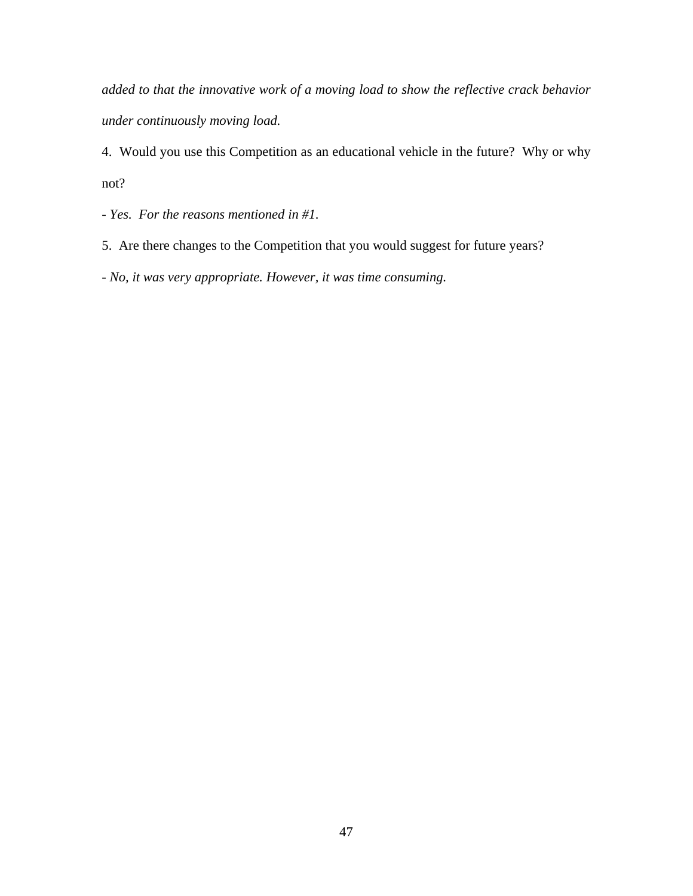*added to that the innovative work of a moving load to show the reflective crack behavior under continuously moving load.*

4. Would you use this Competition as an educational vehicle in the future? Why or why not?

- *Yes. For the reasons mentioned in #1.*

5. Are there changes to the Competition that you would suggest for future years?

- *No, it was very appropriate. However, it was time consuming.*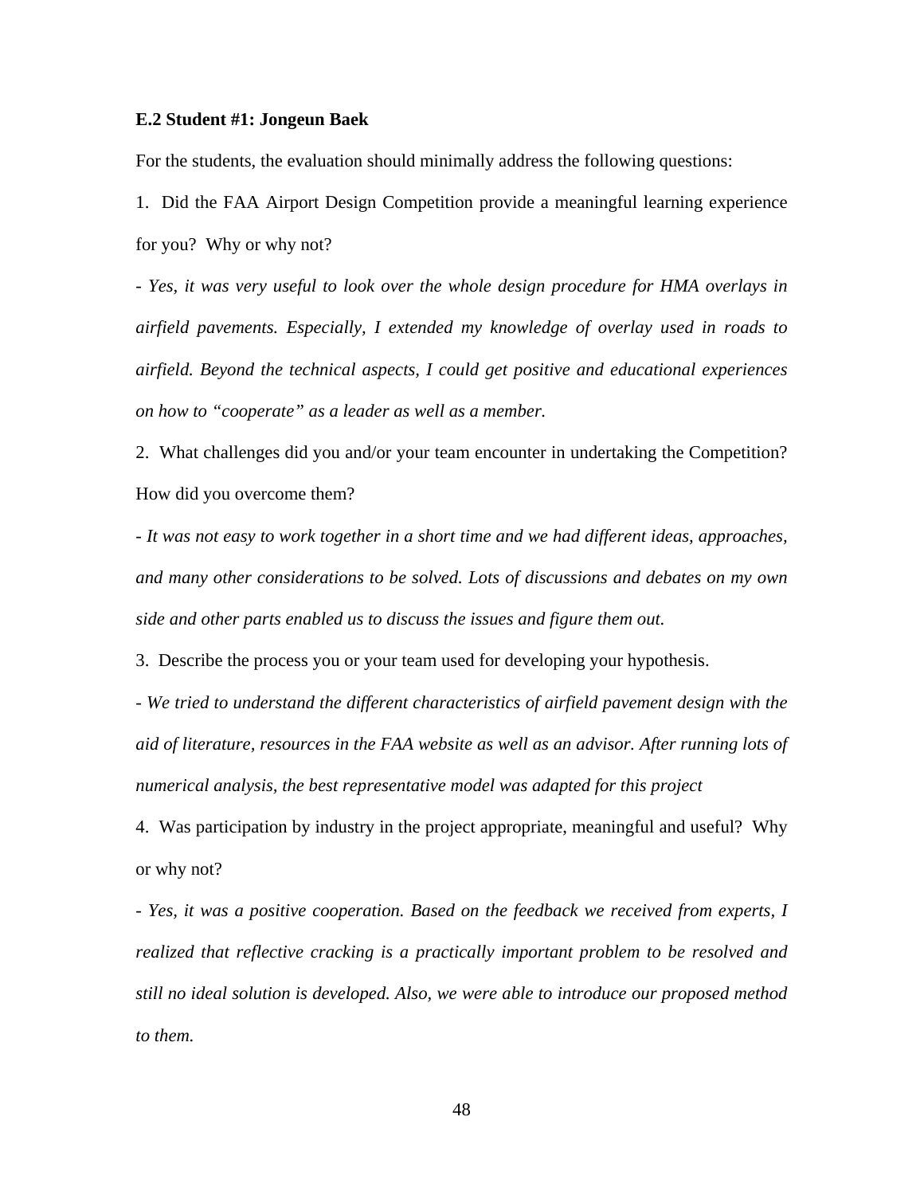**E.2 Student #1: Jongeun Baek**

For the students, the evaluation should minimally address the following questions:

1. Did the FAA Airport Design Competition provide a meaningful learning experience for you? Why or why not?

- *Yes, it was very useful to look over the whole design procedure for HMA overlays in airfield pavements. Especially, I extended my knowledge of overlay used in roads to airfield. Beyond the technical aspects, I could get positive and educational experiences on how to "cooperate" as a leader as well as a member.*

2. What challenges did you and/or your team encounter in undertaking the Competition? How did you overcome them?

- *It was not easy to work together in a short time and we had different ideas, approaches, and many other considerations to be solved. Lots of discussions and debates on my own side and other parts enabled us to discuss the issues and figure them out.*

3. Describe the process you or your team used for developing your hypothesis.

- *We tried to understand the different characteristics of airfield pavement design with the aid of literature, resources in the FAA website as well as an advisor. After running lots of numerical analysis, the best representative model was adapted for this project*

4. Was participation by industry in the project appropriate, meaningful and useful? Why or why not?

- *Yes, it was a positive cooperation. Based on the feedback we received from experts, I realized that reflective cracking is a practically important problem to be resolved and still no ideal solution is developed. Also, we were able to introduce our proposed method to them.*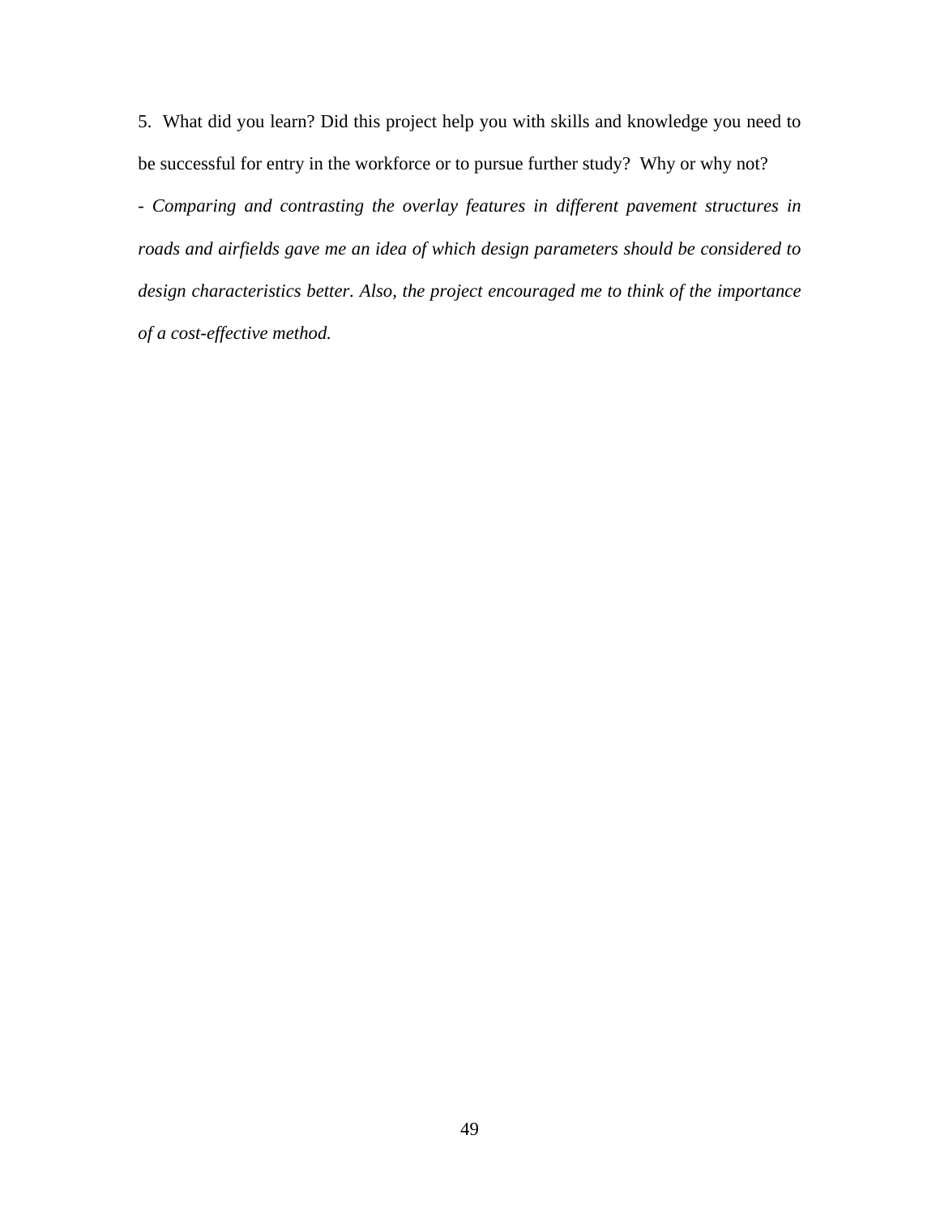5. What did you learn? Did this project help you with skills and knowledge you need to be successful for entry in the workforce or to pursue further study? Why or why not?

- *Comparing and contrasting the overlay features in different pavement structures in roads and airfields gave me an idea of which design parameters should be considered to design characteristics better. Also, the project encouraged me to think of the importance of a cost-effective method.*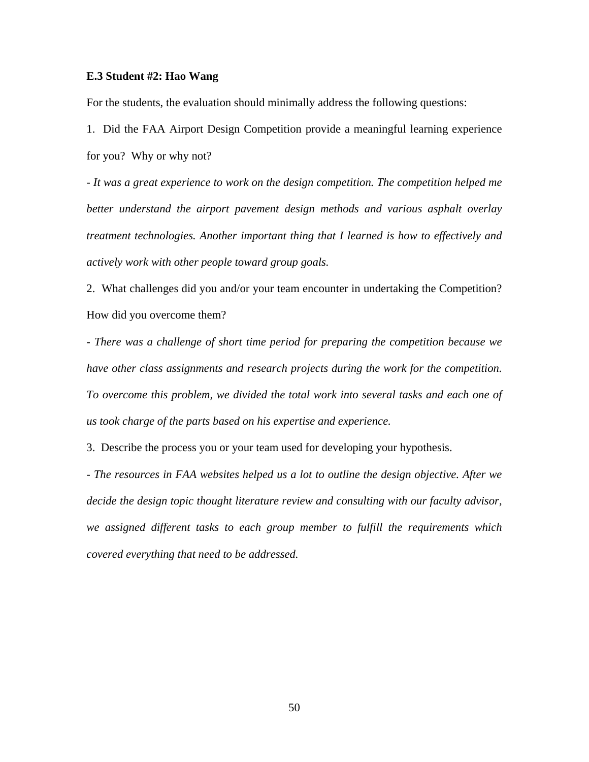### E.3 Student #2: Hao Wang

For the students, the evaluation should minimally address the following questions:

1. Did the FAA Airport Design Competition provide a meaningful learning experience for you? Why or why not?

- *It was a great experience to work on the design competition. The competition helped me better understand the airport pavement design methods and various asphalt overlay treatment technologies. Another important thing that I learned is how to effectively and actively work with other people toward group goals.*

2. What challenges did you and/or your team encounter in undertaking the Competition? How did you overcome them?

- *There was a challenge of short time period for preparing the competition because we have other class assignments and research projects during the work for the competition. To overcome this problem, we divided the total work into several tasks and each one of us took charge of the parts based on his expertise and experience.*

3. Describe the process you or your team used for developing your hypothesis.

- *The resources in FAA websites helped us a lot to outline the design objective. After we decide the design topic thought literature review and consulting with our faculty advisor, we assigned different tasks to each group member to fulfill the requirements which covered everything that need to be addressed.*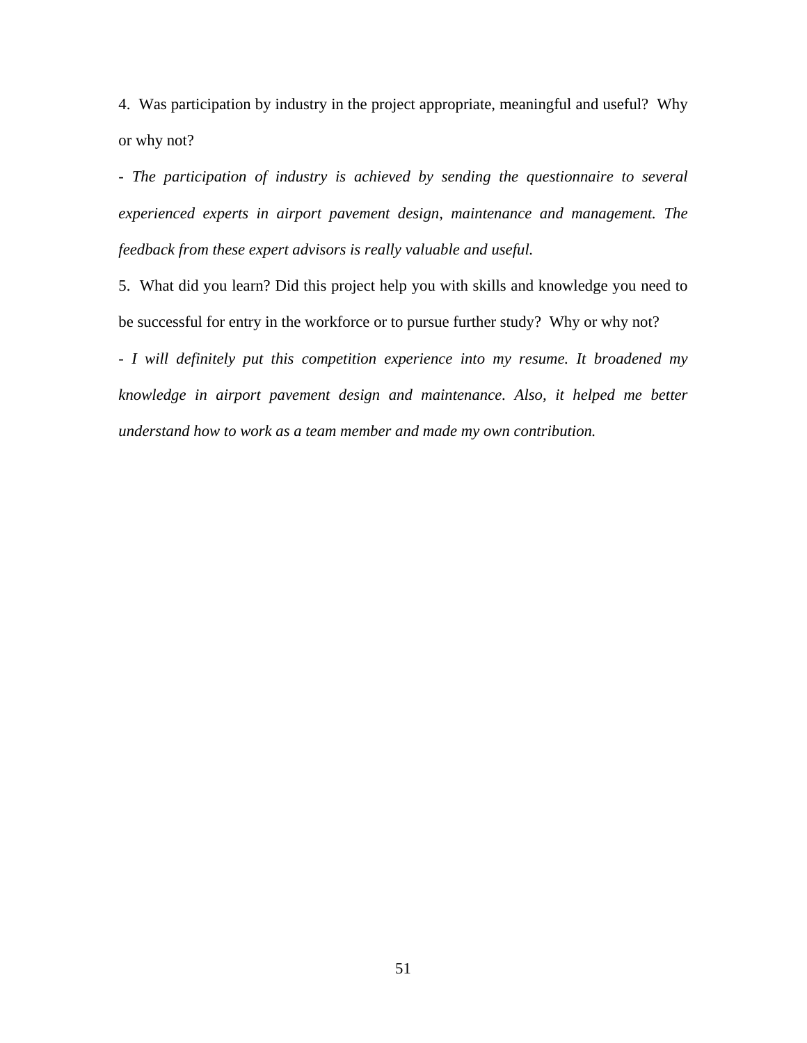4. Was participation by industry in the project appropriate, meaningful and useful? Why or why not?

- *The participation of industry is achieved by sending the questionnaire to several experienced experts in airport pavement design, maintenance and management. The feedback from these expert advisors is really valuable and useful.*

5. What did you learn? Did this project help you with skills and knowledge you need to be successful for entry in the workforce or to pursue further study? Why or why not?

- *I will definitely put this competition experience into my resume. It broadened my knowledge in airport pavement design and maintenance. Also, it helped me better understand how to work as a team member and made my own contribution.*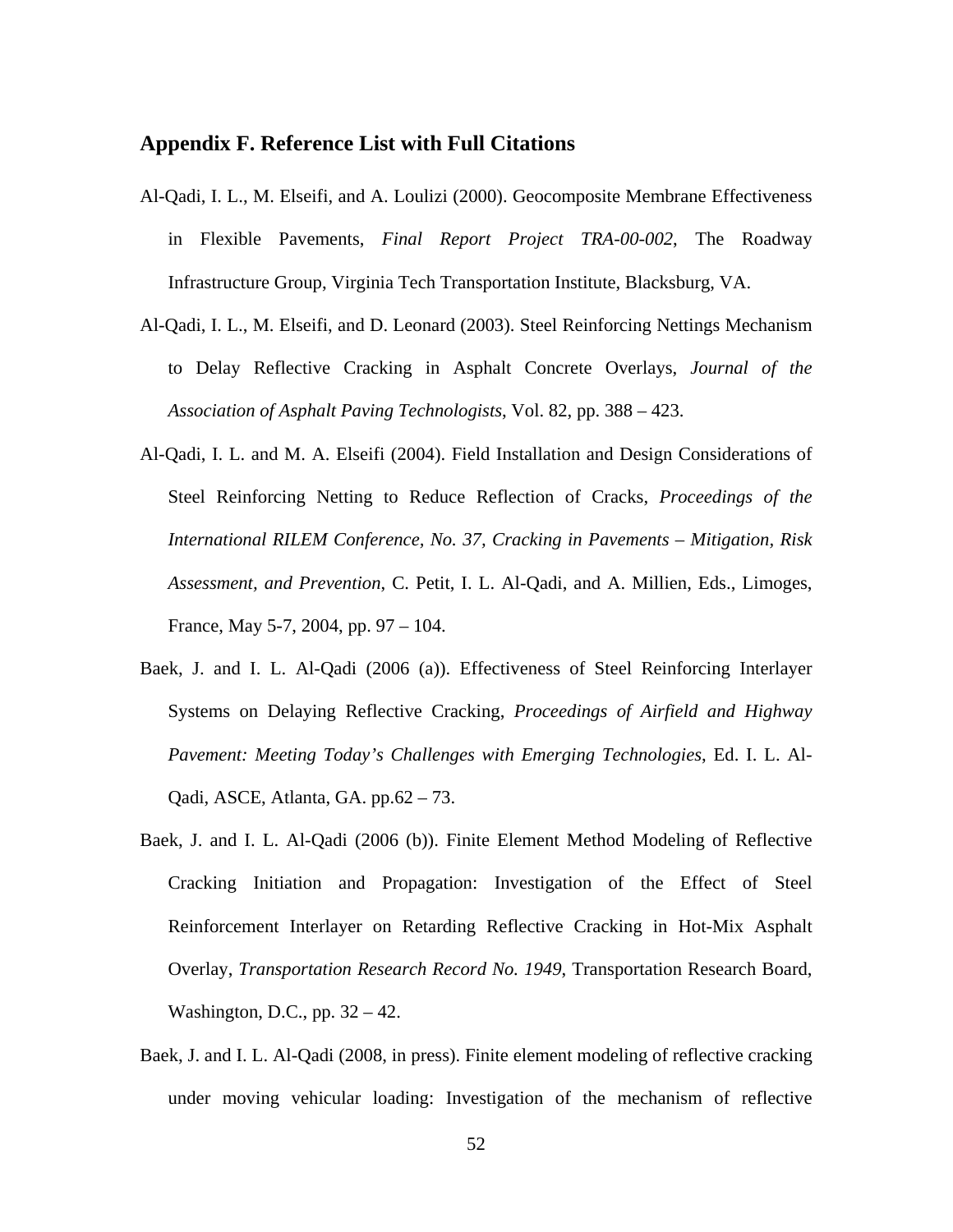## Appendix F. Reference List with Full Citations

Al-Qadi, I. L., M. Elseifi, and A. Loulizi (2000). Geocomposite Membrane Effectiveness in Flexible Pavements, *Final Report Project TRA-00-002*, The Roadway Infrastructure Group, Virginia Tech Transportation Institute, Blacksburg, VA.

Al-Qadi, I. L., M. Elseifi, and D. Leonard (2003). Steel Reinforcing Nettings Mechanism to Delay Reflective Cracking in Asphalt Concrete Overlays, *Journal of the Association of Asphalt Paving Technologists*, Vol. 82, pp. 388 – 423.

Al-Qadi, I. L. and M. A. Elseifi (2004). Field Installation and Design Considerations of Steel Reinforcing Netting to Reduce Reflection of Cracks, *Proceedings of the International RILEM Conference, No. 37, Cracking in Pavements – Mitigation, Risk Assessment, and Prevention*, C. Petit, I. L. Al-Qadi, and A. Millien, Eds., Limoges, France, May 5-7, 2004, pp. 97 – 104.

Baek, J. and I. L. Al-Qadi (2006 (a)). Effectiveness of Steel Reinforcing Interlayer Systems on Delaying Reflective Cracking, *Proceedings of Airfield and Highway Pavement: Meeting Today's Challenges with Emerging Technologies*, Ed. I. L. Al-Qadi, ASCE, Atlanta, GA. pp.62 – 73.

Baek, J. and I. L. Al-Qadi (2006 (b)). Finite Element Method Modeling of Reflective Cracking Initiation and Propagation: Investigation of the Effect of Steel Reinforcement Interlayer on Retarding Reflective Cracking in Hot-Mix Asphalt Overlay, *Transportation Research Record No. 1949*, Transportation Research Board, Washington, D.C., pp. 32 – 42.

Baek, J. and I. L. Al-Qadi (2008, in press). Finite element modeling of reflective cracking under moving vehicular loading: Investigation of the mechanism of reflective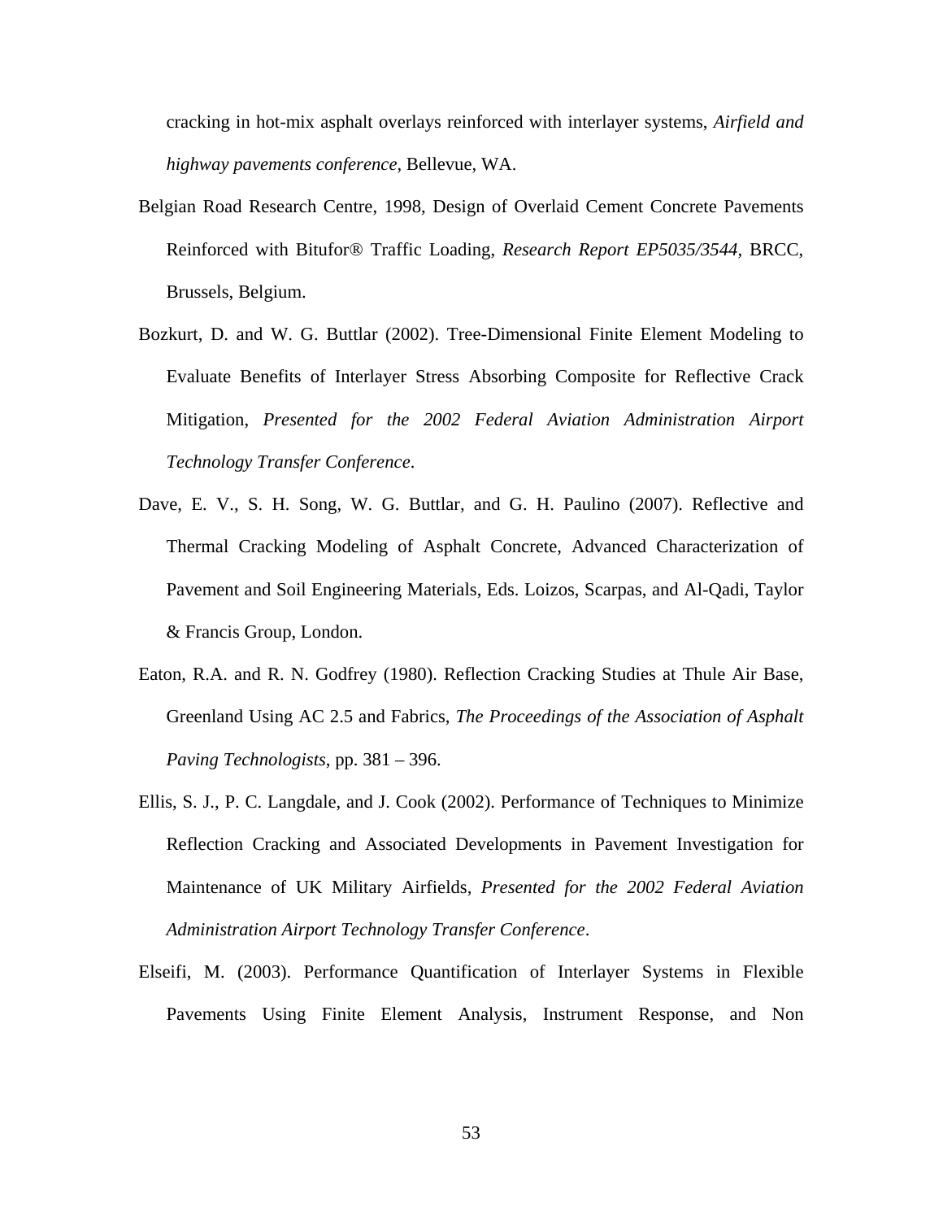cracking in hot-mix asphalt overlays reinforced with interlayer systems, *Airfield and highway pavements conference*, Bellevue, WA.

Belgian Road Research Centre, 1998, Design of Overlaid Cement Concrete Pavements Reinforced with Bitufor® Traffic Loading, *Research Report EP5035/3544*, BRCC, Brussels, Belgium.

Bozkurt, D. and W. G. Buttlar (2002). Tree-Dimensional Finite Element Modeling to Evaluate Benefits of Interlayer Stress Absorbing Composite for Reflective Crack Mitigation, *Presented for the 2002 Federal Aviation Administration Airport Technology Transfer Conference*.

Dave, E. V., S. H. Song, W. G. Buttlar, and G. H. Paulino (2007). Reflective and Thermal Cracking Modeling of Asphalt Concrete, Advanced Characterization of Pavement and Soil Engineering Materials, Eds. Loizos, Scarpas, and Al-Qadi, Taylor & Francis Group, London.

Eaton, R.A. and R. N. Godfrey (1980). Reflection Cracking Studies at Thule Air Base, Greenland Using AC 2.5 and Fabrics, *The Proceedings of the Association of Asphalt Paving Technologists*, pp. 381 – 396.

Ellis, S. J., P. C. Langdale, and J. Cook (2002). Performance of Techniques to Minimize Reflection Cracking and Associated Developments in Pavement Investigation for Maintenance of UK Military Airfields, *Presented for the 2002 Federal Aviation Administration Airport Technology Transfer Conference*.

Elseifi, M. (2003). Performance Quantification of Interlayer Systems in Flexible Pavements Using Finite Element Analysis, Instrument Response, and Non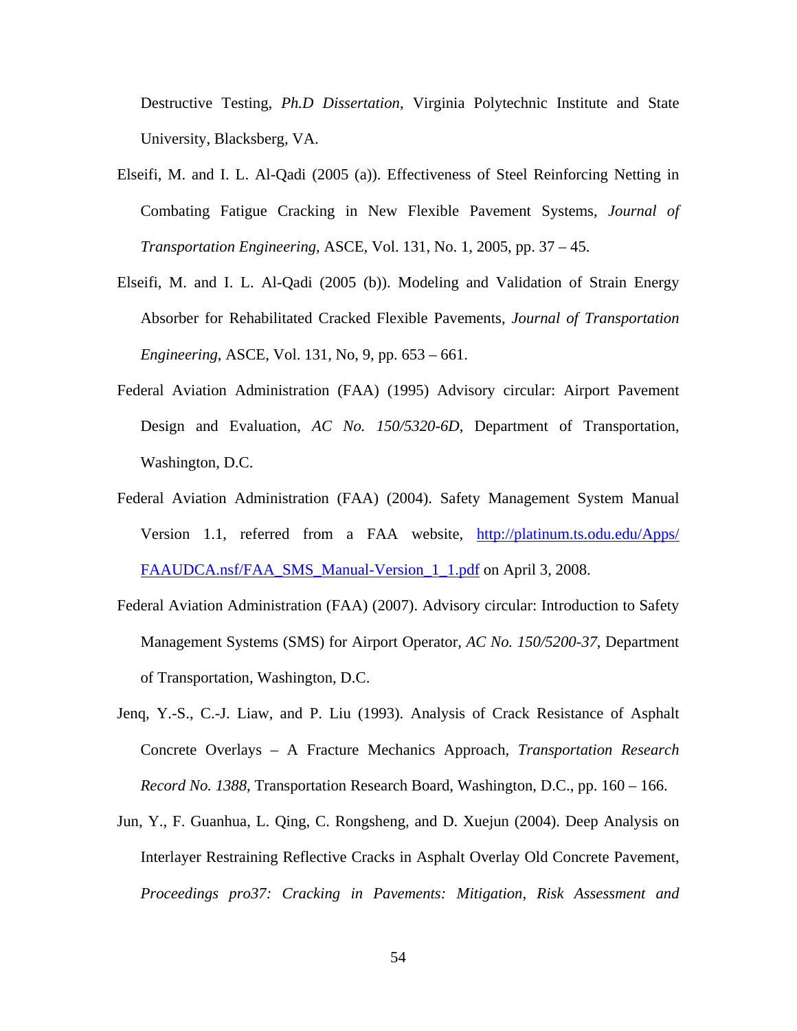Destructive Testing, *Ph.D Dissertation*, Virginia Polytechnic Institute and State University, Blacksberg, VA.

Elseifi, M. and I. L. Al-Qadi (2005 (a)). Effectiveness of Steel Reinforcing Netting in Combating Fatigue Cracking in New Flexible Pavement Systems, *Journal of Transportation Engineering*, ASCE, Vol. 131, No. 1, 2005, pp. 37 – 45.

Elseifi, M. and I. L. Al-Qadi (2005 (b)). Modeling and Validation of Strain Energy Absorber for Rehabilitated Cracked Flexible Pavements, *Journal of Transportation Engineering*, ASCE, Vol. 131, No, 9, pp. 653 – 661.

Federal Aviation Administration (FAA) (1995) Advisory circular: Airport Pavement Design and Evaluation, *AC No. 150/5320-6D*, Department of Transportation, Washington, D.C.

Federal Aviation Administration (FAA) (2004). Safety Management System Manual Version 1.1, referred from a FAA website, [http://platinum.ts.odu.edu/Apps/FAAUDCA.nsf/FAA_SMS_Manual-Version_1_1.pdf](http://platinum.ts.odu.edu/Apps/FAAUDCA.nsf/FAA_SMS_Manual-Version_1_1.pdf) on April 3, 2008.

Federal Aviation Administration (FAA) (2007). Advisory circular: Introduction to Safety Management Systems (SMS) for Airport Operator, *AC No. 150/5200-37*, Department of Transportation, Washington, D.C.

Jenq, Y.-S., C.-J. Liaw, and P. Liu (1993). Analysis of Crack Resistance of Asphalt Concrete Overlays – A Fracture Mechanics Approach, *Transportation Research Record No. 1388*, Transportation Research Board, Washington, D.C., pp. 160 – 166.

Jun, Y., F. Guanhua, L. Qing, C. Rongsheng, and D. Xuejun (2004). Deep Analysis on Interlayer Restraining Reflective Cracks in Asphalt Overlay Old Concrete Pavement, *Proceedings pro37: Cracking in Pavements: Mitigation, Risk Assessment and*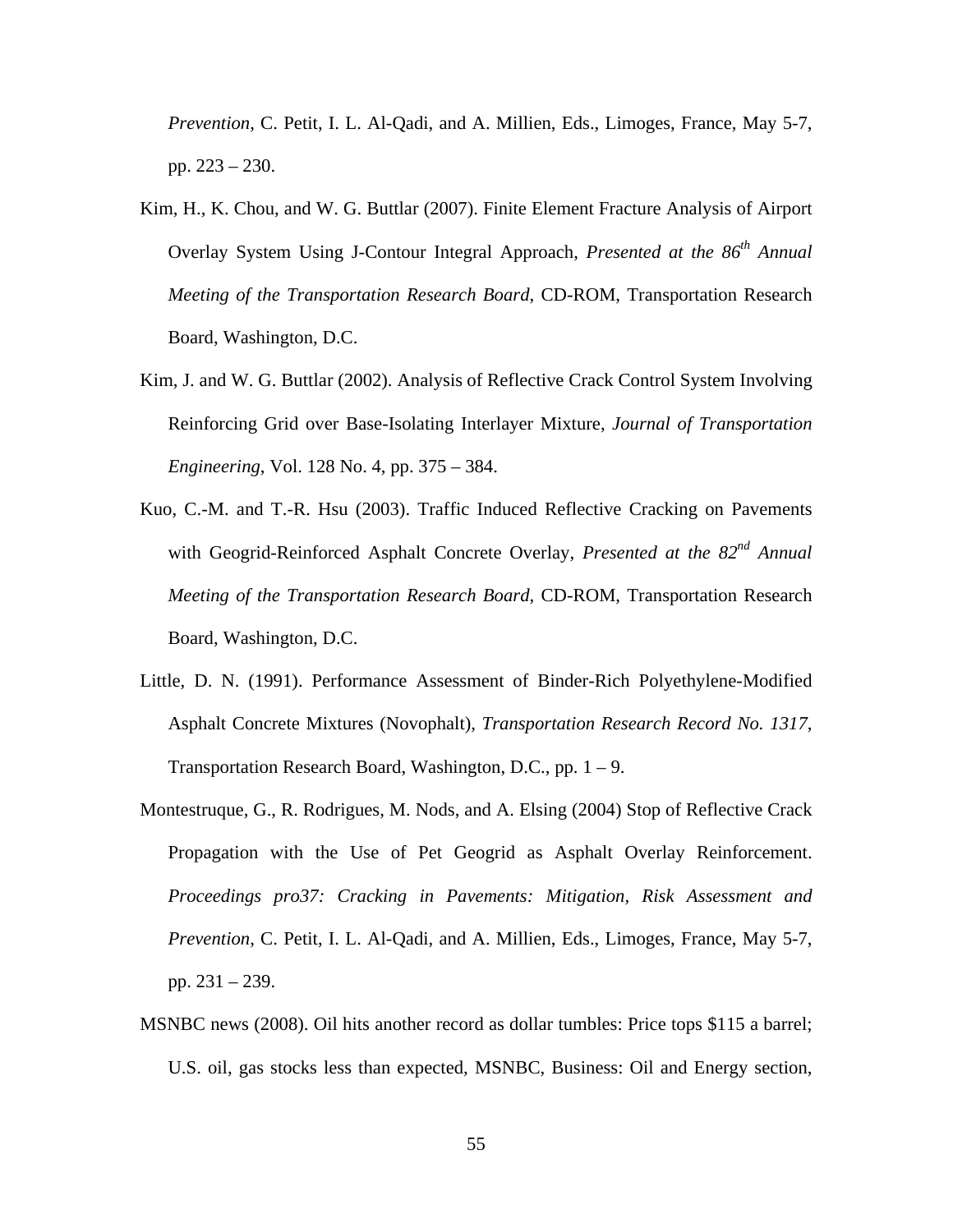*Prevention*, C. Petit, I. L. Al-Qadi, and A. Millien, Eds., Limoges, France, May 5-7, pp. 223 – 230.

Kim, H., K. Chou, and W. G. Buttlar (2007). Finite Element Fracture Analysis of Airport Overlay System Using J-Contour Integral Approach, *Presented at the 86th Annual Meeting of the Transportation Research Board*, CD-ROM, Transportation Research Board, Washington, D.C.

Kim, J. and W. G. Buttlar (2002). Analysis of Reflective Crack Control System Involving Reinforcing Grid over Base-Isolating Interlayer Mixture, *Journal of Transportation Engineering*, Vol. 128 No. 4, pp. 375 – 384.

Kuo, C.-M. and T.-R. Hsu (2003). Traffic Induced Reflective Cracking on Pavements with Geogrid-Reinforced Asphalt Concrete Overlay, *Presented at the 82nd Annual Meeting of the Transportation Research Board*, CD-ROM, Transportation Research Board, Washington, D.C.

Little, D. N. (1991). Performance Assessment of Binder-Rich Polyethylene-Modified Asphalt Concrete Mixtures (Novophalt), *Transportation Research Record No. 1317*, Transportation Research Board, Washington, D.C., pp. 1 – 9.

Montestruque, G., R. Rodrigues, M. Nods, and A. Elsing (2004) Stop of Reflective Crack Propagation with the Use of Pet Geogrid as Asphalt Overlay Reinforcement. *Proceedings pro37: Cracking in Pavements: Mitigation, Risk Assessment and Prevention*, C. Petit, I. L. Al-Qadi, and A. Millien, Eds., Limoges, France, May 5-7, pp. 231 – 239.

MSNBC news (2008). Oil hits another record as dollar tumbles: Price tops $115 a barrel; U.S. oil, gas stocks less than expected, MSNBC, Business: Oil and Energy section,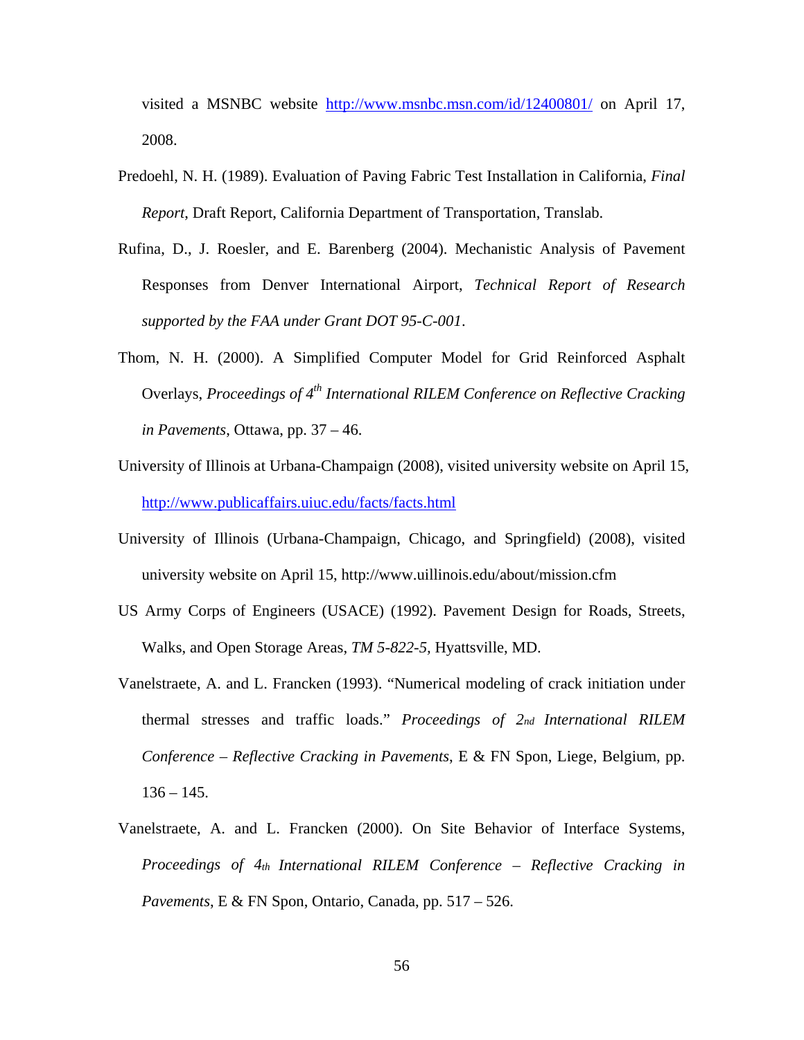visited a MSNBC website http://www.msnbc.msn.com/id/12400801/ on April 17, 2008.

Predoehl, N. H. (1989). Evaluation of Paving Fabric Test Installation in California, *Final Report*, Draft Report, California Department of Transportation, Translab.

Rufina, D., J. Roesler, and E. Barenberg (2004). Mechanistic Analysis of Pavement Responses from Denver International Airport, *Technical Report of Research supported by the FAA under Grant DOT 95-C-001*.

Thom, N. H. (2000). A Simplified Computer Model for Grid Reinforced Asphalt Overlays, *Proceedings of 4th International RILEM Conference on Reflective Cracking in Pavements*, Ottawa, pp. 37 – 46.

University of Illinois at Urbana-Champaign (2008), visited university website on April 15, http://www.publicaffairs.uiuc.edu/facts/facts.html

University of Illinois (Urbana-Champaign, Chicago, and Springfield) (2008), visited university website on April 15, http://www.uillinois.edu/about/mission.cfm

US Army Corps of Engineers (USACE) (1992). Pavement Design for Roads, Streets, Walks, and Open Storage Areas, *TM 5-822-5,* Hyattsville, MD.

Vanelstraete, A. and L. Francken (1993). "Numerical modeling of crack initiation under thermal stresses and traffic loads." *Proceedings of 2nd International RILEM Conference – Reflective Cracking in Pavements*, E & FN Spon, Liege, Belgium, pp. 136 – 145.

Vanelstraete, A. and L. Francken (2000). On Site Behavior of Interface Systems, *Proceedings of 4th International RILEM Conference – Reflective Cracking in Pavements*, E & FN Spon, Ontario, Canada, pp. 517 – 526.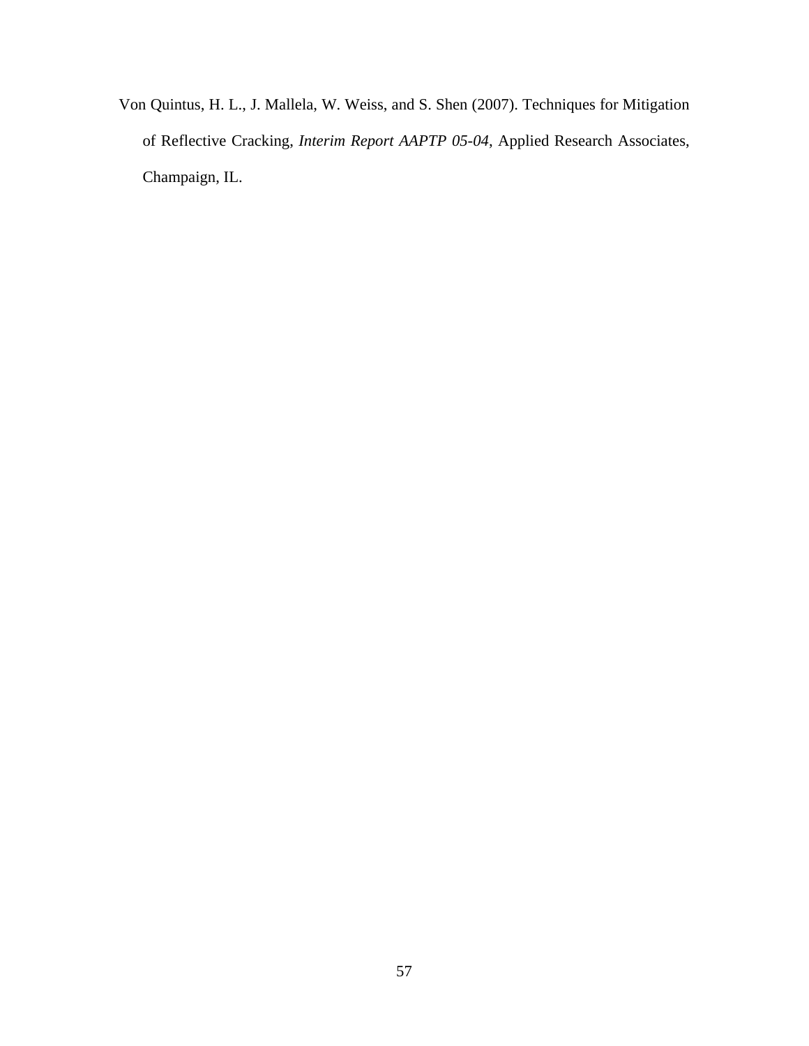Von Quintus, H. L., J. Mallela, W. Weiss, and S. Shen (2007). Techniques for Mitigation of Reflective Cracking, *Interim Report AAPTP 05-04*, Applied Research Associates, Champaign, IL.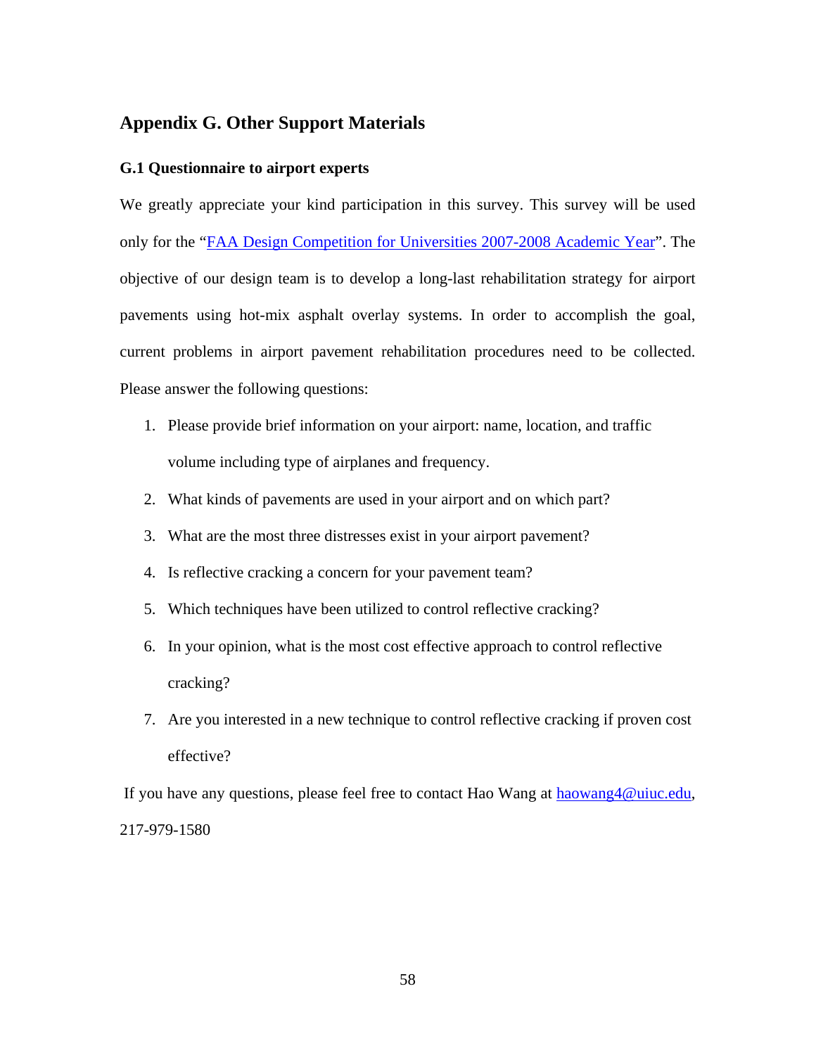# Appendix G. Other Support Materials

## G.1 Questionnaire to airport experts

We greatly appreciate your kind participation in this survey. This survey will be used only for the "FAA Design Competition for Universities 2007-2008 Academic Year". The objective of our design team is to develop a long-last rehabilitation strategy for airport pavements using hot-mix asphalt overlay systems. In order to accomplish the goal, current problems in airport pavement rehabilitation procedures need to be collected. Please answer the following questions:

1. Please provide brief information on your airport: name, location, and traffic volume including type of airplanes and frequency.
2. What kinds of pavements are used in your airport and on which part?
3. What are the most three distresses exist in your airport pavement?
4. Is reflective cracking a concern for your pavement team?
5. Which techniques have been utilized to control reflective cracking?
6. In your opinion, what is the most cost effective approach to control reflective cracking?
7. Are you interested in a new technique to control reflective cracking if proven cost effective?

If you have any questions, please feel free to contact Hao Wang at haowang4@uiuc.edu, 217-979-1580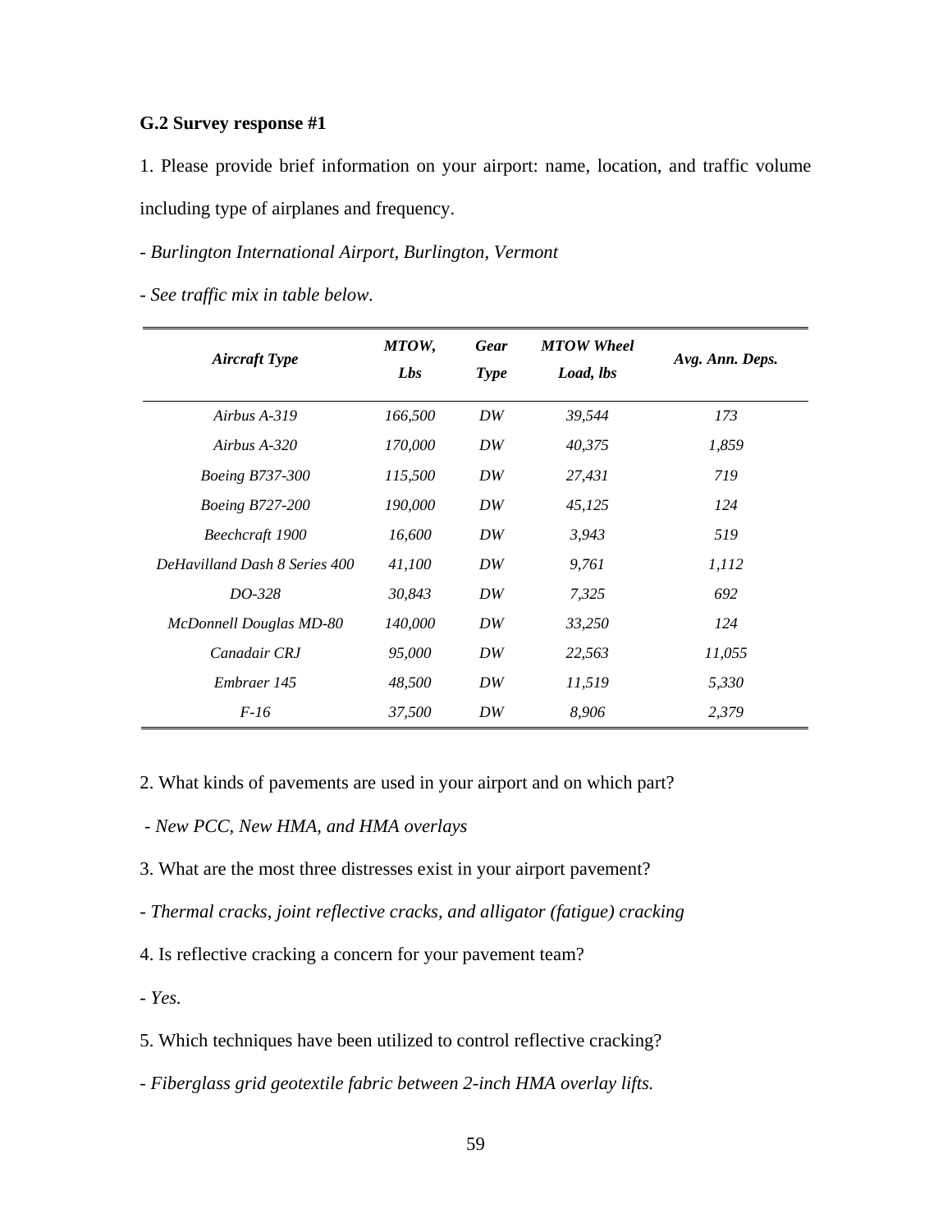### G.2 Survey response #1

1. Please provide brief information on your airport: name, location, and traffic volume including type of airplanes and frequency.

- *Burlington International Airport, Burlington, Vermont*

- *See traffic mix in table below.*

| *Aircraft Type* | *MTOW, Lbs* | *Gear Type* | *MTOW Wheel Load, lbs* | *Avg. Ann. Deps.* |
|---|---|---|---|---|
| *Airbus A-319* | *166,500* | *DW* | *39,544* | *173* |
| *Airbus A-320* | *170,000* | *DW* | *40,375* | *1,859* |
| *Boeing B737-300* | *115,500* | *DW* | *27,431* | *719* |
| *Boeing B727-200* | *190,000* | *DW* | *45,125* | *124* |
| *Beechcraft 1900* | *16,600* | *DW* | *3,943* | *519* |
| *DeHavilland Dash 8 Series 400* | *41,100* | *DW* | *9,761* | *1,112* |
| *DO-328* | *30,843* | *DW* | *7,325* | *692* |
| *McDonnell Douglas MD-80* | *140,000* | *DW* | *33,250* | *124* |
| *Canadair CRJ* | *95,000* | *DW* | *22,563* | *11,055* |
| *Embraer 145* | *48,500* | *DW* | *11,519* | *5,330* |
| *F-16* | *37,500* | *DW* | *8,906* | *2,379* |

2. What kinds of pavements are used in your airport and on which part?

- *New PCC, New HMA, and HMA overlays*

3. What are the most three distresses exist in your airport pavement?

- *Thermal cracks, joint reflective cracks, and alligator (fatigue) cracking*

4. Is reflective cracking a concern for your pavement team?

- *Yes.*

5. Which techniques have been utilized to control reflective cracking?

- *Fiberglass grid geotextile fabric between 2-inch HMA overlay lifts.*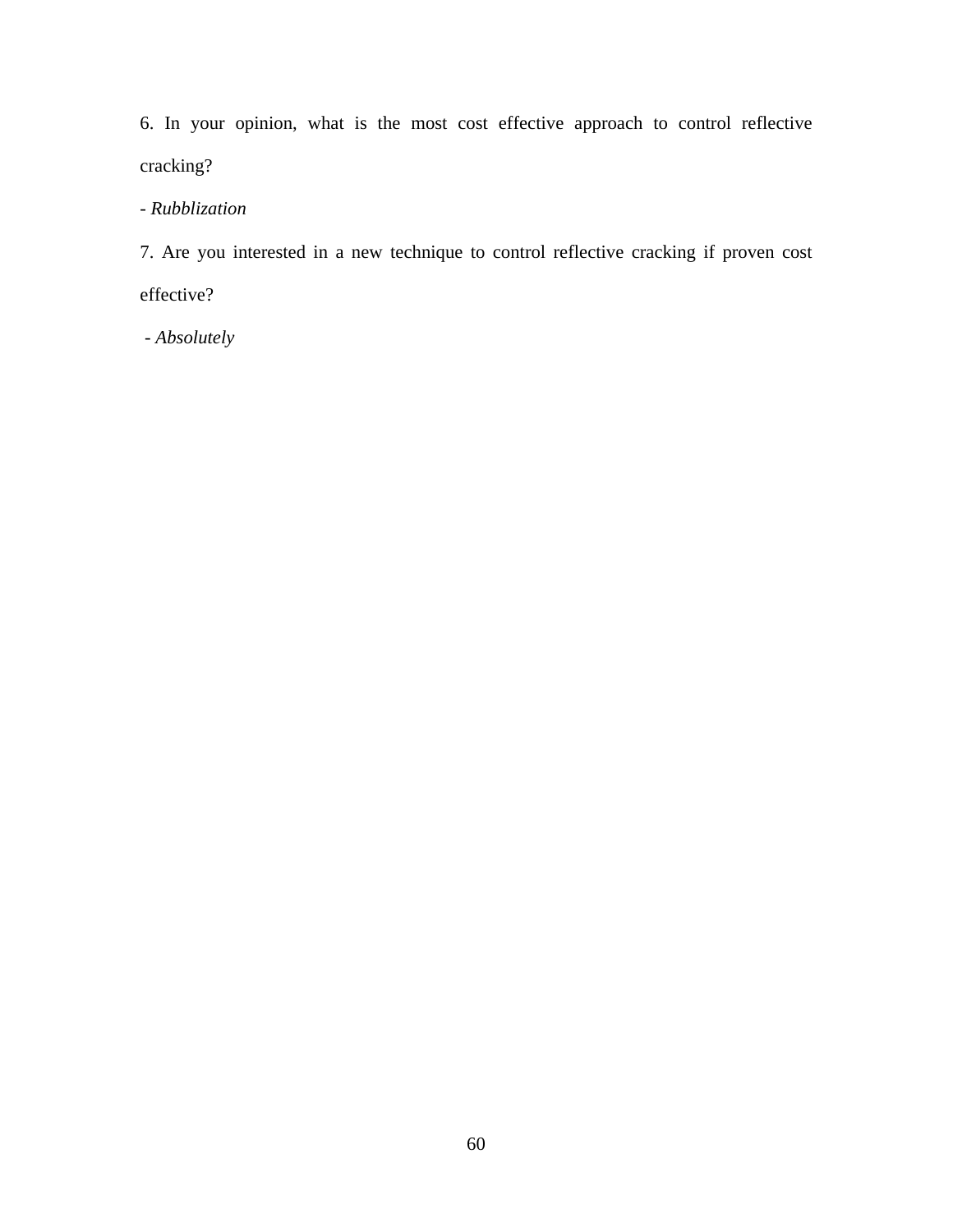6. In your opinion, what is the most cost effective approach to control reflective cracking?

- *Rubblization*

7. Are you interested in a new technique to control reflective cracking if proven cost effective?

- *Absolutely*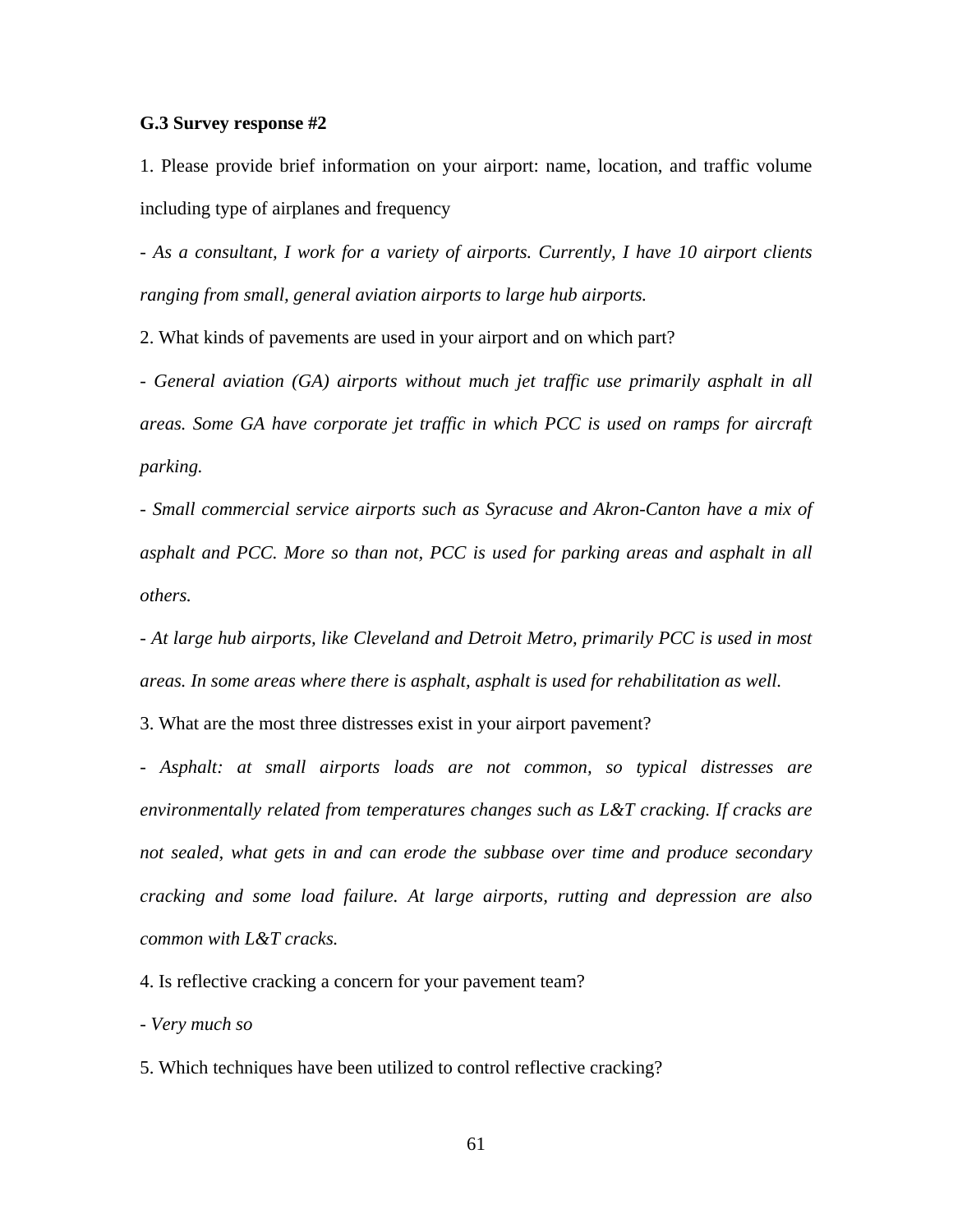**G.3 Survey response #2**

1. Please provide brief information on your airport: name, location, and traffic volume including type of airplanes and frequency

- *As a consultant, I work for a variety of airports. Currently, I have 10 airport clients ranging from small, general aviation airports to large hub airports.*

2. What kinds of pavements are used in your airport and on which part?

- *General aviation (GA) airports without much jet traffic use primarily asphalt in all areas. Some GA have corporate jet traffic in which PCC is used on ramps for aircraft parking.*

- *Small commercial service airports such as Syracuse and Akron-Canton have a mix of asphalt and PCC. More so than not, PCC is used for parking areas and asphalt in all others.*

- *At large hub airports, like Cleveland and Detroit Metro, primarily PCC is used in most areas. In some areas where there is asphalt, asphalt is used for rehabilitation as well.*

3. What are the most three distresses exist in your airport pavement?

- *Asphalt: at small airports loads are not common, so typical distresses are environmentally related from temperatures changes such as L&T cracking. If cracks are not sealed, what gets in and can erode the subbase over time and produce secondary cracking and some load failure. At large airports, rutting and depression are also common with L&T cracks.*

4. Is reflective cracking a concern for your pavement team?

- *Very much so*

5. Which techniques have been utilized to control reflective cracking?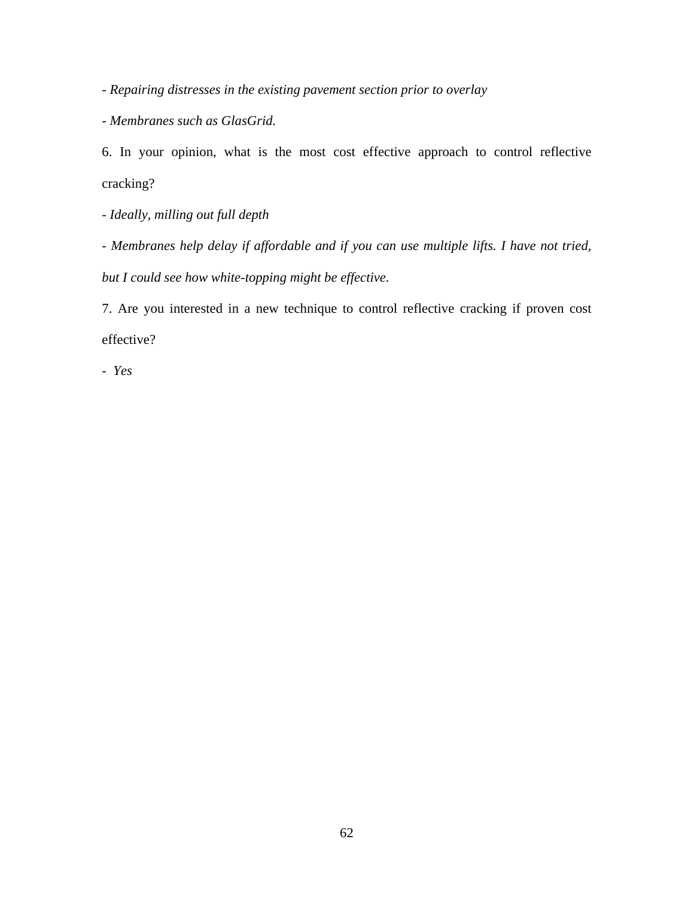- *Repairing distresses in the existing pavement section prior to overlay*

- *Membranes such as GlasGrid.*

6. In your opinion, what is the most cost effective approach to control reflective cracking?

- *Ideally, milling out full depth*

- *Membranes help delay if affordable and if you can use multiple lifts. I have not tried, but I could see how white-topping might be effective.*

7. Are you interested in a new technique to control reflective cracking if proven cost effective?

- *Yes*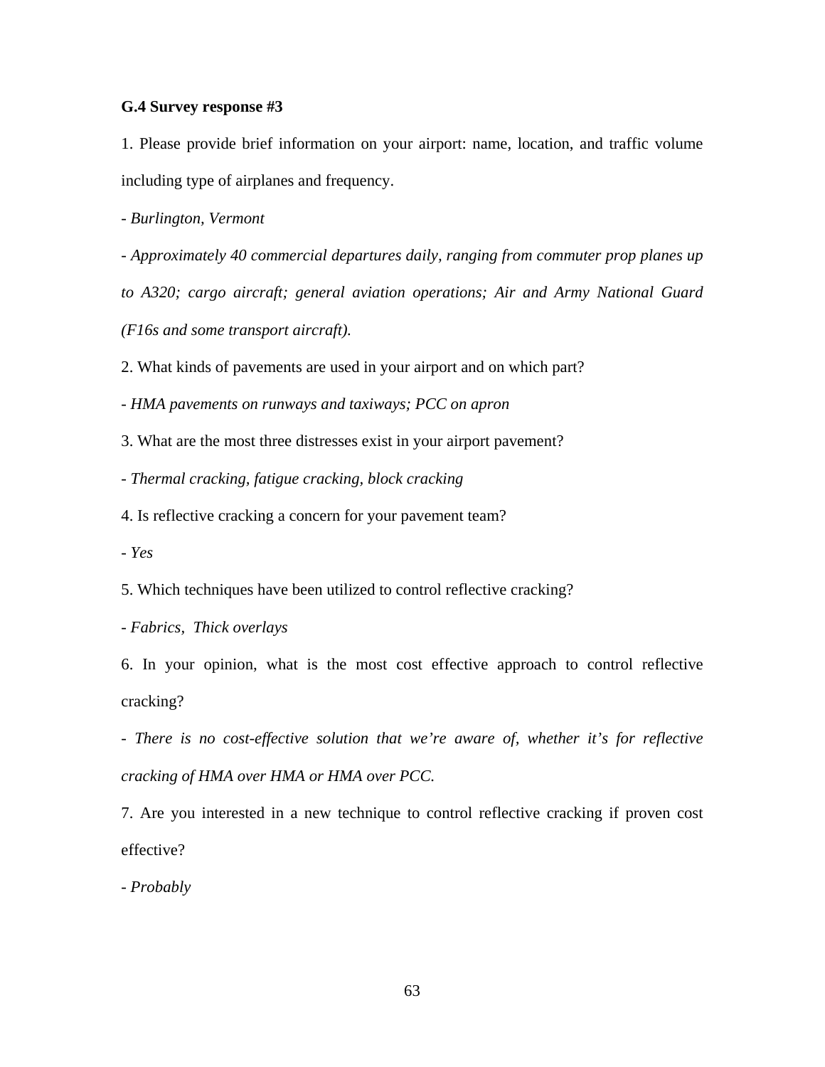**G.4 Survey response #3**

1. Please provide brief information on your airport: name, location, and traffic volume including type of airplanes and frequency.

- *Burlington, Vermont*

- *Approximately 40 commercial departures daily, ranging from commuter prop planes up to A320; cargo aircraft; general aviation operations; Air and Army National Guard (F16s and some transport aircraft).*

2. What kinds of pavements are used in your airport and on which part?

- *HMA pavements on runways and taxiways; PCC on apron*

3. What are the most three distresses exist in your airport pavement?

- *Thermal cracking, fatigue cracking, block cracking*

4. Is reflective cracking a concern for your pavement team?

- *Yes*

5. Which techniques have been utilized to control reflective cracking?

- *Fabrics, Thick overlays*

6. In your opinion, what is the most cost effective approach to control reflective cracking?

- *There is no cost-effective solution that we're aware of, whether it's for reflective cracking of HMA over HMA or HMA over PCC.*

7. Are you interested in a new technique to control reflective cracking if proven cost effective?

- *Probably*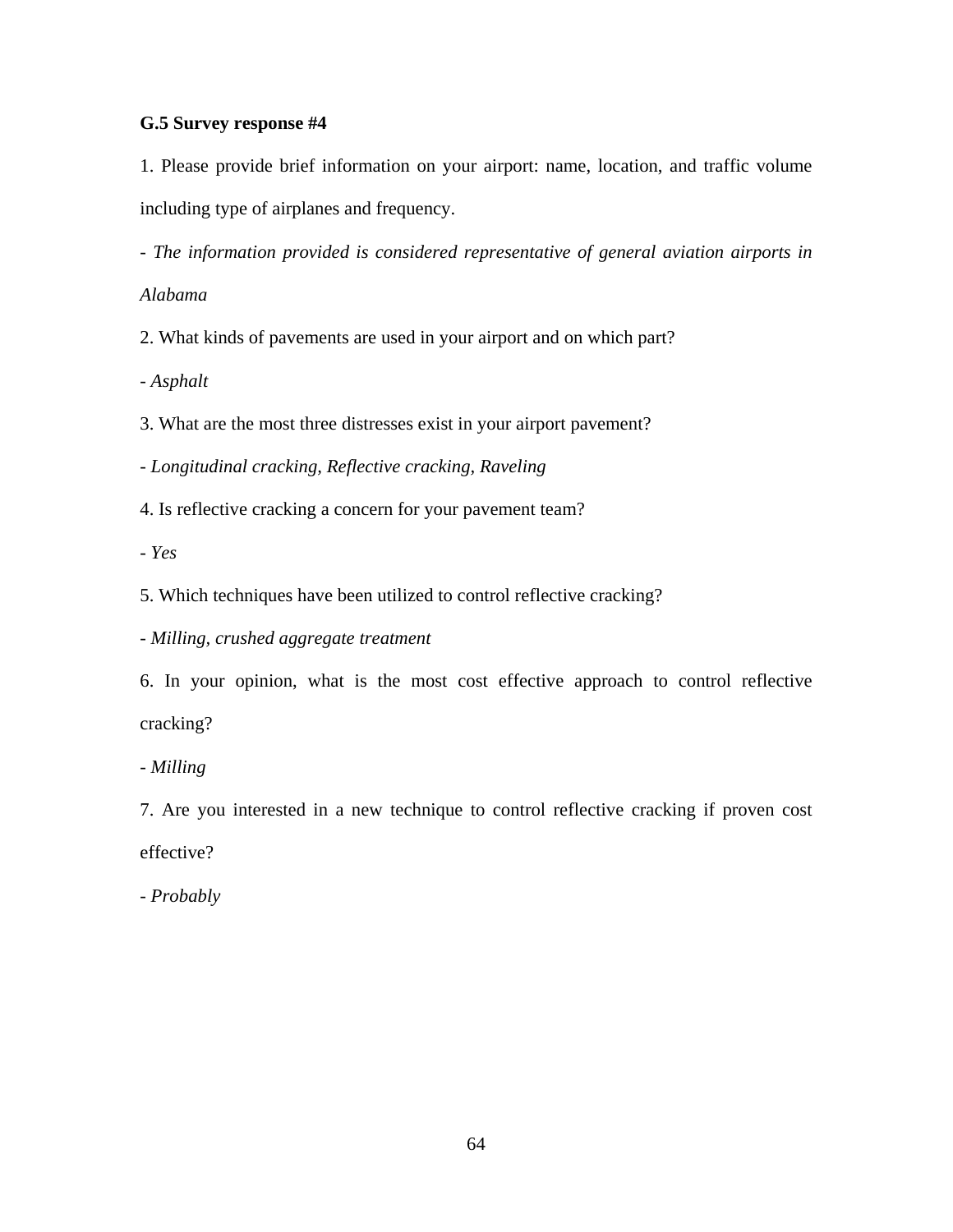**G.5 Survey response #4**

1. Please provide brief information on your airport: name, location, and traffic volume including type of airplanes and frequency.

- *The information provided is considered representative of general aviation airports in Alabama*

2. What kinds of pavements are used in your airport and on which part?

- *Asphalt*

3. What are the most three distresses exist in your airport pavement?

- *Longitudinal cracking, Reflective cracking, Raveling*

4. Is reflective cracking a concern for your pavement team?

- *Yes*

5. Which techniques have been utilized to control reflective cracking?

- *Milling, crushed aggregate treatment*

6. In your opinion, what is the most cost effective approach to control reflective cracking?

- *Milling*

7. Are you interested in a new technique to control reflective cracking if proven cost effective?

- *Probably*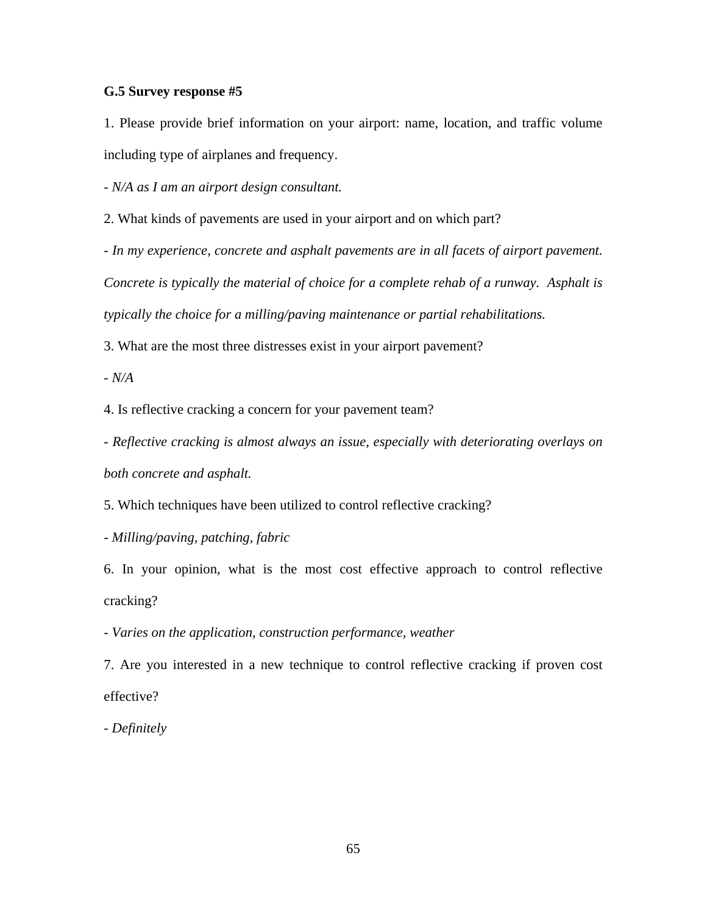**G.5 Survey response #5**

1. Please provide brief information on your airport: name, location, and traffic volume including type of airplanes and frequency.

- *N/A as I am an airport design consultant.*

2. What kinds of pavements are used in your airport and on which part?

- *In my experience, concrete and asphalt pavements are in all facets of airport pavement. Concrete is typically the material of choice for a complete rehab of a runway. Asphalt is typically the choice for a milling/paving maintenance or partial rehabilitations.*

3. What are the most three distresses exist in your airport pavement?

- *N/A*

4. Is reflective cracking a concern for your pavement team?

- *Reflective cracking is almost always an issue, especially with deteriorating overlays on both concrete and asphalt.*

5. Which techniques have been utilized to control reflective cracking?

- *Milling/paving, patching, fabric*

6. In your opinion, what is the most cost effective approach to control reflective cracking?

- *Varies on the application, construction performance, weather*

7. Are you interested in a new technique to control reflective cracking if proven cost effective?

- *Definitely*